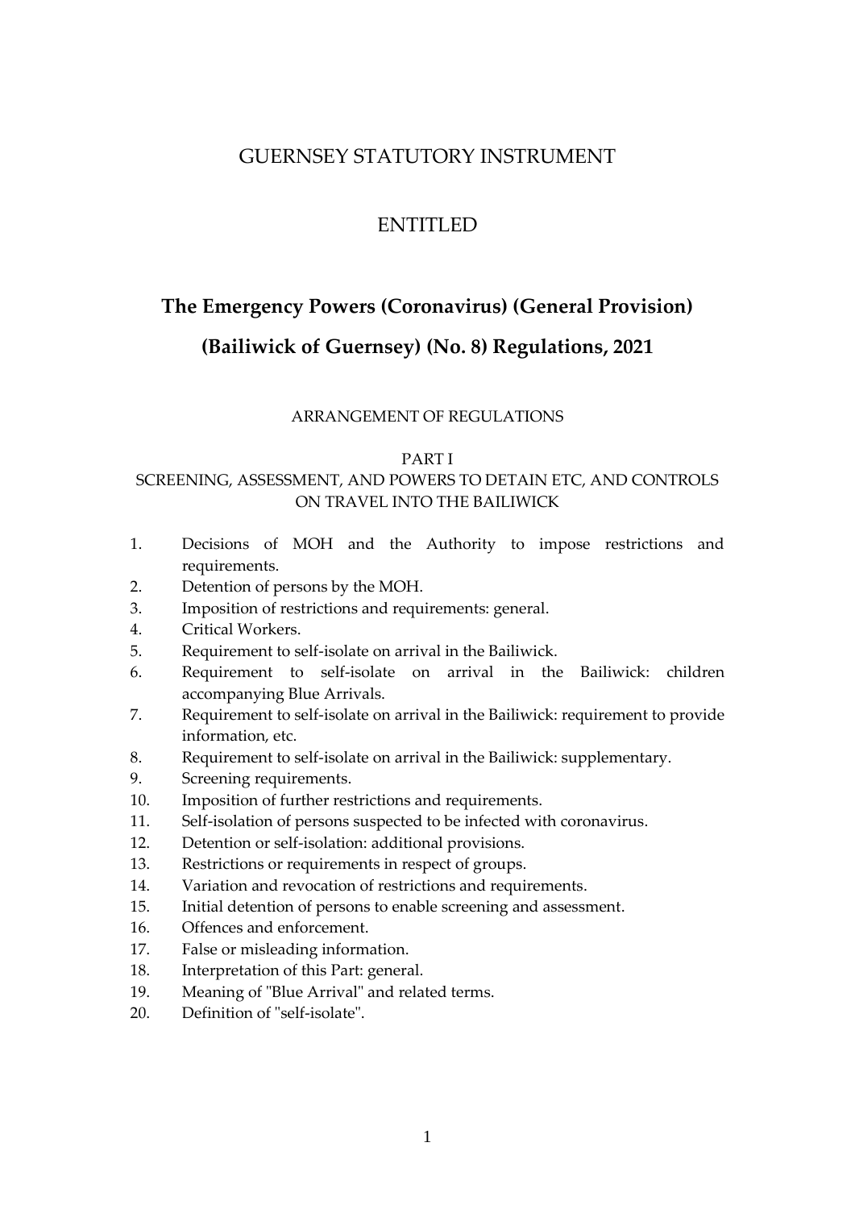GUERNSEY STATUTORY INSTRUMENT

ENTITLED

# The Emergency Powers (Coronavirus) (General Provision) (Bailiwick of Guernsey) (No. 8) Regulations, 2021

ARRANGEMENT OF REGULATIONS

PART I
SCREENING, ASSESSMENT, AND POWERS TO DETAIN ETC, AND CONTROLS ON TRAVEL INTO THE BAILIWICK

1. Decisions of MOH and the Authority to impose restrictions and requirements.
2. Detention of persons by the MOH.
3. Imposition of restrictions and requirements: general.
4. Critical Workers.
5. Requirement to self-isolate on arrival in the Bailiwick.
6. Requirement to self-isolate on arrival in the Bailiwick: children accompanying Blue Arrivals.
7. Requirement to self-isolate on arrival in the Bailiwick: requirement to provide information, etc.
8. Requirement to self-isolate on arrival in the Bailiwick: supplementary.
9. Screening requirements.
10. Imposition of further restrictions and requirements.
11. Self-isolation of persons suspected to be infected with coronavirus.
12. Detention or self-isolation: additional provisions.
13. Restrictions or requirements in respect of groups.
14. Variation and revocation of restrictions and requirements.
15. Initial detention of persons to enable screening and assessment.
16. Offences and enforcement.
17. False or misleading information.
18. Interpretation of this Part: general.
19. Meaning of "Blue Arrival" and related terms.
20. Definition of "self-isolate".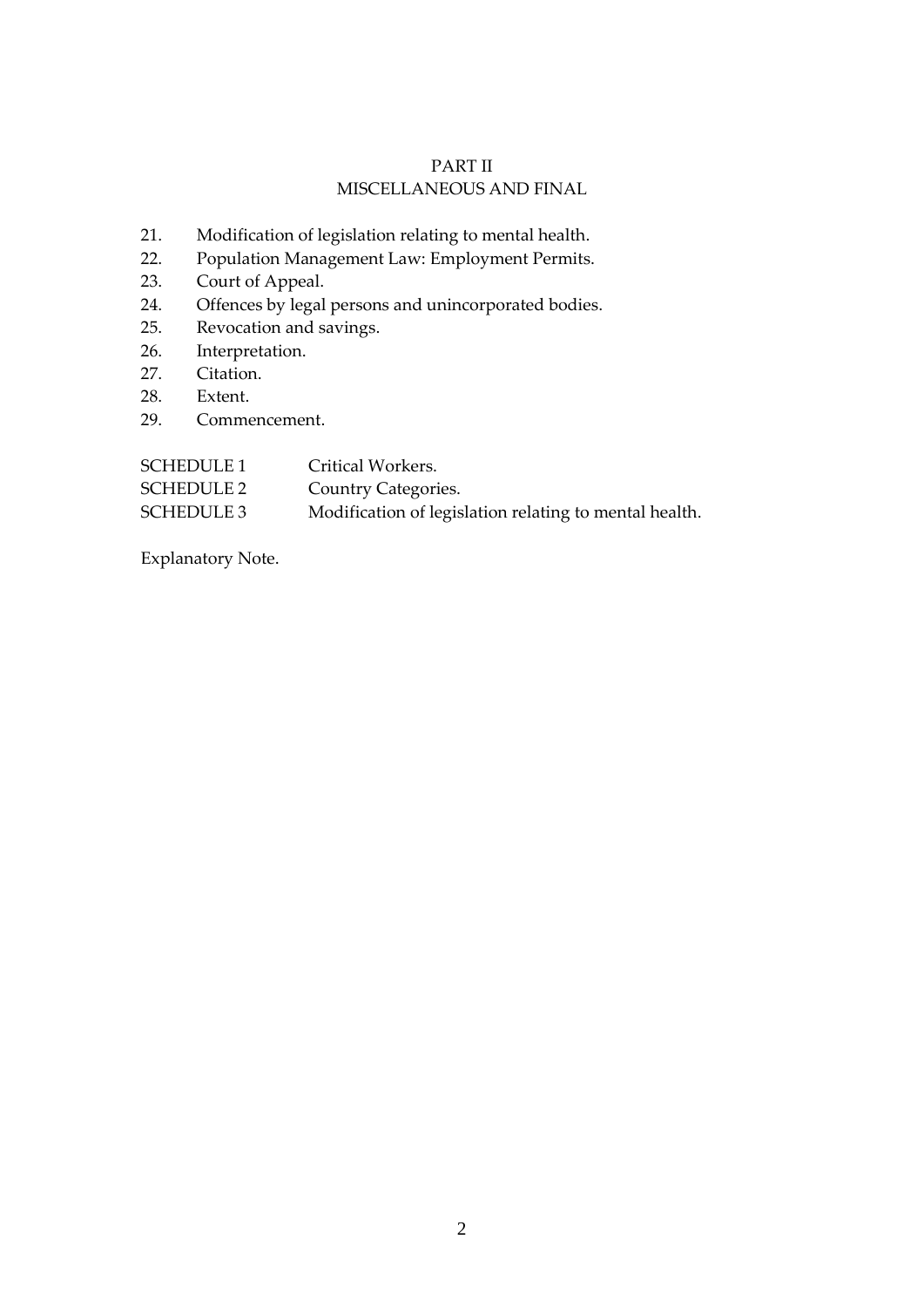## PART II
## MISCELLANEOUS AND FINAL

21. Modification of legislation relating to mental health.
22. Population Management Law: Employment Permits.
23. Court of Appeal.
24. Offences by legal persons and unincorporated bodies.
25. Revocation and savings.
26. Interpretation.
27. Citation.
28. Extent.
29. Commencement.

SCHEDULE 1 Critical Workers.
SCHEDULE 2 Country Categories.
SCHEDULE 3 Modification of legislation relating to mental health.

Explanatory Note.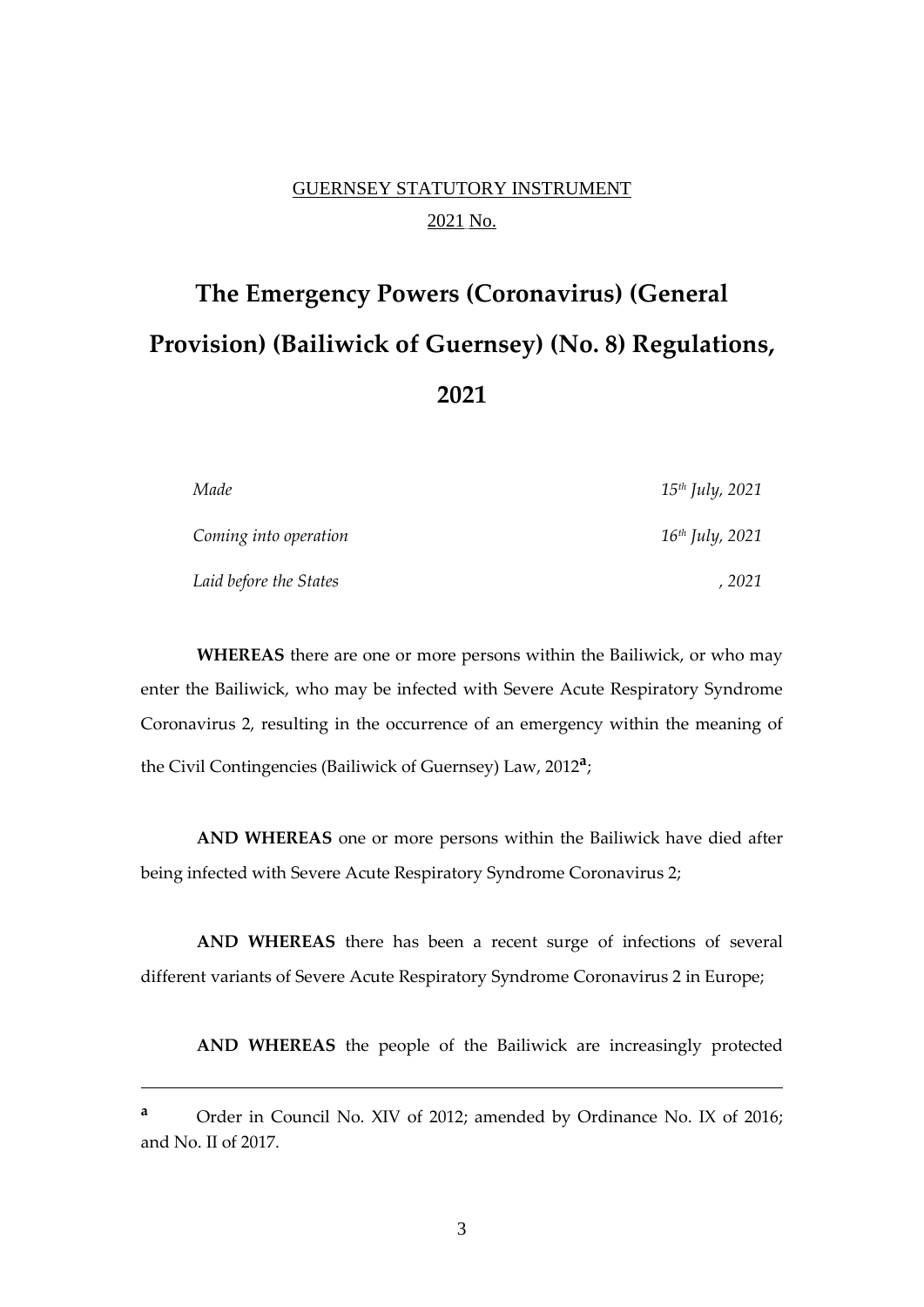GUERNSEY STATUTORY INSTRUMENT

2021 No.

# The Emergency Powers (Coronavirus) (General Provision) (Bailiwick of Guernsey) (No. 8) Regulations, 2021

| | |
|---|---|
| *Made* | *15th July, 2021* |
| *Coming into operation* | *16th July, 2021* |
| *Laid before the States* | *, 2021* |

**WHEREAS** there are one or more persons within the Bailiwick, or who may enter the Bailiwick, who may be infected with Severe Acute Respiratory Syndrome Coronavirus 2, resulting in the occurrence of an emergency within the meaning of the Civil Contingencies (Bailiwick of Guernsey) Law, 2012[a];

**AND WHEREAS** one or more persons within the Bailiwick have died after being infected with Severe Acute Respiratory Syndrome Coronavirus 2;

**AND WHEREAS** there has been a recent surge of infections of several different variants of Severe Acute Respiratory Syndrome Coronavirus 2 in Europe;

**AND WHEREAS** the people of the Bailiwick are increasingly protected

---

[a] Order in Council No. XIV of 2012; amended by Ordinance No. IX of 2016; and No. II of 2017.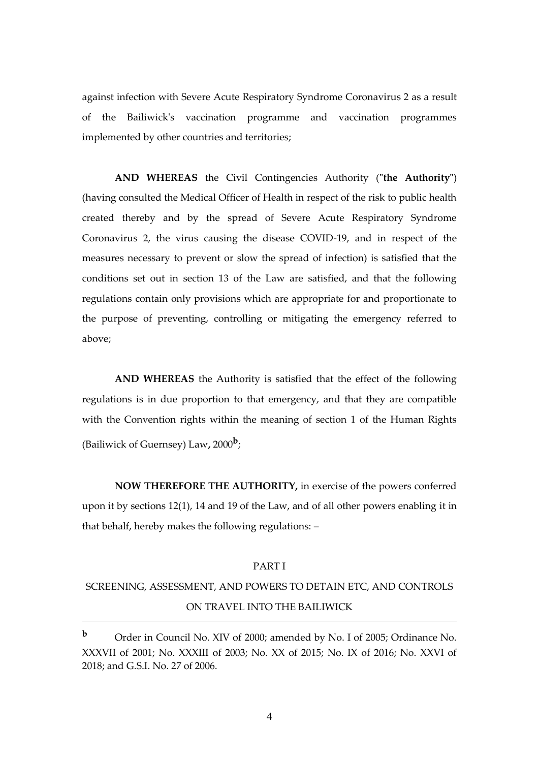against infection with Severe Acute Respiratory Syndrome Coronavirus 2 as a result of the Bailiwick's vaccination programme and vaccination programmes implemented by other countries and territories;

**AND WHEREAS** the Civil Contingencies Authority ("**the Authority**") (having consulted the Medical Officer of Health in respect of the risk to public health created thereby and by the spread of Severe Acute Respiratory Syndrome Coronavirus 2, the virus causing the disease COVID-19, and in respect of the measures necessary to prevent or slow the spread of infection) is satisfied that the conditions set out in section 13 of the Law are satisfied, and that the following regulations contain only provisions which are appropriate for and proportionate to the purpose of preventing, controlling or mitigating the emergency referred to above;

**AND WHEREAS** the Authority is satisfied that the effect of the following regulations is in due proportion to that emergency, and that they are compatible with the Convention rights within the meaning of section 1 of the Human Rights (Bailiwick of Guernsey) Law**,** 2000[b];

**NOW THEREFORE THE AUTHORITY,** in exercise of the powers conferred upon it by sections 12(1), 14 and 19 of the Law, and of all other powers enabling it in that behalf, hereby makes the following regulations: –

PART I

SCREENING, ASSESSMENT, AND POWERS TO DETAIN ETC, AND CONTROLS ON TRAVEL INTO THE BAILIWICK

---

[b] Order in Council No. XIV of 2000; amended by No. I of 2005; Ordinance No. XXXVII of 2001; No. XXXIII of 2003; No. XX of 2015; No. IX of 2016; No. XXVI of 2018; and G.S.I. No. 27 of 2006.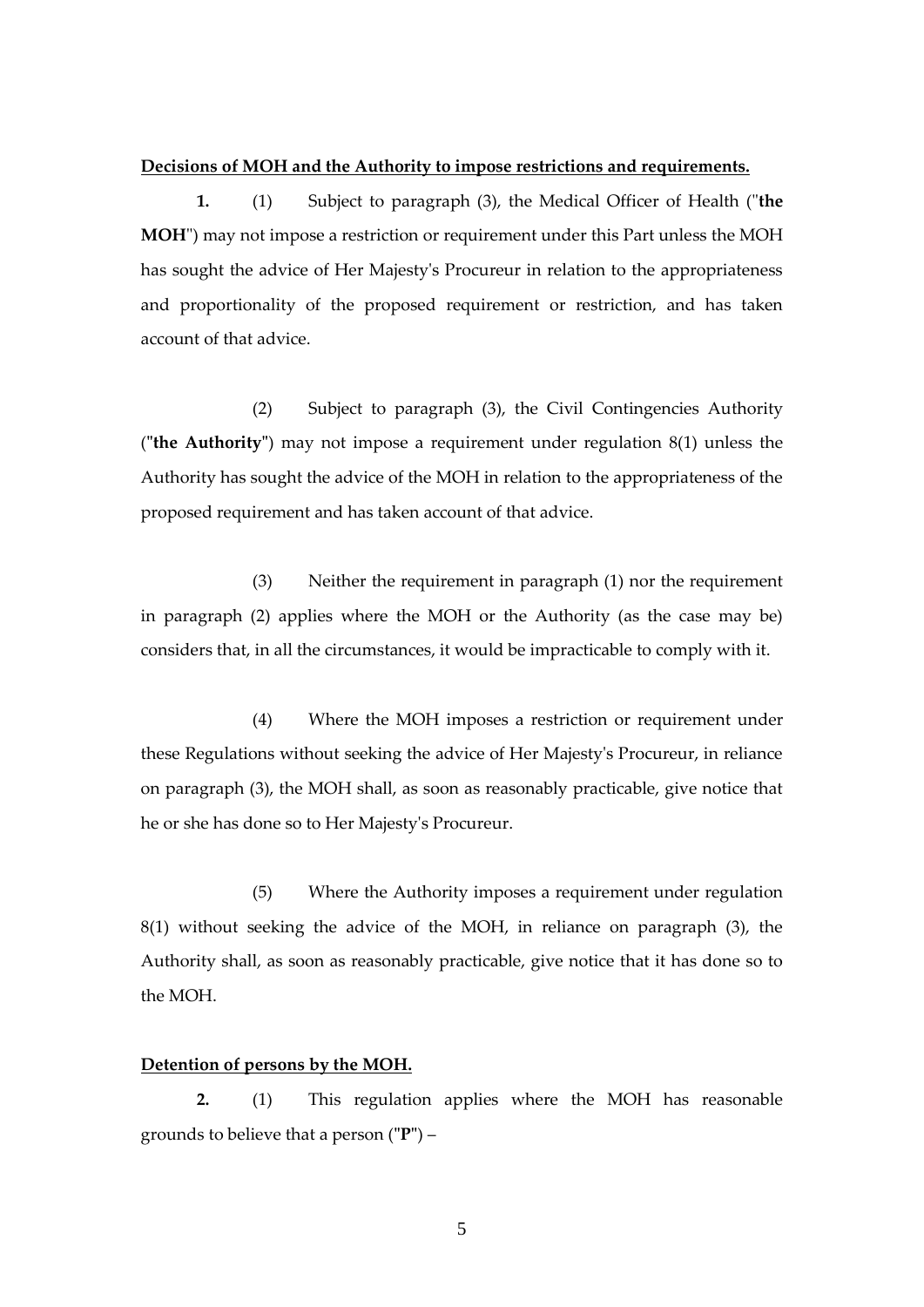**Decisions of MOH and the Authority to impose restrictions and requirements.**

**1.** (1) Subject to paragraph (3), the Medical Officer of Health ("**the MOH**") may not impose a restriction or requirement under this Part unless the MOH has sought the advice of Her Majesty's Procureur in relation to the appropriateness and proportionality of the proposed requirement or restriction, and has taken account of that advice.

(2) Subject to paragraph (3), the Civil Contingencies Authority ("**the Authority**") may not impose a requirement under regulation 8(1) unless the Authority has sought the advice of the MOH in relation to the appropriateness of the proposed requirement and has taken account of that advice.

(3) Neither the requirement in paragraph (1) nor the requirement in paragraph (2) applies where the MOH or the Authority (as the case may be) considers that, in all the circumstances, it would be impracticable to comply with it.

(4) Where the MOH imposes a restriction or requirement under these Regulations without seeking the advice of Her Majesty's Procureur, in reliance on paragraph (3), the MOH shall, as soon as reasonably practicable, give notice that he or she has done so to Her Majesty's Procureur.

(5) Where the Authority imposes a requirement under regulation 8(1) without seeking the advice of the MOH, in reliance on paragraph (3), the Authority shall, as soon as reasonably practicable, give notice that it has done so to the MOH.

**Detention of persons by the MOH.**

**2.** (1) This regulation applies where the MOH has reasonable grounds to believe that a person ("**P**") –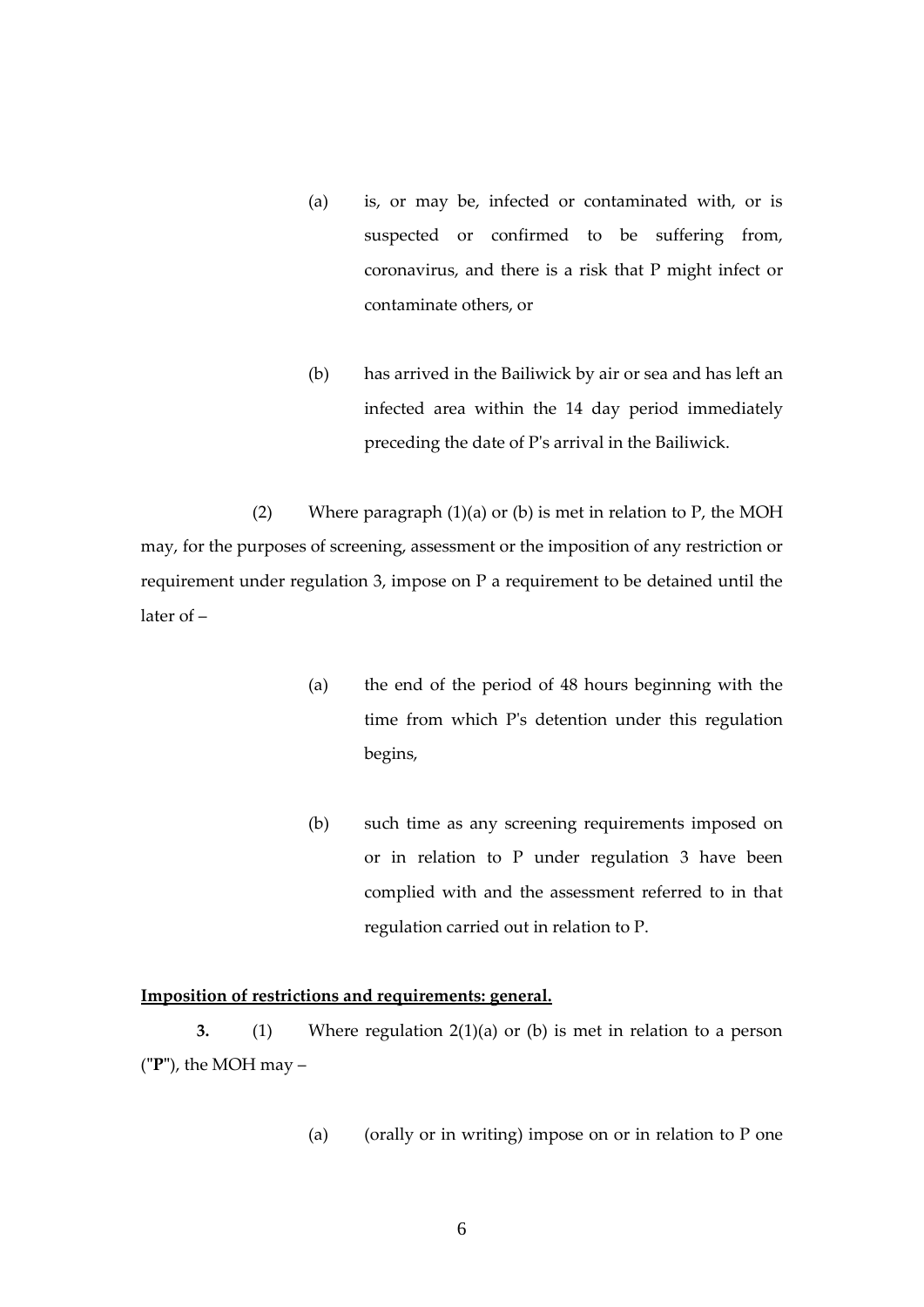(a) is, or may be, infected or contaminated with, or is suspected or confirmed to be suffering from, coronavirus, and there is a risk that P might infect or contaminate others, or

(b) has arrived in the Bailiwick by air or sea and has left an infected area within the 14 day period immediately preceding the date of P's arrival in the Bailiwick.

(2) Where paragraph (1)(a) or (b) is met in relation to P, the MOH may, for the purposes of screening, assessment or the imposition of any restriction or requirement under regulation 3, impose on P a requirement to be detained until the later of –

(a) the end of the period of 48 hours beginning with the time from which P's detention under this regulation begins,

(b) such time as any screening requirements imposed on or in relation to P under regulation 3 have been complied with and the assessment referred to in that regulation carried out in relation to P.

**Imposition of restrictions and requirements: general.**

**3.** (1) Where regulation 2(1)(a) or (b) is met in relation to a person ("**P**"), the MOH may –

(a) (orally or in writing) impose on or in relation to P one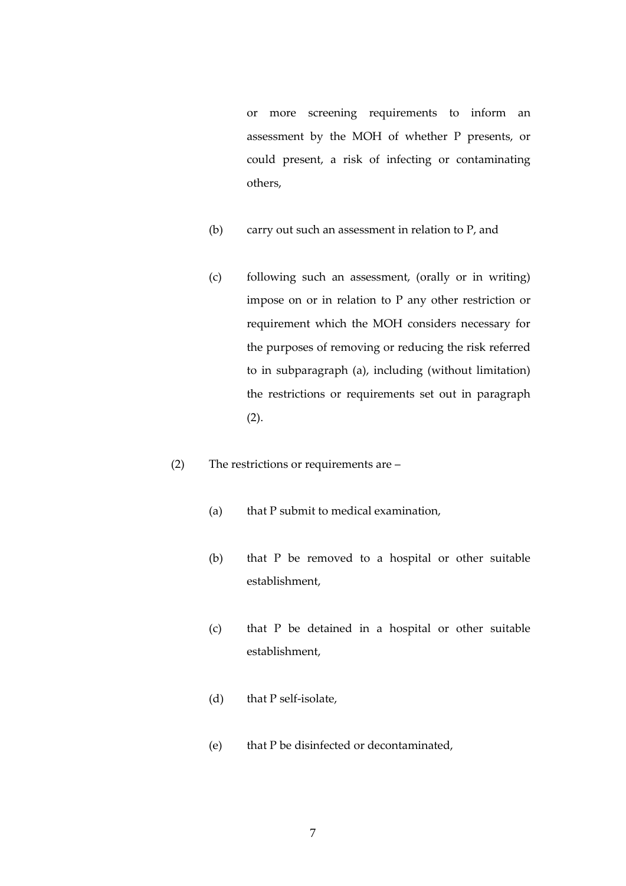or more screening requirements to inform an assessment by the MOH of whether P presents, or could present, a risk of infecting or contaminating others,

(b) carry out such an assessment in relation to P, and

(c) following such an assessment, (orally or in writing) impose on or in relation to P any other restriction or requirement which the MOH considers necessary for the purposes of removing or reducing the risk referred to in subparagraph (a), including (without limitation) the restrictions or requirements set out in paragraph (2).

(2) The restrictions or requirements are –

(a) that P submit to medical examination,

(b) that P be removed to a hospital or other suitable establishment,

(c) that P be detained in a hospital or other suitable establishment,

(d) that P self-isolate,

(e) that P be disinfected or decontaminated,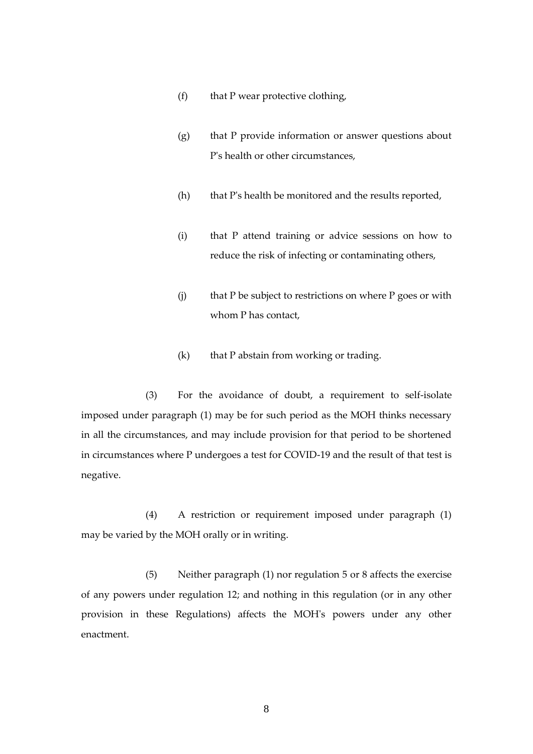(f) that P wear protective clothing,

(g) that P provide information or answer questions about P's health or other circumstances,

(h) that P's health be monitored and the results reported,

(i) that P attend training or advice sessions on how to reduce the risk of infecting or contaminating others,

(j) that P be subject to restrictions on where P goes or with whom P has contact,

(k) that P abstain from working or trading.

(3) For the avoidance of doubt, a requirement to self-isolate imposed under paragraph (1) may be for such period as the MOH thinks necessary in all the circumstances, and may include provision for that period to be shortened in circumstances where P undergoes a test for COVID-19 and the result of that test is negative.

(4) A restriction or requirement imposed under paragraph (1) may be varied by the MOH orally or in writing.

(5) Neither paragraph (1) nor regulation 5 or 8 affects the exercise of any powers under regulation 12; and nothing in this regulation (or in any other provision in these Regulations) affects the MOH's powers under any other enactment.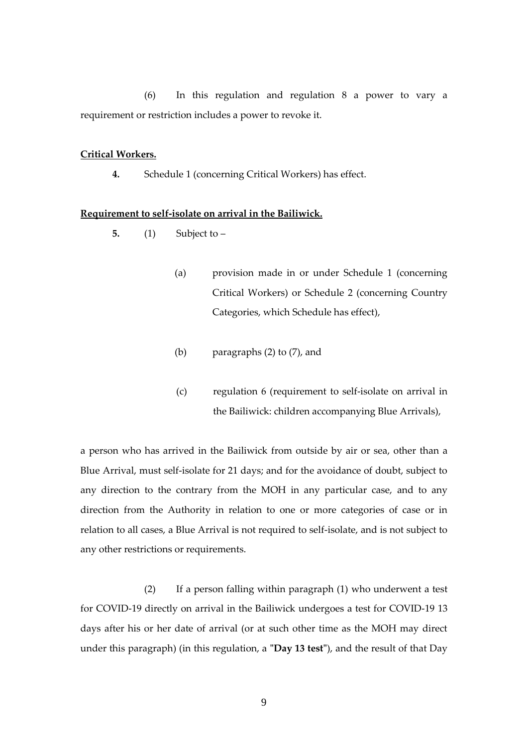(6) In this regulation and regulation 8 a power to vary a requirement or restriction includes a power to revoke it.

**Critical Workers.**

**4.** Schedule 1 (concerning Critical Workers) has effect.

**Requirement to self-isolate on arrival in the Bailiwick.**

**5.** (1) Subject to –

(a) provision made in or under Schedule 1 (concerning Critical Workers) or Schedule 2 (concerning Country Categories, which Schedule has effect),

(b) paragraphs (2) to (7), and

(c) regulation 6 (requirement to self-isolate on arrival in the Bailiwick: children accompanying Blue Arrivals),

a person who has arrived in the Bailiwick from outside by air or sea, other than a Blue Arrival, must self-isolate for 21 days; and for the avoidance of doubt, subject to any direction to the contrary from the MOH in any particular case, and to any direction from the Authority in relation to one or more categories of case or in relation to all cases, a Blue Arrival is not required to self-isolate, and is not subject to any other restrictions or requirements.

(2) If a person falling within paragraph (1) who underwent a test for COVID-19 directly on arrival in the Bailiwick undergoes a test for COVID-19 13 days after his or her date of arrival (or at such other time as the MOH may direct under this paragraph) (in this regulation, a "**Day 13 test**"), and the result of that Day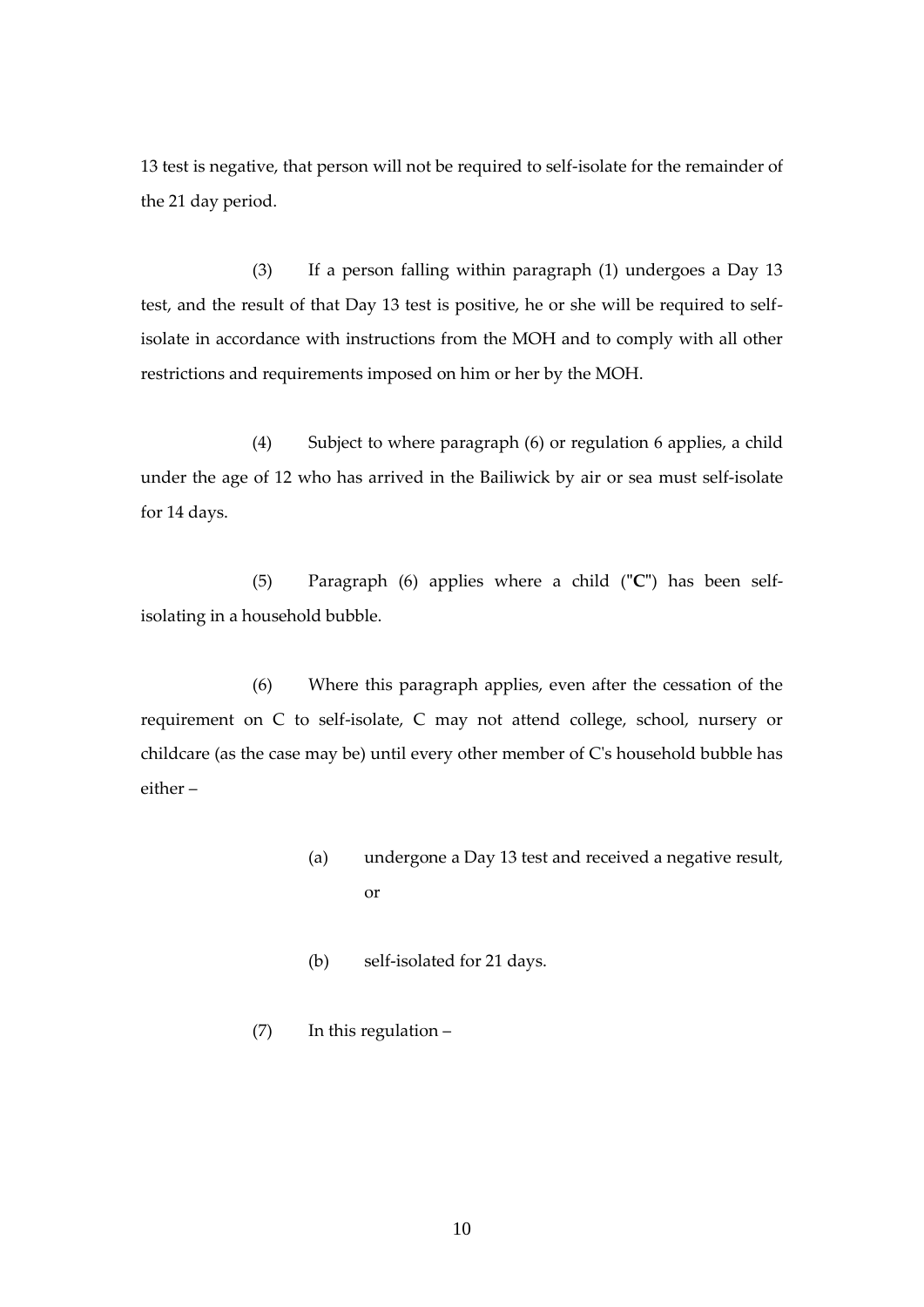13 test is negative, that person will not be required to self-isolate for the remainder of the 21 day period.

(3) If a person falling within paragraph (1) undergoes a Day 13 test, and the result of that Day 13 test is positive, he or she will be required to self-isolate in accordance with instructions from the MOH and to comply with all other restrictions and requirements imposed on him or her by the MOH.

(4) Subject to where paragraph (6) or regulation 6 applies, a child under the age of 12 who has arrived in the Bailiwick by air or sea must self-isolate for 14 days.

(5) Paragraph (6) applies where a child ("**C**") has been self-isolating in a household bubble.

(6) Where this paragraph applies, even after the cessation of the requirement on C to self-isolate, C may not attend college, school, nursery or childcare (as the case may be) until every other member of C's household bubble has either –

(a) undergone a Day 13 test and received a negative result, or

(b) self-isolated for 21 days.

(7) In this regulation –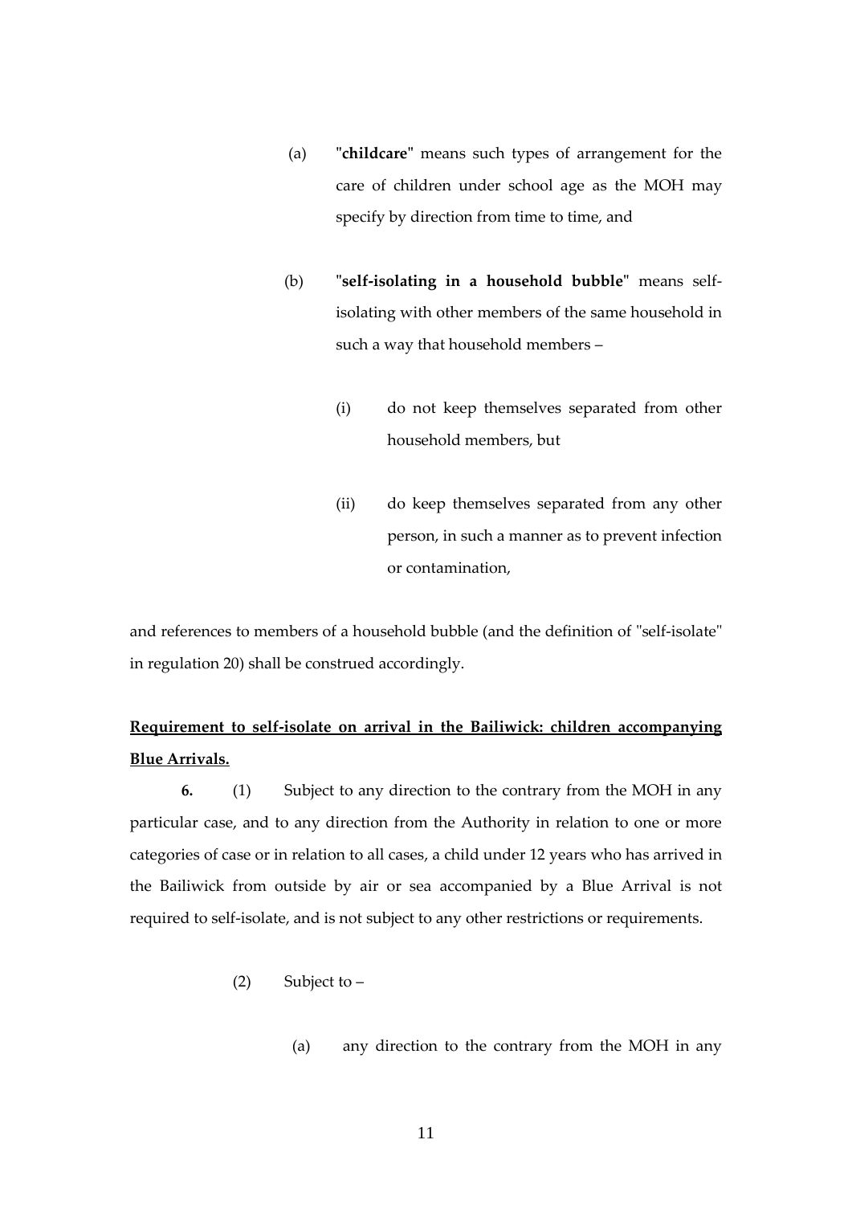(a) "**childcare**" means such types of arrangement for the care of children under school age as the MOH may specify by direction from time to time, and

(b) "**self-isolating in a household bubble**" means self-isolating with other members of the same household in such a way that household members –

(i) do not keep themselves separated from other household members, but

(ii) do keep themselves separated from any other person, in such a manner as to prevent infection or contamination,

and references to members of a household bubble (and the definition of "self-isolate" in regulation 20) shall be construed accordingly.

**Requirement to self-isolate on arrival in the Bailiwick: children accompanying Blue Arrivals.**

**6.** (1) Subject to any direction to the contrary from the MOH in any particular case, and to any direction from the Authority in relation to one or more categories of case or in relation to all cases, a child under 12 years who has arrived in the Bailiwick from outside by air or sea accompanied by a Blue Arrival is not required to self-isolate, and is not subject to any other restrictions or requirements.

(2) Subject to –

(a) any direction to the contrary from the MOH in any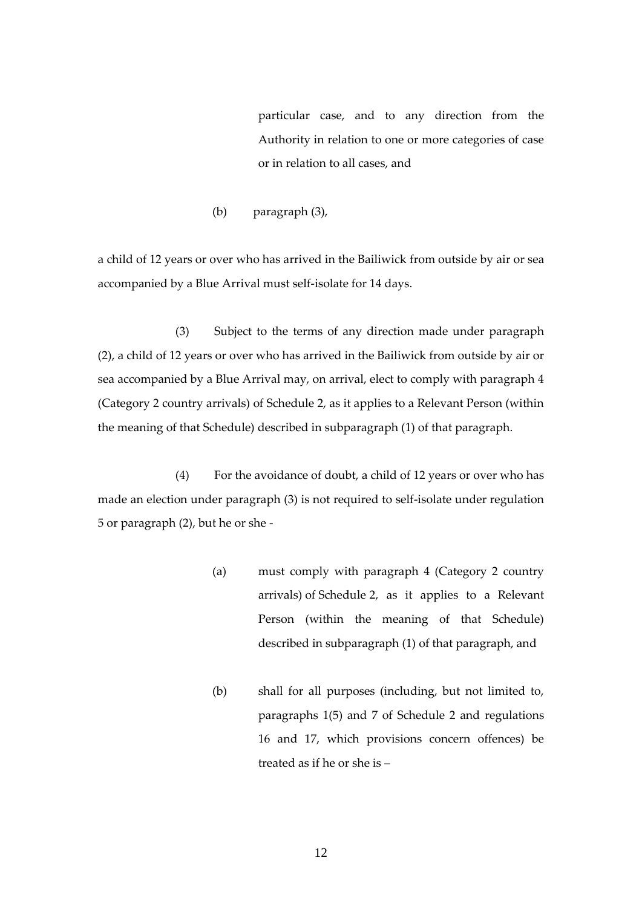particular case, and to any direction from the Authority in relation to one or more categories of case or in relation to all cases, and

(b) paragraph (3),

a child of 12 years or over who has arrived in the Bailiwick from outside by air or sea accompanied by a Blue Arrival must self-isolate for 14 days.

(3) Subject to the terms of any direction made under paragraph (2), a child of 12 years or over who has arrived in the Bailiwick from outside by air or sea accompanied by a Blue Arrival may, on arrival, elect to comply with paragraph 4 (Category 2 country arrivals) of Schedule 2, as it applies to a Relevant Person (within the meaning of that Schedule) described in subparagraph (1) of that paragraph.

(4) For the avoidance of doubt, a child of 12 years or over who has made an election under paragraph (3) is not required to self-isolate under regulation 5 or paragraph (2), but he or she -

(a) must comply with paragraph 4 (Category 2 country arrivals) of Schedule 2, as it applies to a Relevant Person (within the meaning of that Schedule) described in subparagraph (1) of that paragraph, and

(b) shall for all purposes (including, but not limited to, paragraphs 1(5) and 7 of Schedule 2 and regulations 16 and 17, which provisions concern offences) be treated as if he or she is –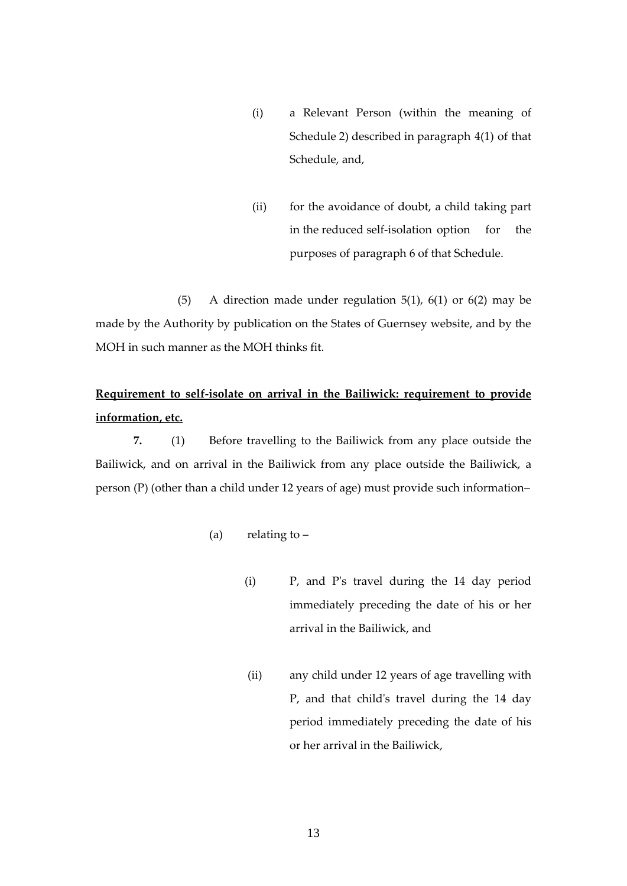(i) a Relevant Person (within the meaning of Schedule 2) described in paragraph 4(1) of that Schedule, and,

(ii) for the avoidance of doubt, a child taking part in the reduced self-isolation option for the purposes of paragraph 6 of that Schedule.

(5) A direction made under regulation 5(1), 6(1) or 6(2) may be made by the Authority by publication on the States of Guernsey website, and by the MOH in such manner as the MOH thinks fit.

**Requirement to self-isolate on arrival in the Bailiwick: requirement to provide information, etc.**

**7.** (1) Before travelling to the Bailiwick from any place outside the Bailiwick, and on arrival in the Bailiwick from any place outside the Bailiwick, a person (P) (other than a child under 12 years of age) must provide such information–

(a) relating to –

(i) P, and P's travel during the 14 day period immediately preceding the date of his or her arrival in the Bailiwick, and

(ii) any child under 12 years of age travelling with P, and that child's travel during the 14 day period immediately preceding the date of his or her arrival in the Bailiwick,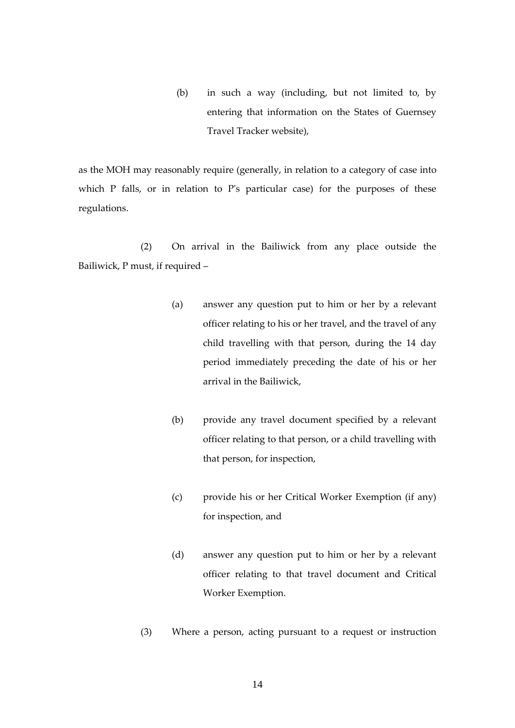(b) in such a way (including, but not limited to, by entering that information on the States of Guernsey Travel Tracker website),

as the MOH may reasonably require (generally, in relation to a category of case into which P falls, or in relation to P's particular case) for the purposes of these regulations.

(2) On arrival in the Bailiwick from any place outside the Bailiwick, P must, if required –

(a) answer any question put to him or her by a relevant officer relating to his or her travel, and the travel of any child travelling with that person, during the 14 day period immediately preceding the date of his or her arrival in the Bailiwick,

(b) provide any travel document specified by a relevant officer relating to that person, or a child travelling with that person, for inspection,

(c) provide his or her Critical Worker Exemption (if any) for inspection, and

(d) answer any question put to him or her by a relevant officer relating to that travel document and Critical Worker Exemption.

(3) Where a person, acting pursuant to a request or instruction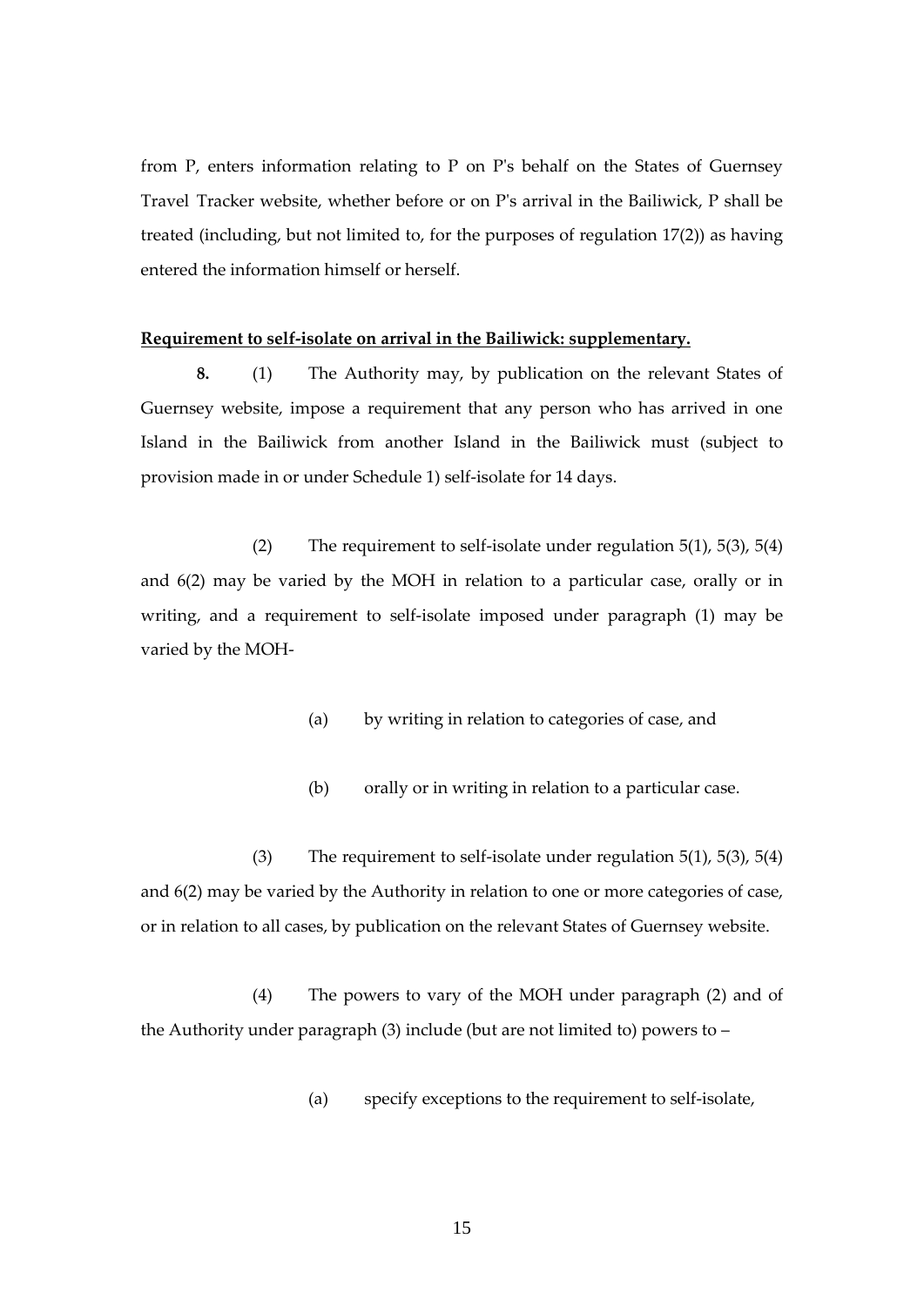from P, enters information relating to P on P's behalf on the States of Guernsey Travel Tracker website, whether before or on P's arrival in the Bailiwick, P shall be treated (including, but not limited to, for the purposes of regulation 17(2)) as having entered the information himself or herself.

**Requirement to self-isolate on arrival in the Bailiwick: supplementary.**

**8.** (1) The Authority may, by publication on the relevant States of Guernsey website, impose a requirement that any person who has arrived in one Island in the Bailiwick from another Island in the Bailiwick must (subject to provision made in or under Schedule 1) self-isolate for 14 days.

(2) The requirement to self-isolate under regulation 5(1), 5(3), 5(4) and 6(2) may be varied by the MOH in relation to a particular case, orally or in writing, and a requirement to self-isolate imposed under paragraph (1) may be varied by the MOH-

(a) by writing in relation to categories of case, and

(b) orally or in writing in relation to a particular case.

(3) The requirement to self-isolate under regulation 5(1), 5(3), 5(4) and 6(2) may be varied by the Authority in relation to one or more categories of case, or in relation to all cases, by publication on the relevant States of Guernsey website.

(4) The powers to vary of the MOH under paragraph (2) and of the Authority under paragraph (3) include (but are not limited to) powers to –

(a) specify exceptions to the requirement to self-isolate,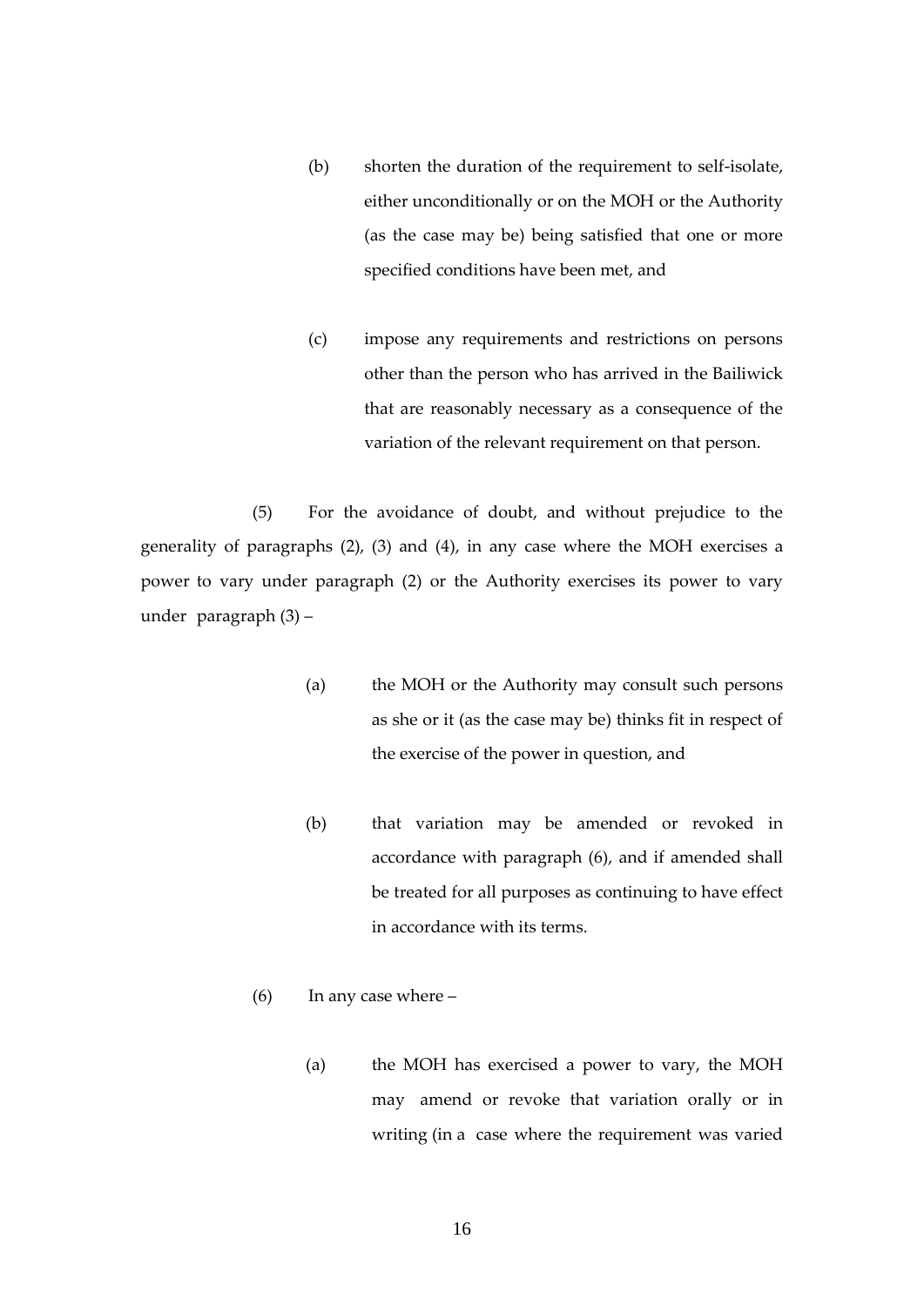(b) shorten the duration of the requirement to self-isolate, either unconditionally or on the MOH or the Authority (as the case may be) being satisfied that one or more specified conditions have been met, and

(c) impose any requirements and restrictions on persons other than the person who has arrived in the Bailiwick that are reasonably necessary as a consequence of the variation of the relevant requirement on that person.

(5) For the avoidance of doubt, and without prejudice to the generality of paragraphs (2), (3) and (4), in any case where the MOH exercises a power to vary under paragraph (2) or the Authority exercises its power to vary under paragraph (3) –

(a) the MOH or the Authority may consult such persons as she or it (as the case may be) thinks fit in respect of the exercise of the power in question, and

(b) that variation may be amended or revoked in accordance with paragraph (6), and if amended shall be treated for all purposes as continuing to have effect in accordance with its terms.

(6) In any case where –

(a) the MOH has exercised a power to vary, the MOH may amend or revoke that variation orally or in writing (in a case where the requirement was varied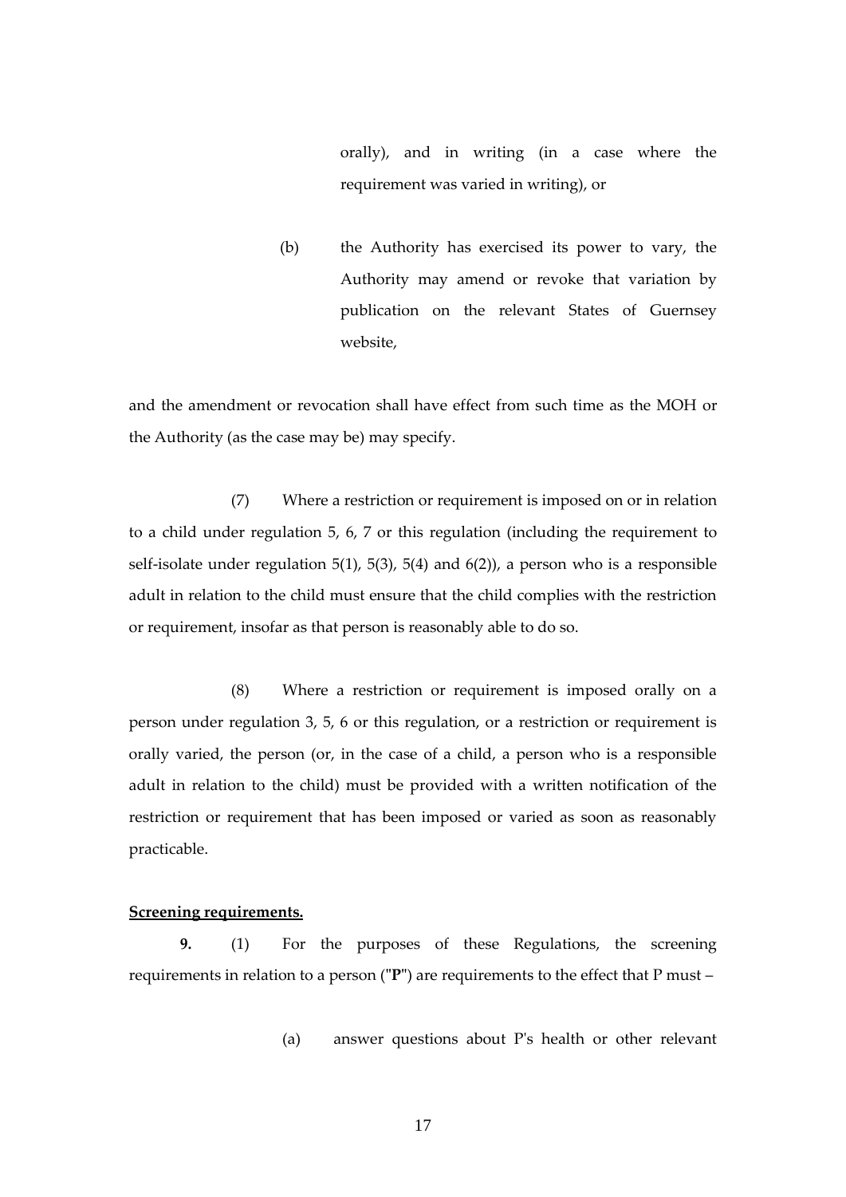orally), and in writing (in a case where the requirement was varied in writing), or

(b) the Authority has exercised its power to vary, the Authority may amend or revoke that variation by publication on the relevant States of Guernsey website,

and the amendment or revocation shall have effect from such time as the MOH or the Authority (as the case may be) may specify.

(7) Where a restriction or requirement is imposed on or in relation to a child under regulation 5, 6, 7 or this regulation (including the requirement to self-isolate under regulation 5(1), 5(3), 5(4) and 6(2)), a person who is a responsible adult in relation to the child must ensure that the child complies with the restriction or requirement, insofar as that person is reasonably able to do so.

(8) Where a restriction or requirement is imposed orally on a person under regulation 3, 5, 6 or this regulation, or a restriction or requirement is orally varied, the person (or, in the case of a child, a person who is a responsible adult in relation to the child) must be provided with a written notification of the restriction or requirement that has been imposed or varied as soon as reasonably practicable.

**Screening requirements.**

**9.** (1) For the purposes of these Regulations, the screening requirements in relation to a person ("**P**") are requirements to the effect that P must –

(a) answer questions about P's health or other relevant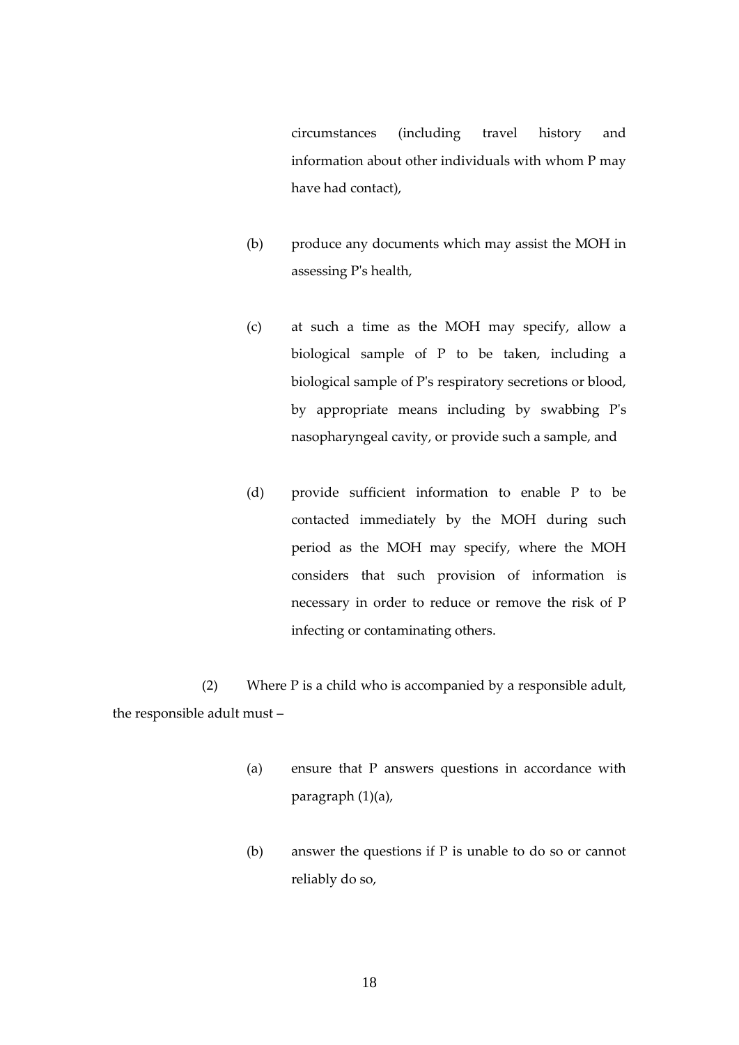circumstances (including travel history and information about other individuals with whom P may have had contact),

(b) produce any documents which may assist the MOH in assessing P's health,

(c) at such a time as the MOH may specify, allow a biological sample of P to be taken, including a biological sample of P's respiratory secretions or blood, by appropriate means including by swabbing P's nasopharyngeal cavity, or provide such a sample, and

(d) provide sufficient information to enable P to be contacted immediately by the MOH during such period as the MOH may specify, where the MOH considers that such provision of information is necessary in order to reduce or remove the risk of P infecting or contaminating others.

(2) Where P is a child who is accompanied by a responsible adult, the responsible adult must –

(a) ensure that P answers questions in accordance with paragraph (1)(a),

(b) answer the questions if P is unable to do so or cannot reliably do so,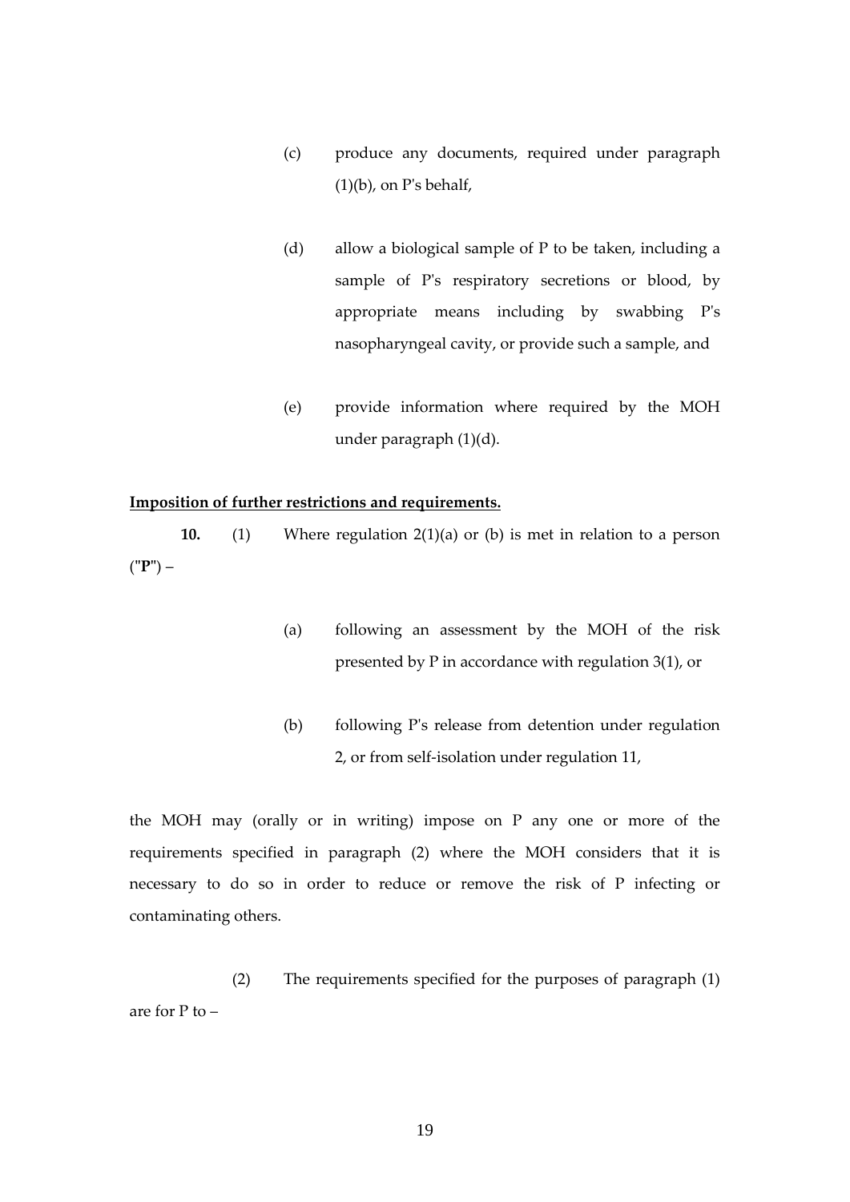(c) produce any documents, required under paragraph (1)(b), on P's behalf,

(d) allow a biological sample of P to be taken, including a sample of P's respiratory secretions or blood, by appropriate means including by swabbing P's nasopharyngeal cavity, or provide such a sample, and

(e) provide information where required by the MOH under paragraph (1)(d).

**Imposition of further restrictions and requirements.**

**10.** (1) Where regulation 2(1)(a) or (b) is met in relation to a person ("**P**") –

(a) following an assessment by the MOH of the risk presented by P in accordance with regulation 3(1), or

(b) following P's release from detention under regulation 2, or from self-isolation under regulation 11,

the MOH may (orally or in writing) impose on P any one or more of the requirements specified in paragraph (2) where the MOH considers that it is necessary to do so in order to reduce or remove the risk of P infecting or contaminating others.

(2) The requirements specified for the purposes of paragraph (1) are for P to –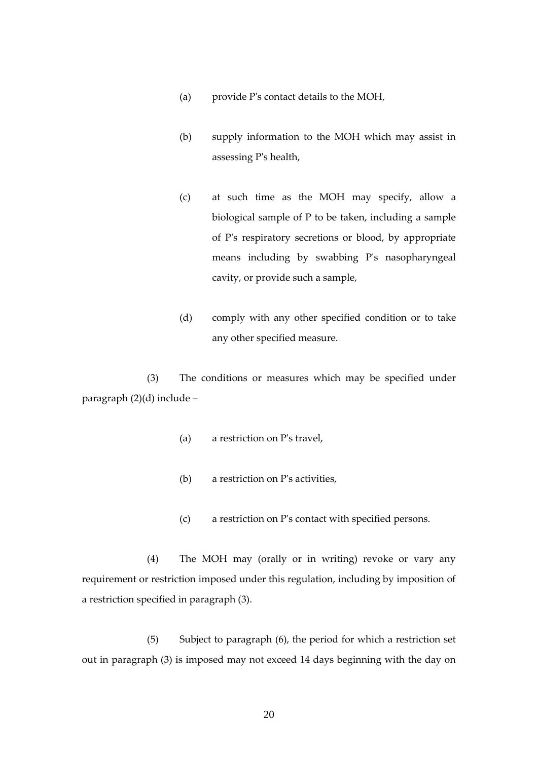(a) provide P's contact details to the MOH,

(b) supply information to the MOH which may assist in assessing P's health,

(c) at such time as the MOH may specify, allow a biological sample of P to be taken, including a sample of P's respiratory secretions or blood, by appropriate means including by swabbing P's nasopharyngeal cavity, or provide such a sample,

(d) comply with any other specified condition or to take any other specified measure.

(3) The conditions or measures which may be specified under paragraph (2)(d) include –

(a) a restriction on P's travel,

(b) a restriction on P's activities,

(c) a restriction on P's contact with specified persons.

(4) The MOH may (orally or in writing) revoke or vary any requirement or restriction imposed under this regulation, including by imposition of a restriction specified in paragraph (3).

(5) Subject to paragraph (6), the period for which a restriction set out in paragraph (3) is imposed may not exceed 14 days beginning with the day on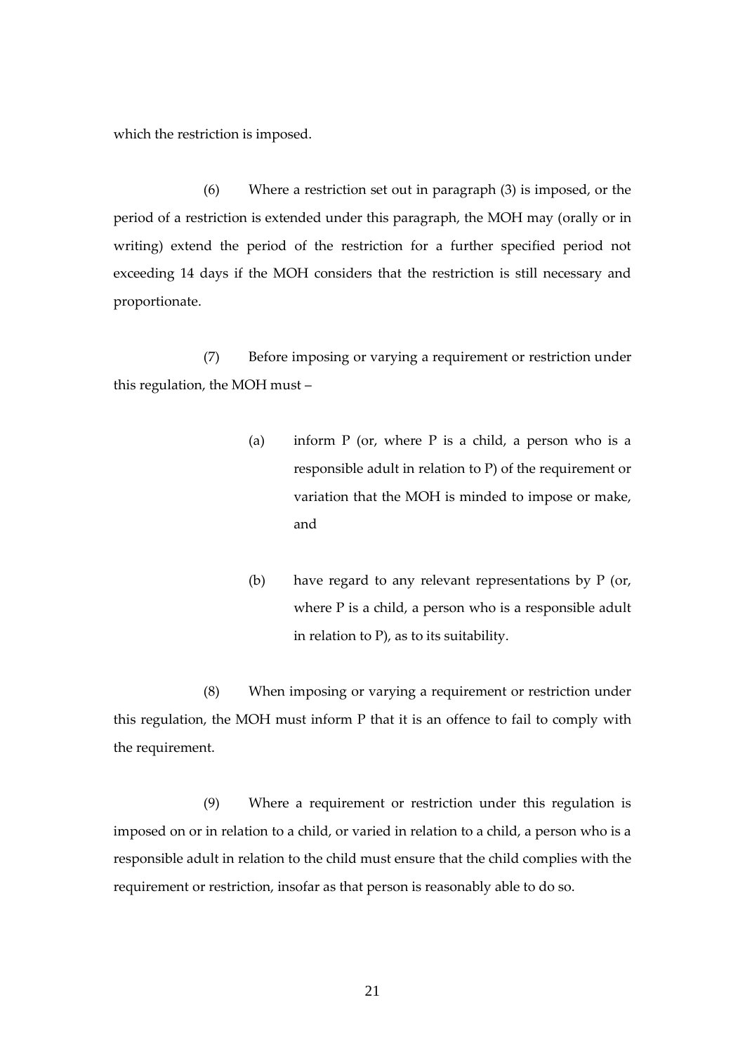which the restriction is imposed.

(6) Where a restriction set out in paragraph (3) is imposed, or the period of a restriction is extended under this paragraph, the MOH may (orally or in writing) extend the period of the restriction for a further specified period not exceeding 14 days if the MOH considers that the restriction is still necessary and proportionate.

(7) Before imposing or varying a requirement or restriction under this regulation, the MOH must –

(a) inform P (or, where P is a child, a person who is a responsible adult in relation to P) of the requirement or variation that the MOH is minded to impose or make, and

(b) have regard to any relevant representations by P (or, where P is a child, a person who is a responsible adult in relation to P), as to its suitability.

(8) When imposing or varying a requirement or restriction under this regulation, the MOH must inform P that it is an offence to fail to comply with the requirement.

(9) Where a requirement or restriction under this regulation is imposed on or in relation to a child, or varied in relation to a child, a person who is a responsible adult in relation to the child must ensure that the child complies with the requirement or restriction, insofar as that person is reasonably able to do so.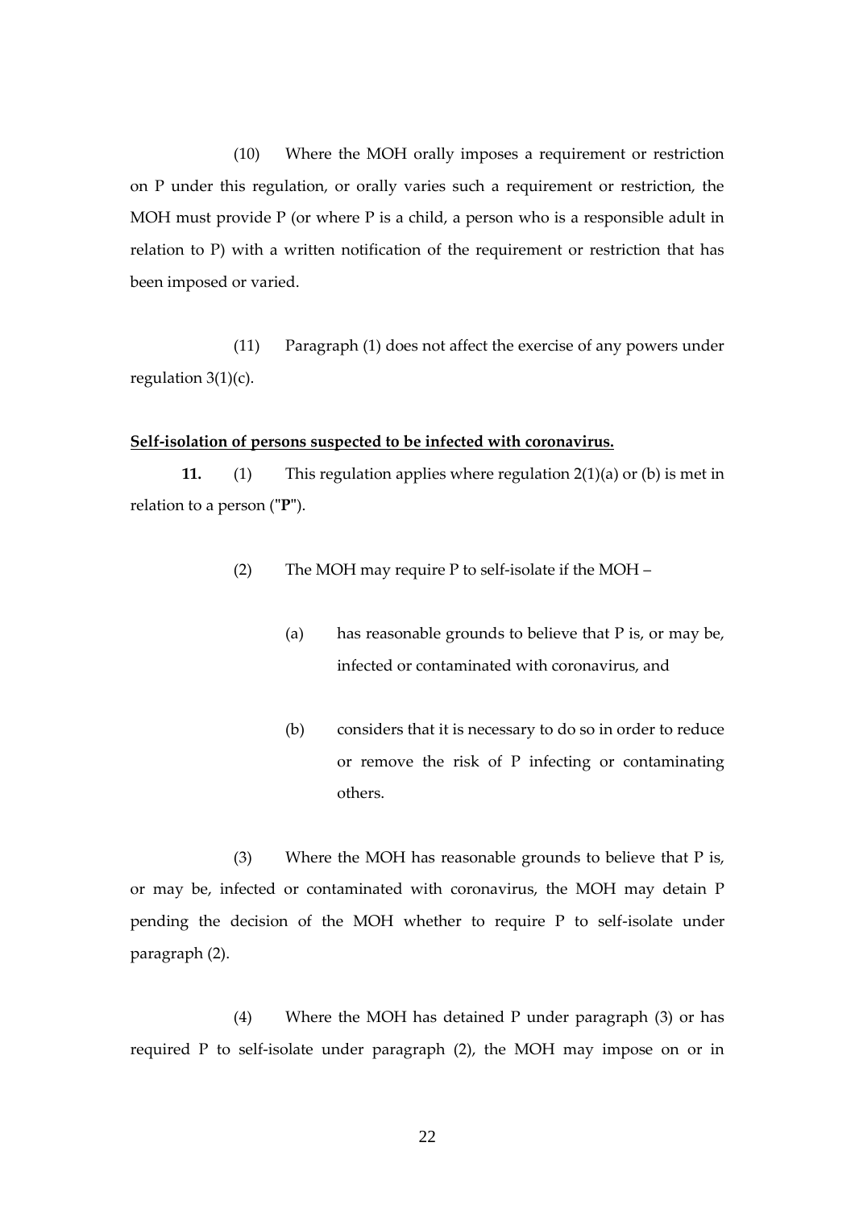(10) Where the MOH orally imposes a requirement or restriction on P under this regulation, or orally varies such a requirement or restriction, the MOH must provide P (or where P is a child, a person who is a responsible adult in relation to P) with a written notification of the requirement or restriction that has been imposed or varied.

(11) Paragraph (1) does not affect the exercise of any powers under regulation 3(1)(c).

**Self-isolation of persons suspected to be infected with coronavirus.**

**11.** (1) This regulation applies where regulation 2(1)(a) or (b) is met in relation to a person ("**P**").

(2) The MOH may require P to self-isolate if the MOH –

(a) has reasonable grounds to believe that P is, or may be, infected or contaminated with coronavirus, and

(b) considers that it is necessary to do so in order to reduce or remove the risk of P infecting or contaminating others.

(3) Where the MOH has reasonable grounds to believe that P is, or may be, infected or contaminated with coronavirus, the MOH may detain P pending the decision of the MOH whether to require P to self-isolate under paragraph (2).

(4) Where the MOH has detained P under paragraph (3) or has required P to self-isolate under paragraph (2), the MOH may impose on or in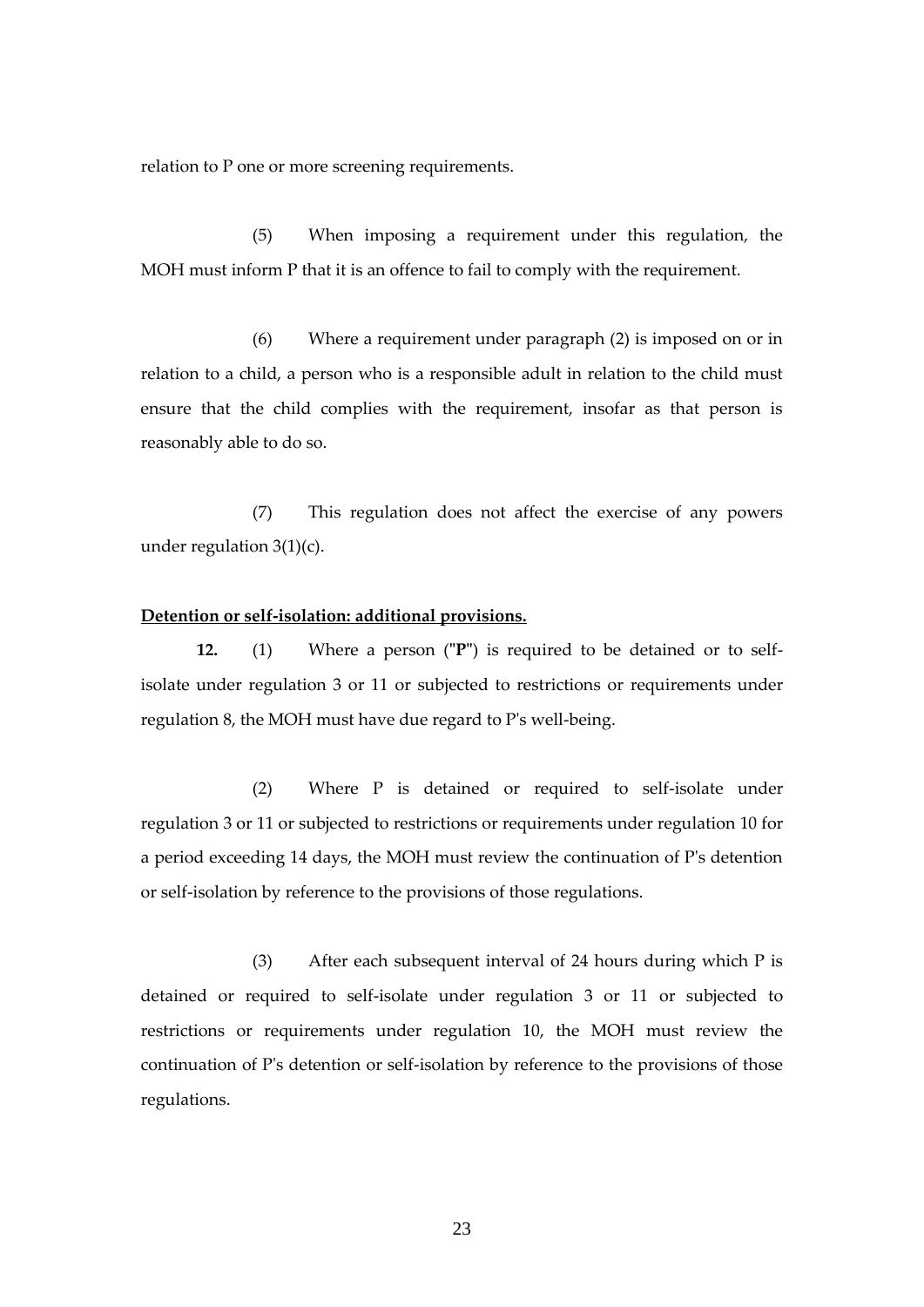relation to P one or more screening requirements.

(5) When imposing a requirement under this regulation, the MOH must inform P that it is an offence to fail to comply with the requirement.

(6) Where a requirement under paragraph (2) is imposed on or in relation to a child, a person who is a responsible adult in relation to the child must ensure that the child complies with the requirement, insofar as that person is reasonably able to do so.

(7) This regulation does not affect the exercise of any powers under regulation 3(1)(c).

**Detention or self-isolation: additional provisions.**

**12.** (1) Where a person ("**P**") is required to be detained or to self-isolate under regulation 3 or 11 or subjected to restrictions or requirements under regulation 8, the MOH must have due regard to P's well-being.

(2) Where P is detained or required to self-isolate under regulation 3 or 11 or subjected to restrictions or requirements under regulation 10 for a period exceeding 14 days, the MOH must review the continuation of P's detention or self-isolation by reference to the provisions of those regulations.

(3) After each subsequent interval of 24 hours during which P is detained or required to self-isolate under regulation 3 or 11 or subjected to restrictions or requirements under regulation 10, the MOH must review the continuation of P's detention or self-isolation by reference to the provisions of those regulations.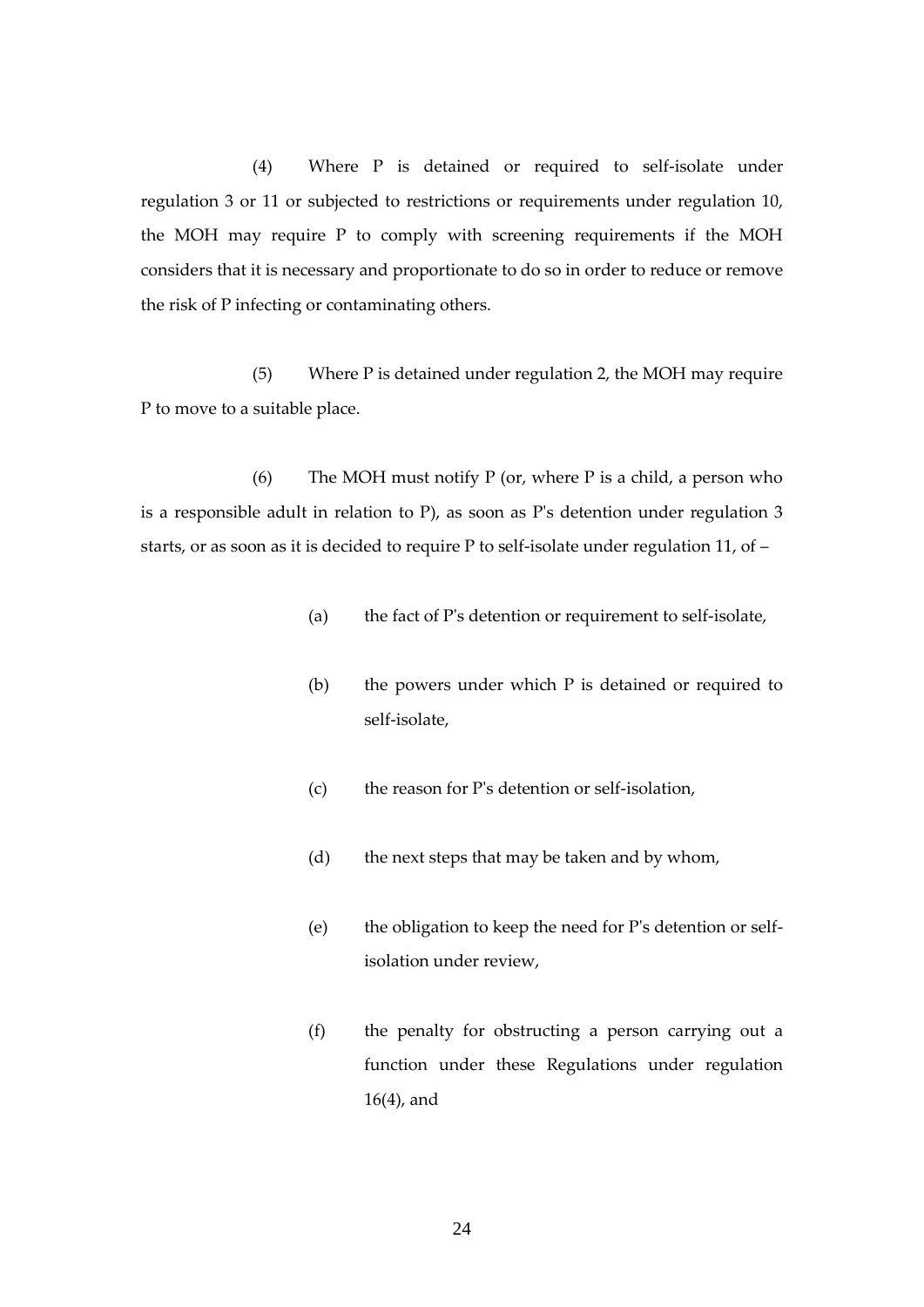(4) Where P is detained or required to self-isolate under regulation 3 or 11 or subjected to restrictions or requirements under regulation 10, the MOH may require P to comply with screening requirements if the MOH considers that it is necessary and proportionate to do so in order to reduce or remove the risk of P infecting or contaminating others.

(5) Where P is detained under regulation 2, the MOH may require P to move to a suitable place.

(6) The MOH must notify P (or, where P is a child, a person who is a responsible adult in relation to P), as soon as P's detention under regulation 3 starts, or as soon as it is decided to require P to self-isolate under regulation 11, of –

(a) the fact of P's detention or requirement to self-isolate,

(b) the powers under which P is detained or required to self-isolate,

(c) the reason for P's detention or self-isolation,

(d) the next steps that may be taken and by whom,

(e) the obligation to keep the need for P's detention or self-isolation under review,

(f) the penalty for obstructing a person carrying out a function under these Regulations under regulation 16(4), and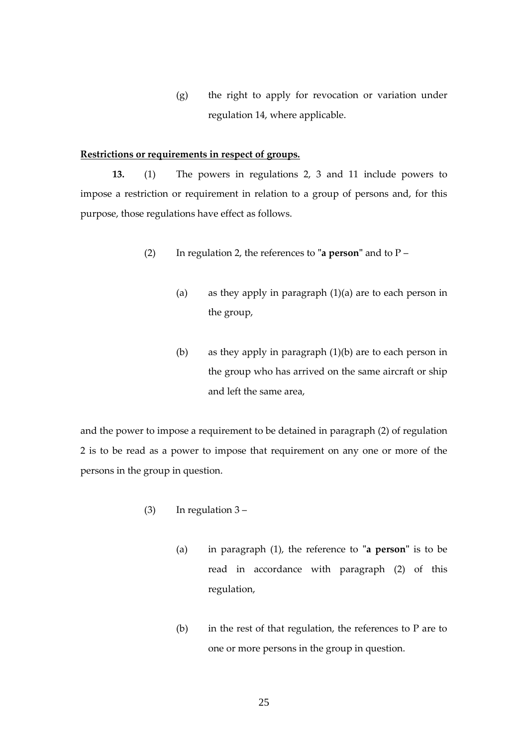(g) the right to apply for revocation or variation under regulation 14, where applicable.

**Restrictions or requirements in respect of groups.**

**13.** (1) The powers in regulations 2, 3 and 11 include powers to impose a restriction or requirement in relation to a group of persons and, for this purpose, those regulations have effect as follows.

(2) In regulation 2, the references to "**a person**" and to P –

(a) as they apply in paragraph (1)(a) are to each person in the group,

(b) as they apply in paragraph (1)(b) are to each person in the group who has arrived on the same aircraft or ship and left the same area,

and the power to impose a requirement to be detained in paragraph (2) of regulation 2 is to be read as a power to impose that requirement on any one or more of the persons in the group in question.

(3) In regulation 3 –

(a) in paragraph (1), the reference to "**a person**" is to be read in accordance with paragraph (2) of this regulation,

(b) in the rest of that regulation, the references to P are to one or more persons in the group in question.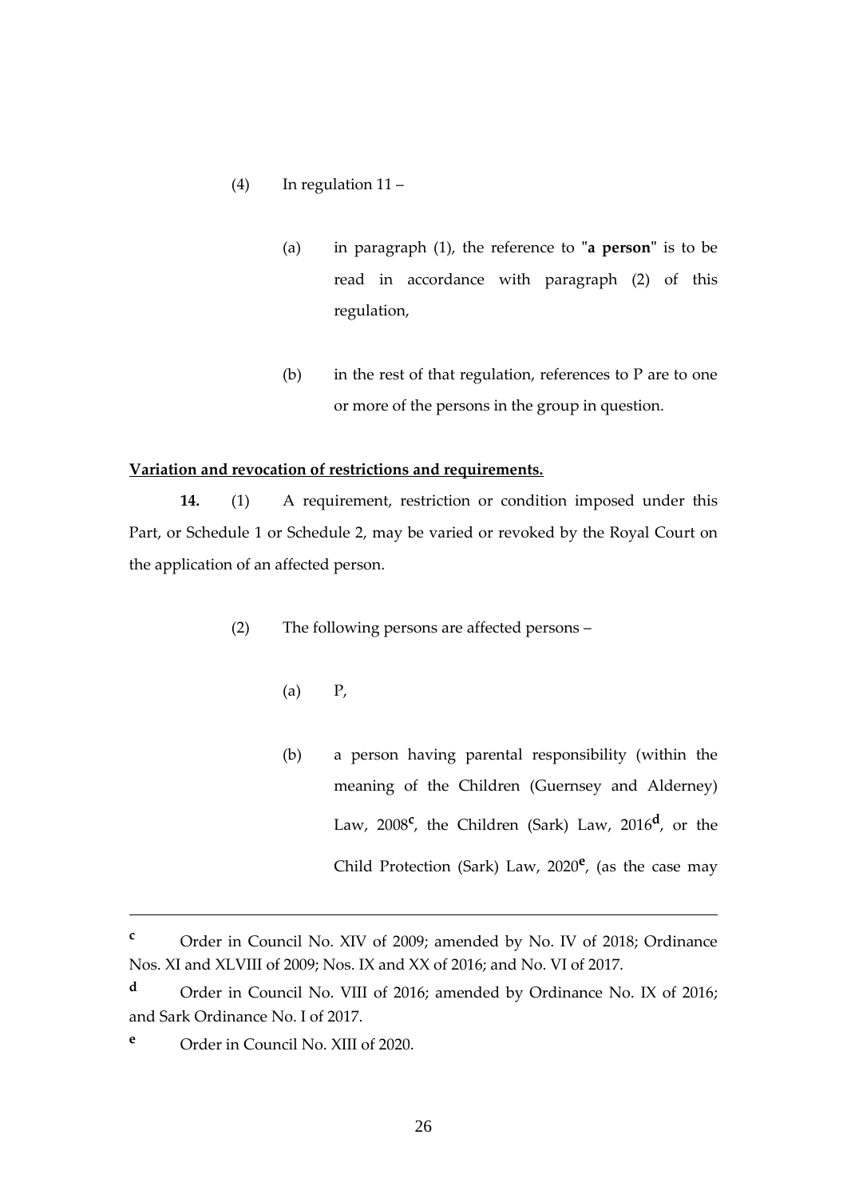(4) In regulation 11 –

(a) in paragraph (1), the reference to "**a person**" is to be read in accordance with paragraph (2) of this regulation,

(b) in the rest of that regulation, references to P are to one or more of the persons in the group in question.

**Variation and revocation of restrictions and requirements.**

**14.** (1) A requirement, restriction or condition imposed under this Part, or Schedule 1 or Schedule 2, may be varied or revoked by the Royal Court on the application of an affected person.

(2) The following persons are affected persons –

(a) P,

(b) a person having parental responsibility (within the meaning of the Children (Guernsey and Alderney) Law, 2008[c], the Children (Sark) Law, 2016[d], or the Child Protection (Sark) Law, 2020[e], (as the case may

---

[c] Order in Council No. XIV of 2009; amended by No. IV of 2018; Ordinance Nos. XI and XLVIII of 2009; Nos. IX and XX of 2016; and No. VI of 2017.

[d] Order in Council No. VIII of 2016; amended by Ordinance No. IX of 2016; and Sark Ordinance No. I of 2017.

[e] Order in Council No. XIII of 2020.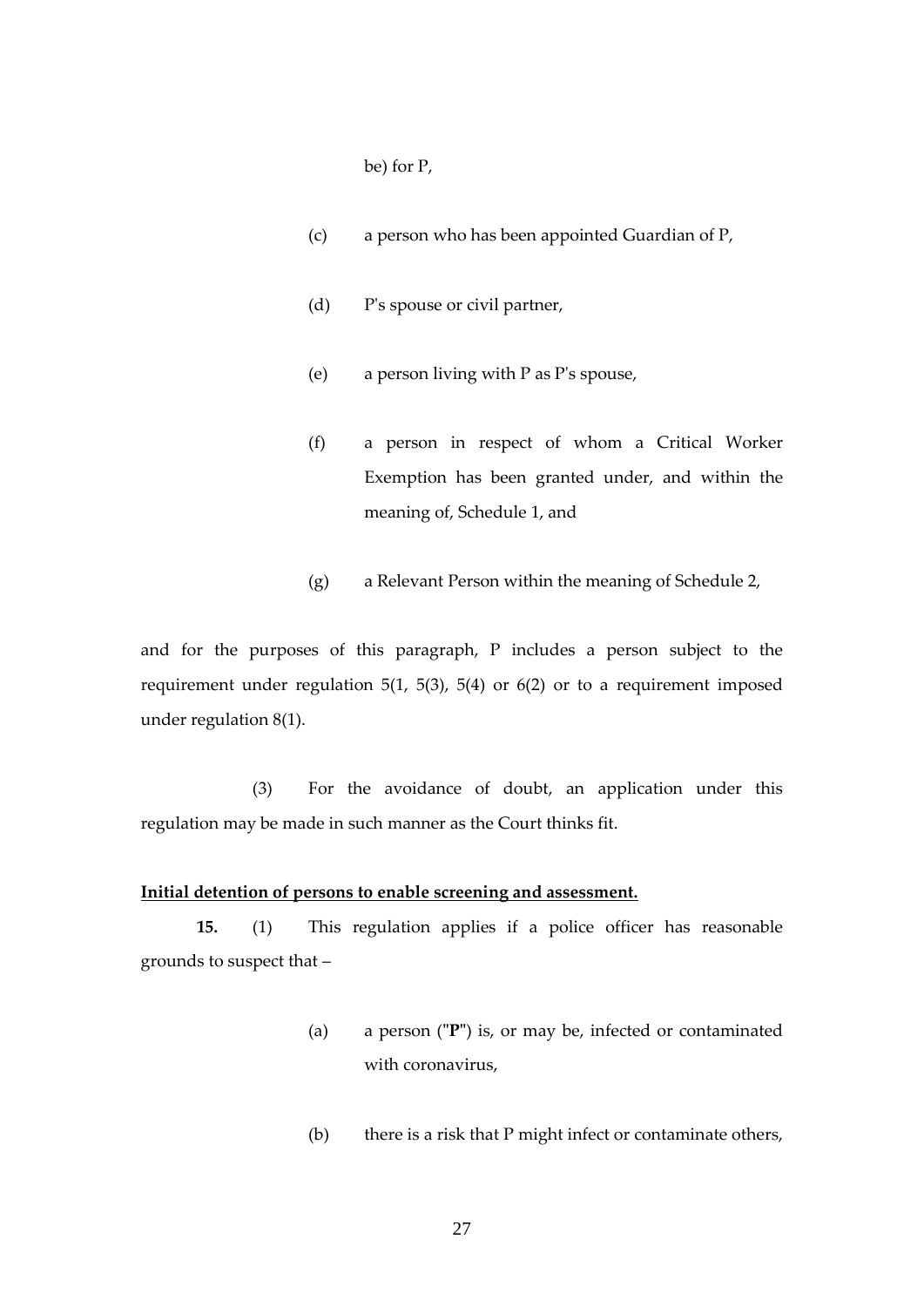be) for P,

(c) a person who has been appointed Guardian of P,

(d) P's spouse or civil partner,

(e) a person living with P as P's spouse,

(f) a person in respect of whom a Critical Worker Exemption has been granted under, and within the meaning of, Schedule 1, and

(g) a Relevant Person within the meaning of Schedule 2,

and for the purposes of this paragraph, P includes a person subject to the requirement under regulation 5(1, 5(3), 5(4) or 6(2) or to a requirement imposed under regulation 8(1).

(3) For the avoidance of doubt, an application under this regulation may be made in such manner as the Court thinks fit.

**Initial detention of persons to enable screening and assessment.**

**15.** (1) This regulation applies if a police officer has reasonable grounds to suspect that –

(a) a person ("**P**") is, or may be, infected or contaminated with coronavirus,

(b) there is a risk that P might infect or contaminate others,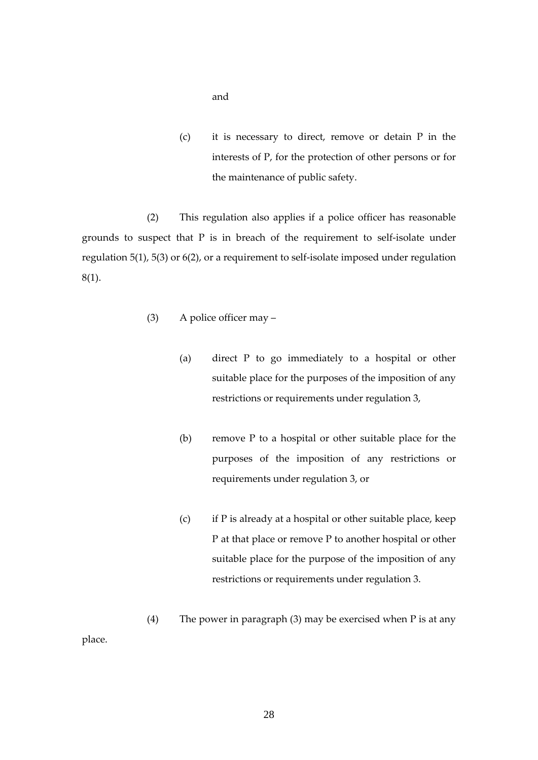and

(c) it is necessary to direct, remove or detain P in the interests of P, for the protection of other persons or for the maintenance of public safety.

(2) This regulation also applies if a police officer has reasonable grounds to suspect that P is in breach of the requirement to self-isolate under regulation 5(1), 5(3) or 6(2), or a requirement to self-isolate imposed under regulation 8(1).

(3) A police officer may –

(a) direct P to go immediately to a hospital or other suitable place for the purposes of the imposition of any restrictions or requirements under regulation 3,

(b) remove P to a hospital or other suitable place for the purposes of the imposition of any restrictions or requirements under regulation 3, or

(c) if P is already at a hospital or other suitable place, keep P at that place or remove P to another hospital or other suitable place for the purpose of the imposition of any restrictions or requirements under regulation 3.

(4) The power in paragraph (3) may be exercised when P is at any place.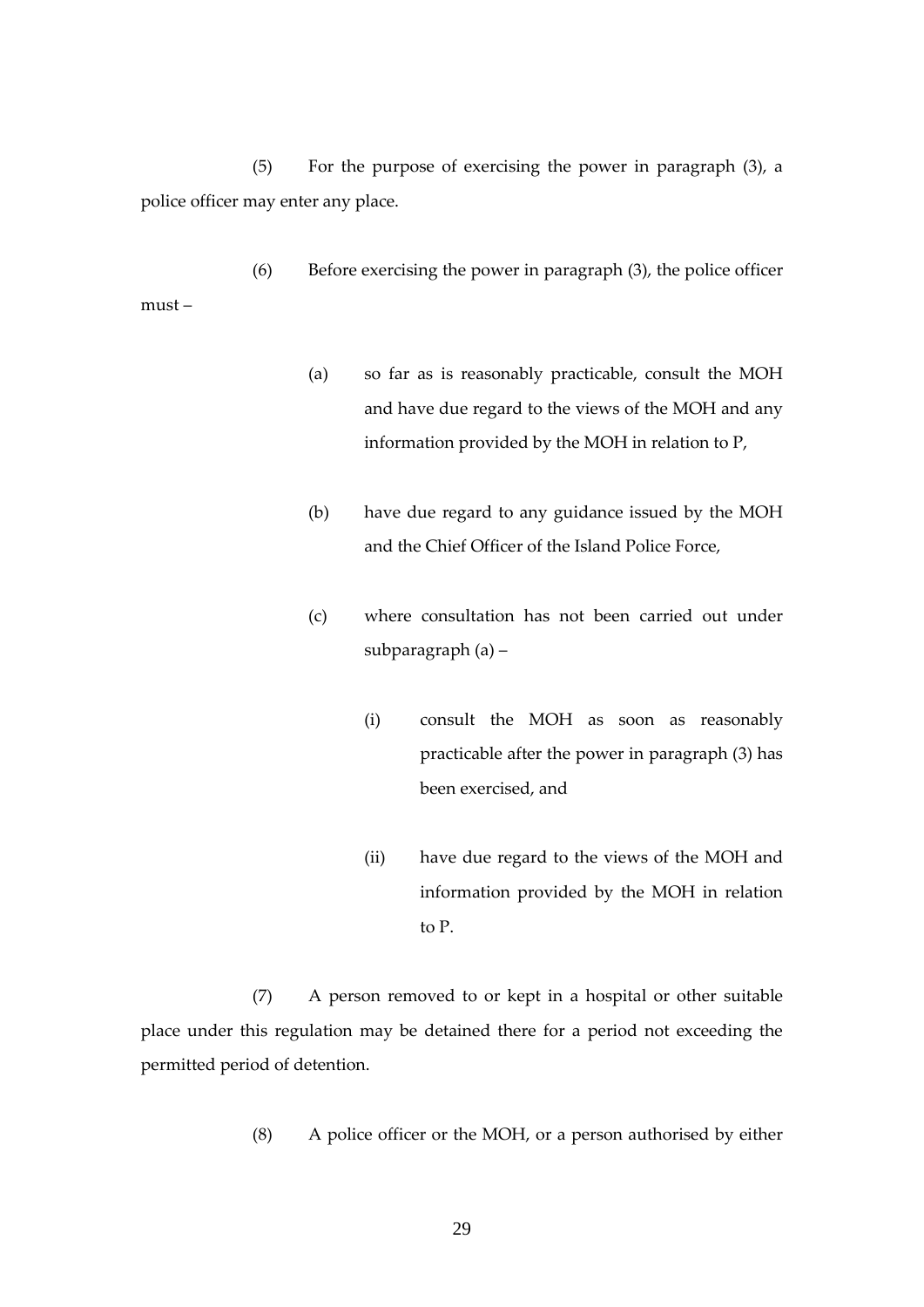(5) For the purpose of exercising the power in paragraph (3), a police officer may enter any place.

(6) Before exercising the power in paragraph (3), the police officer must –

(a) so far as is reasonably practicable, consult the MOH and have due regard to the views of the MOH and any information provided by the MOH in relation to P,

(b) have due regard to any guidance issued by the MOH and the Chief Officer of the Island Police Force,

(c) where consultation has not been carried out under subparagraph (a) –

(i) consult the MOH as soon as reasonably practicable after the power in paragraph (3) has been exercised, and

(ii) have due regard to the views of the MOH and information provided by the MOH in relation to P.

(7) A person removed to or kept in a hospital or other suitable place under this regulation may be detained there for a period not exceeding the permitted period of detention.

(8) A police officer or the MOH, or a person authorised by either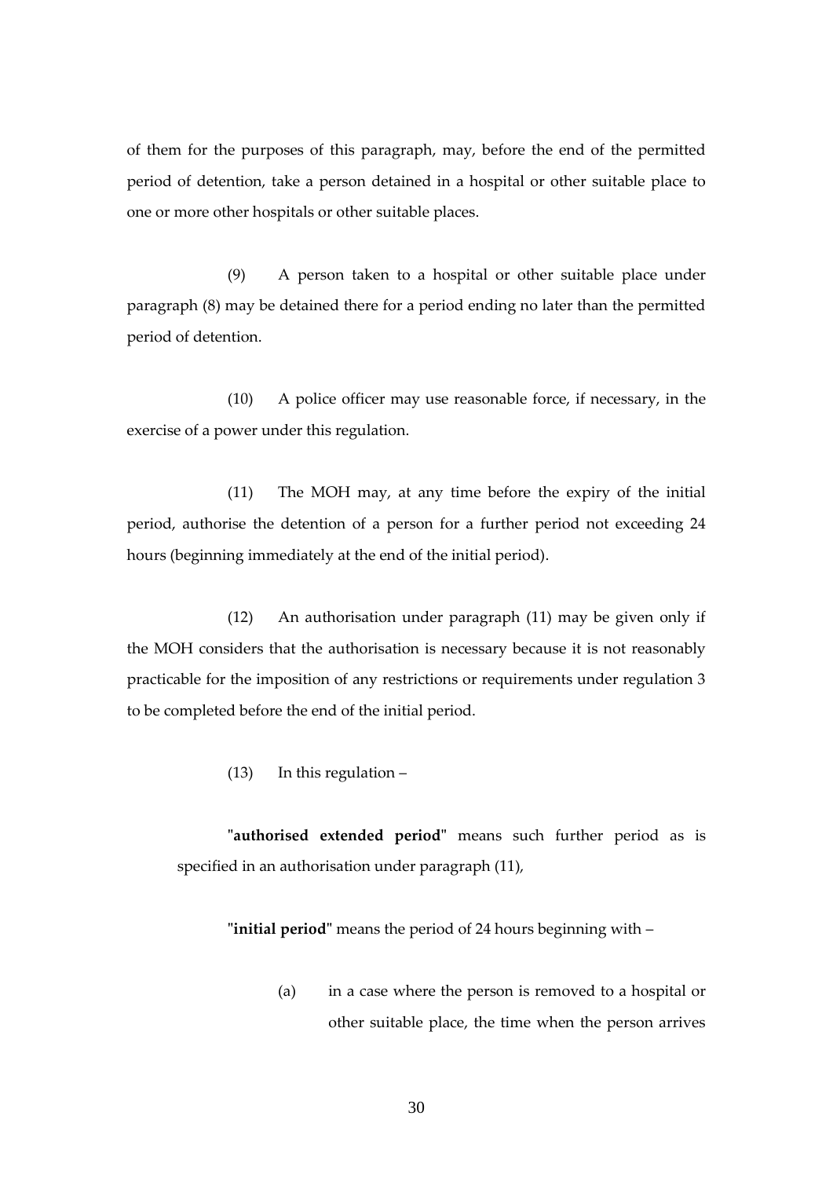of them for the purposes of this paragraph, may, before the end of the permitted period of detention, take a person detained in a hospital or other suitable place to one or more other hospitals or other suitable places.

(9) A person taken to a hospital or other suitable place under paragraph (8) may be detained there for a period ending no later than the permitted period of detention.

(10) A police officer may use reasonable force, if necessary, in the exercise of a power under this regulation.

(11) The MOH may, at any time before the expiry of the initial period, authorise the detention of a person for a further period not exceeding 24 hours (beginning immediately at the end of the initial period).

(12) An authorisation under paragraph (11) may be given only if the MOH considers that the authorisation is necessary because it is not reasonably practicable for the imposition of any restrictions or requirements under regulation 3 to be completed before the end of the initial period.

(13) In this regulation –

"**authorised extended period**" means such further period as is specified in an authorisation under paragraph (11),

"**initial period**" means the period of 24 hours beginning with –

(a) in a case where the person is removed to a hospital or other suitable place, the time when the person arrives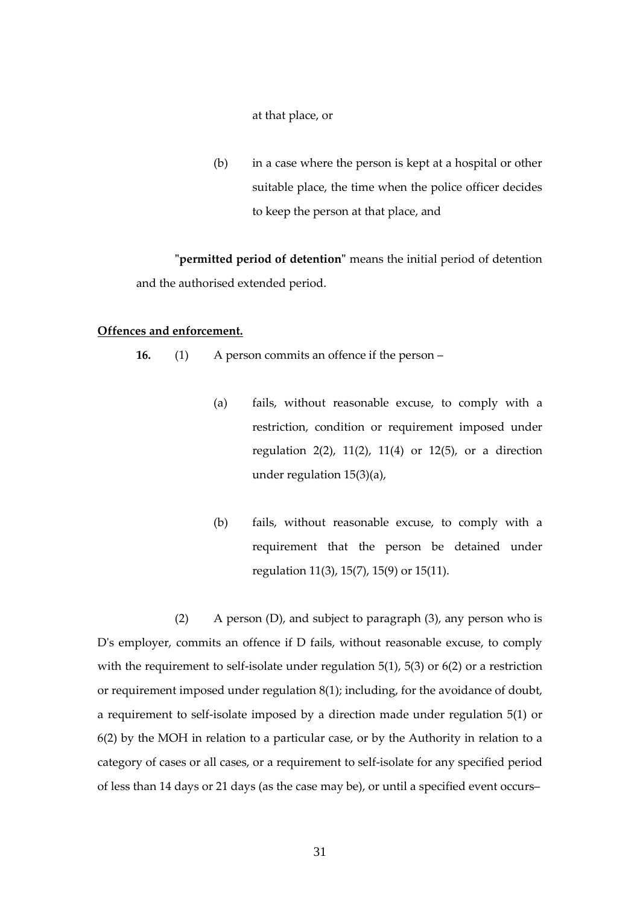at that place, or

(b) in a case where the person is kept at a hospital or other suitable place, the time when the police officer decides to keep the person at that place, and

"**permitted period of detention**" means the initial period of detention and the authorised extended period.

**Offences and enforcement.**

**16.** (1) A person commits an offence if the person –

(a) fails, without reasonable excuse, to comply with a restriction, condition or requirement imposed under regulation 2(2), 11(2), 11(4) or 12(5), or a direction under regulation 15(3)(a),

(b) fails, without reasonable excuse, to comply with a requirement that the person be detained under regulation 11(3), 15(7), 15(9) or 15(11).

(2) A person (D), and subject to paragraph (3), any person who is D's employer, commits an offence if D fails, without reasonable excuse, to comply with the requirement to self-isolate under regulation 5(1), 5(3) or 6(2) or a restriction or requirement imposed under regulation 8(1); including, for the avoidance of doubt, a requirement to self-isolate imposed by a direction made under regulation 5(1) or 6(2) by the MOH in relation to a particular case, or by the Authority in relation to a category of cases or all cases, or a requirement to self-isolate for any specified period of less than 14 days or 21 days (as the case may be), or until a specified event occurs–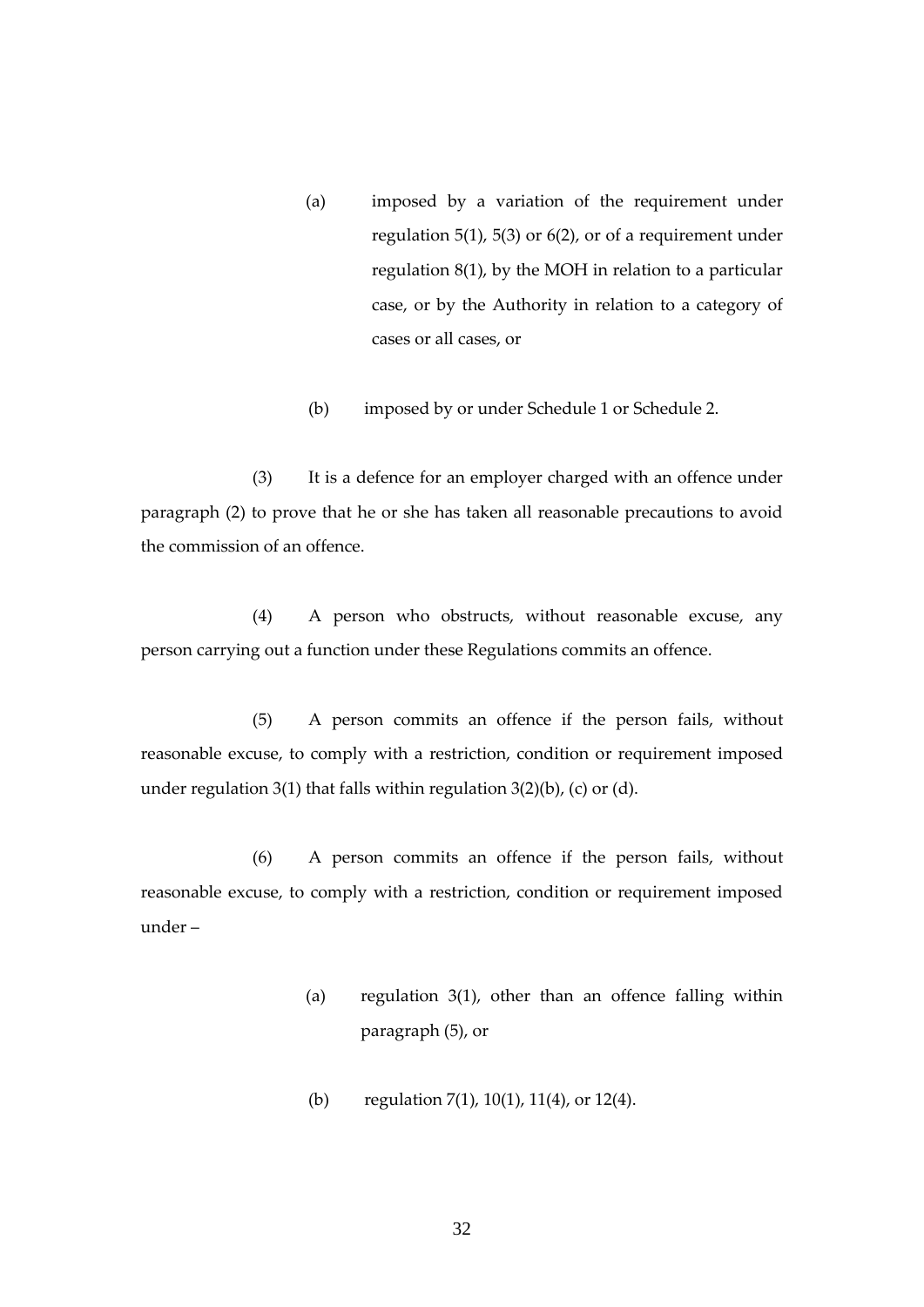(a) imposed by a variation of the requirement under regulation 5(1), 5(3) or 6(2), or of a requirement under regulation 8(1), by the MOH in relation to a particular case, or by the Authority in relation to a category of cases or all cases, or

(b) imposed by or under Schedule 1 or Schedule 2.

(3) It is a defence for an employer charged with an offence under paragraph (2) to prove that he or she has taken all reasonable precautions to avoid the commission of an offence.

(4) A person who obstructs, without reasonable excuse, any person carrying out a function under these Regulations commits an offence.

(5) A person commits an offence if the person fails, without reasonable excuse, to comply with a restriction, condition or requirement imposed under regulation 3(1) that falls within regulation 3(2)(b), (c) or (d).

(6) A person commits an offence if the person fails, without reasonable excuse, to comply with a restriction, condition or requirement imposed under –

(a) regulation 3(1), other than an offence falling within paragraph (5), or

(b) regulation 7(1), 10(1), 11(4), or 12(4).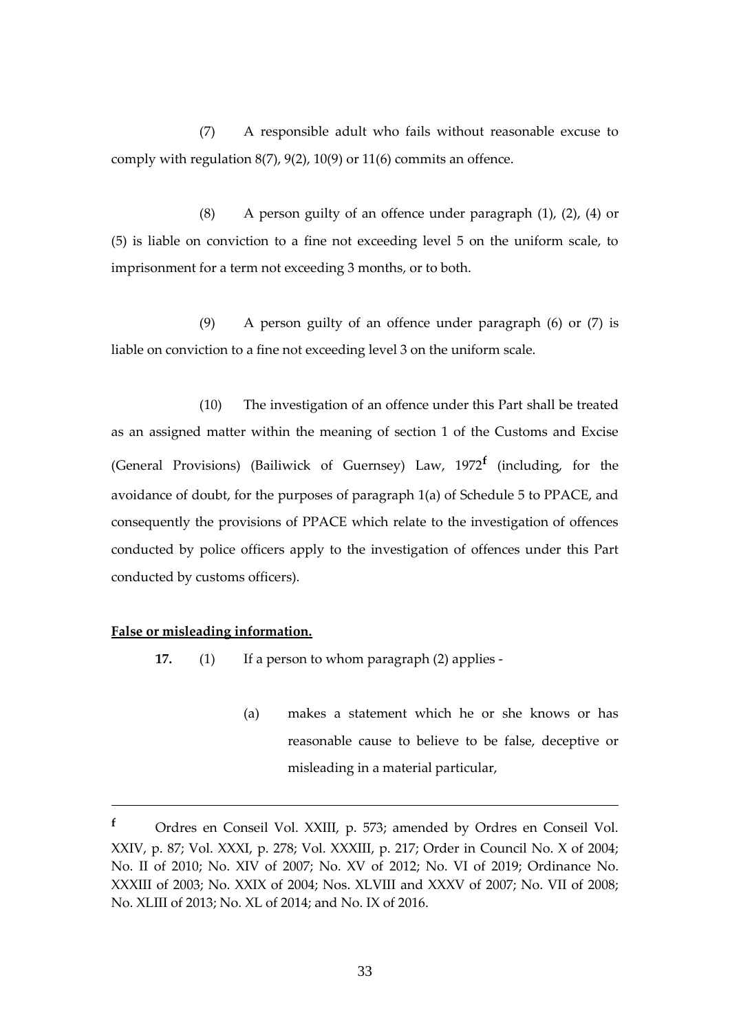(7) A responsible adult who fails without reasonable excuse to comply with regulation 8(7), 9(2), 10(9) or 11(6) commits an offence.

(8) A person guilty of an offence under paragraph (1), (2), (4) or (5) is liable on conviction to a fine not exceeding level 5 on the uniform scale, to imprisonment for a term not exceeding 3 months, or to both.

(9) A person guilty of an offence under paragraph (6) or (7) is liable on conviction to a fine not exceeding level 3 on the uniform scale.

(10) The investigation of an offence under this Part shall be treated as an assigned matter within the meaning of section 1 of the Customs and Excise (General Provisions) (Bailiwick of Guernsey) Law, 1972[f] (including, for the avoidance of doubt, for the purposes of paragraph 1(a) of Schedule 5 to PPACE, and consequently the provisions of PPACE which relate to the investigation of offences conducted by police officers apply to the investigation of offences under this Part conducted by customs officers).

**False or misleading information.**

**17.** (1) If a person to whom paragraph (2) applies -

(a) makes a statement which he or she knows or has reasonable cause to believe to be false, deceptive or misleading in a material particular,

---

[f] Ordres en Conseil Vol. XXIII, p. 573; amended by Ordres en Conseil Vol. XXIV, p. 87; Vol. XXXI, p. 278; Vol. XXXIII, p. 217; Order in Council No. X of 2004; No. II of 2010; No. XIV of 2007; No. XV of 2012; No. VI of 2019; Ordinance No. XXXIII of 2003; No. XXIX of 2004; Nos. XLVIII and XXXV of 2007; No. VII of 2008; No. XLIII of 2013; No. XL of 2014; and No. IX of 2016.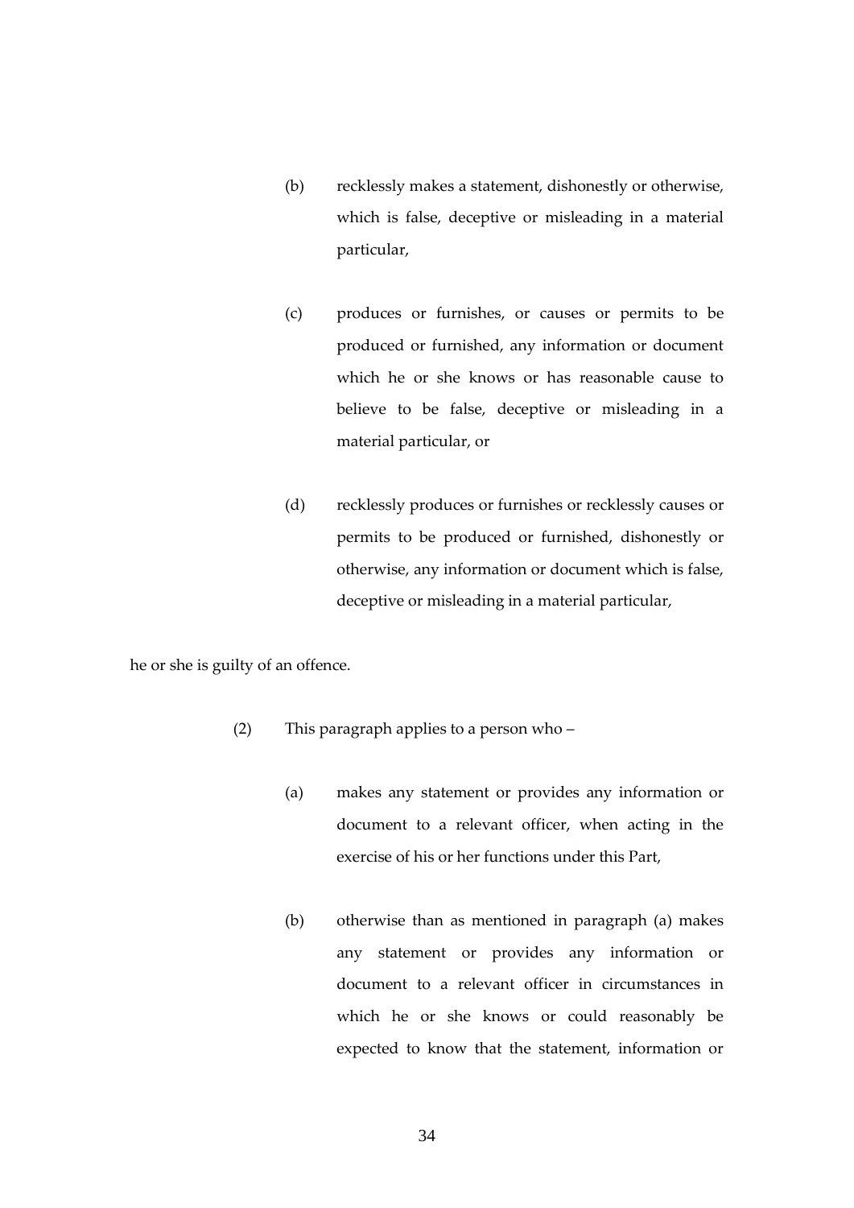(b) recklessly makes a statement, dishonestly or otherwise, which is false, deceptive or misleading in a material particular,

(c) produces or furnishes, or causes or permits to be produced or furnished, any information or document which he or she knows or has reasonable cause to believe to be false, deceptive or misleading in a material particular, or

(d) recklessly produces or furnishes or recklessly causes or permits to be produced or furnished, dishonestly or otherwise, any information or document which is false, deceptive or misleading in a material particular,

he or she is guilty of an offence.

(2) This paragraph applies to a person who –

(a) makes any statement or provides any information or document to a relevant officer, when acting in the exercise of his or her functions under this Part,

(b) otherwise than as mentioned in paragraph (a) makes any statement or provides any information or document to a relevant officer in circumstances in which he or she knows or could reasonably be expected to know that the statement, information or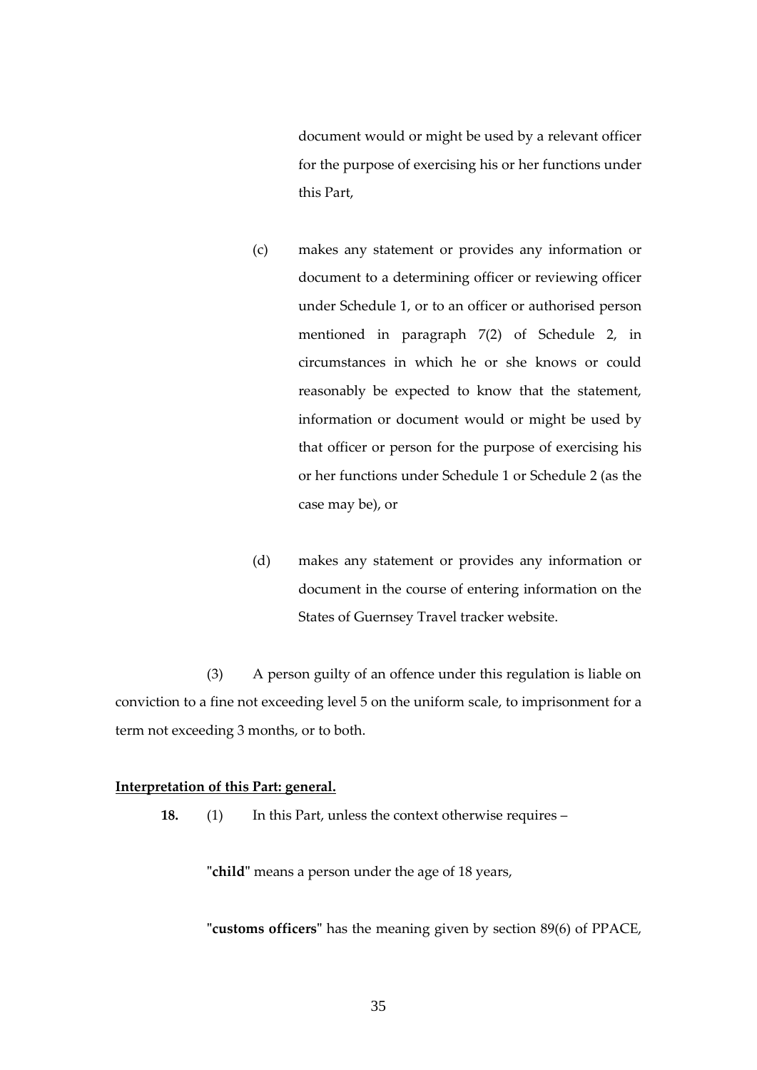document would or might be used by a relevant officer for the purpose of exercising his or her functions under this Part,

(c) makes any statement or provides any information or document to a determining officer or reviewing officer under Schedule 1, or to an officer or authorised person mentioned in paragraph 7(2) of Schedule 2, in circumstances in which he or she knows or could reasonably be expected to know that the statement, information or document would or might be used by that officer or person for the purpose of exercising his or her functions under Schedule 1 or Schedule 2 (as the case may be), or

(d) makes any statement or provides any information or document in the course of entering information on the States of Guernsey Travel tracker website.

(3) A person guilty of an offence under this regulation is liable on conviction to a fine not exceeding level 5 on the uniform scale, to imprisonment for a term not exceeding 3 months, or to both.

**Interpretation of this Part: general.**

**18.** (1) In this Part, unless the context otherwise requires –

"**child**" means a person under the age of 18 years,

"**customs officers**" has the meaning given by section 89(6) of PPACE,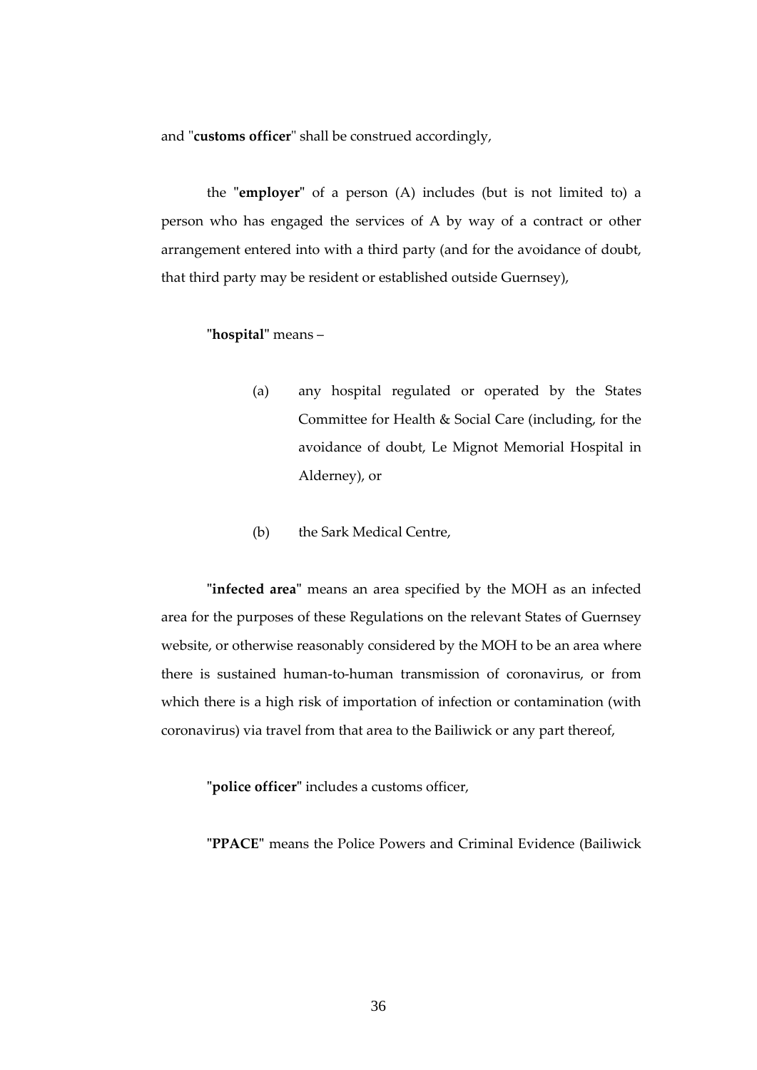and "**customs officer**" shall be construed accordingly,

the "**employer**" of a person (A) includes (but is not limited to) a person who has engaged the services of A by way of a contract or other arrangement entered into with a third party (and for the avoidance of doubt, that third party may be resident or established outside Guernsey),

"**hospital**" means –

(a) any hospital regulated or operated by the States Committee for Health & Social Care (including, for the avoidance of doubt, Le Mignot Memorial Hospital in Alderney), or

(b) the Sark Medical Centre,

"**infected area**" means an area specified by the MOH as an infected area for the purposes of these Regulations on the relevant States of Guernsey website, or otherwise reasonably considered by the MOH to be an area where there is sustained human-to-human transmission of coronavirus, or from which there is a high risk of importation of infection or contamination (with coronavirus) via travel from that area to the Bailiwick or any part thereof,

"**police officer**" includes a customs officer,

"**PPACE**" means the Police Powers and Criminal Evidence (Bailiwick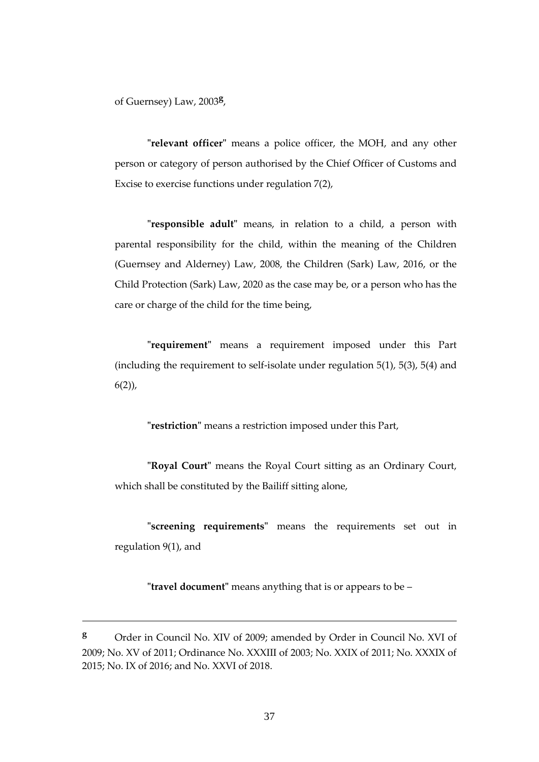of Guernsey) Law, 2003[g],

"**relevant officer**" means a police officer, the MOH, and any other person or category of person authorised by the Chief Officer of Customs and Excise to exercise functions under regulation 7(2),

"**responsible adult**" means, in relation to a child, a person with parental responsibility for the child, within the meaning of the Children (Guernsey and Alderney) Law, 2008, the Children (Sark) Law, 2016, or the Child Protection (Sark) Law, 2020 as the case may be, or a person who has the care or charge of the child for the time being,

"**requirement**" means a requirement imposed under this Part (including the requirement to self-isolate under regulation 5(1), 5(3), 5(4) and 6(2)),

"**restriction**" means a restriction imposed under this Part,

"**Royal Court**" means the Royal Court sitting as an Ordinary Court, which shall be constituted by the Bailiff sitting alone,

"**screening requirements**" means the requirements set out in regulation 9(1), and

"**travel document**" means anything that is or appears to be –

---

[g] Order in Council No. XIV of 2009; amended by Order in Council No. XVI of 2009; No. XV of 2011; Ordinance No. XXXIII of 2003; No. XXIX of 2011; No. XXXIX of 2015; No. IX of 2016; and No. XXVI of 2018.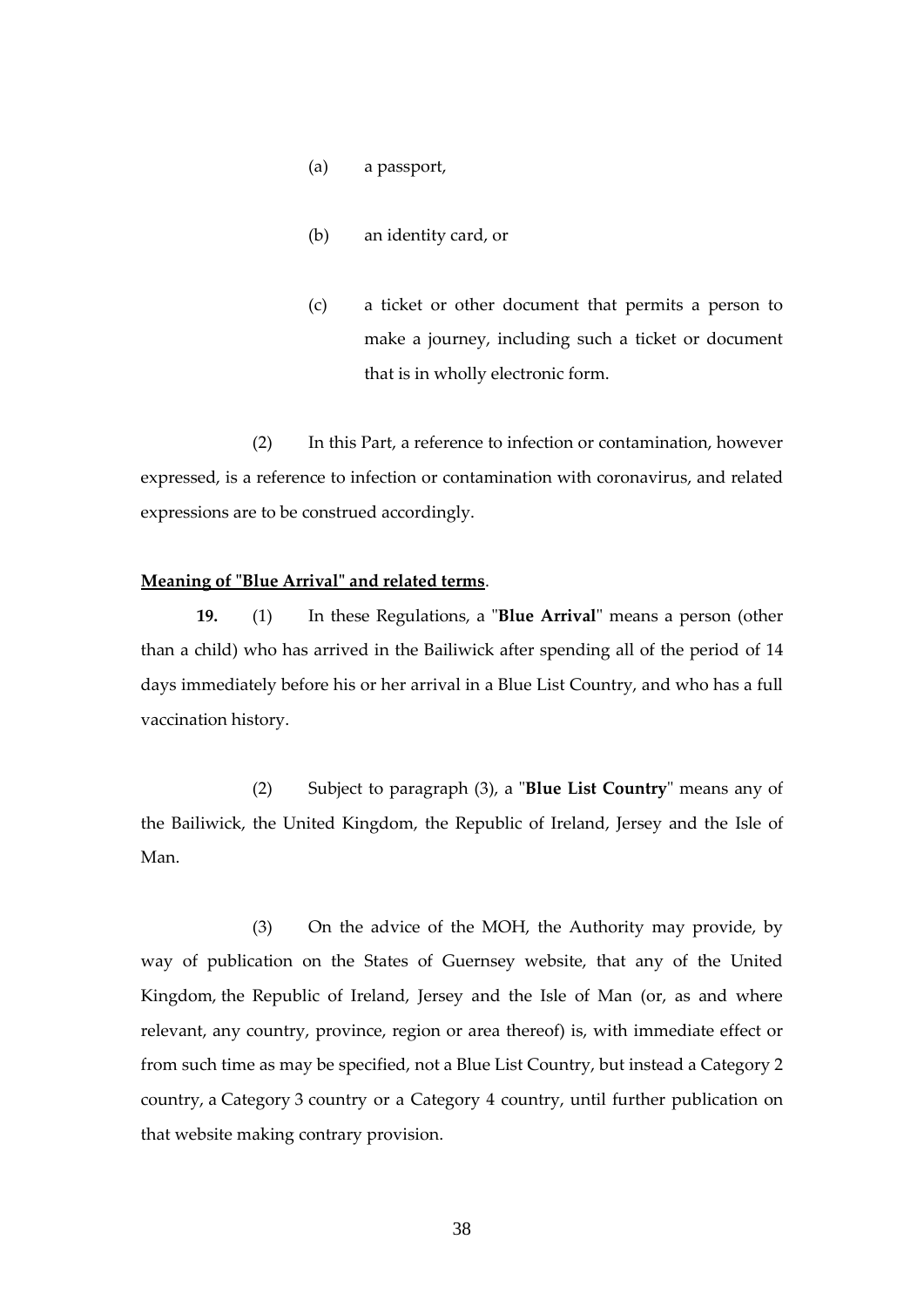(a) a passport,

(b) an identity card, or

(c) a ticket or other document that permits a person to make a journey, including such a ticket or document that is in wholly electronic form.

(2) In this Part, a reference to infection or contamination, however expressed, is a reference to infection or contamination with coronavirus, and related expressions are to be construed accordingly.

**Meaning of "Blue Arrival" and related terms**.

**19.** (1) In these Regulations, a "**Blue Arrival**" means a person (other than a child) who has arrived in the Bailiwick after spending all of the period of 14 days immediately before his or her arrival in a Blue List Country, and who has a full vaccination history.

(2) Subject to paragraph (3), a "**Blue List Country**" means any of the Bailiwick, the United Kingdom, the Republic of Ireland, Jersey and the Isle of Man.

(3) On the advice of the MOH, the Authority may provide, by way of publication on the States of Guernsey website, that any of the United Kingdom, the Republic of Ireland, Jersey and the Isle of Man (or, as and where relevant, any country, province, region or area thereof) is, with immediate effect or from such time as may be specified, not a Blue List Country, but instead a Category 2 country, a Category 3 country or a Category 4 country, until further publication on that website making contrary provision.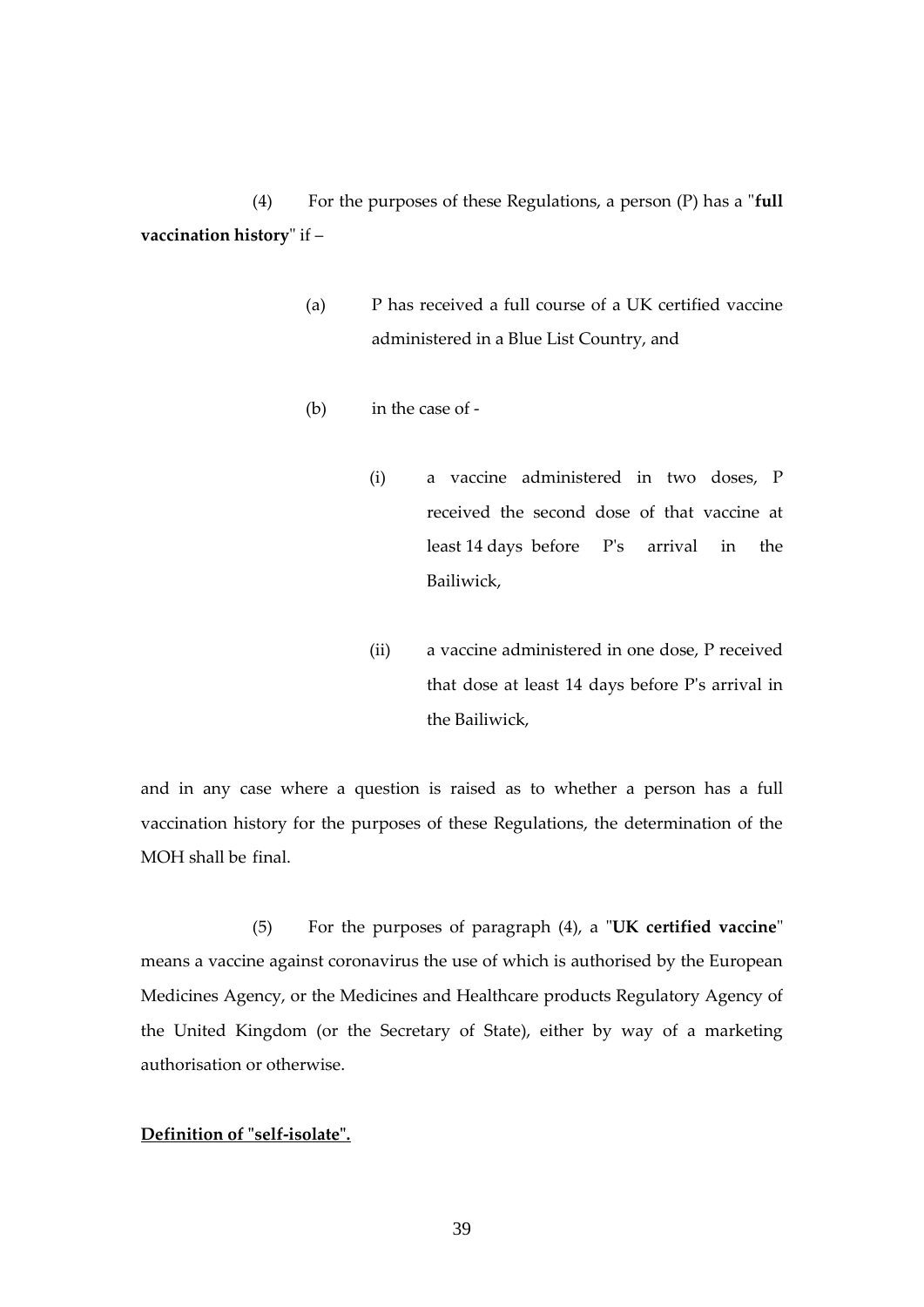(4) For the purposes of these Regulations, a person (P) has a "**full vaccination history**" if –

(a) P has received a full course of a UK certified vaccine administered in a Blue List Country, and

(b) in the case of -

(i) a vaccine administered in two doses, P received the second dose of that vaccine at least 14 days before P's arrival in the Bailiwick,

(ii) a vaccine administered in one dose, P received that dose at least 14 days before P's arrival in the Bailiwick,

and in any case where a question is raised as to whether a person has a full vaccination history for the purposes of these Regulations, the determination of the MOH shall be final.

(5) For the purposes of paragraph (4), a "**UK certified vaccine**" means a vaccine against coronavirus the use of which is authorised by the European Medicines Agency, or the Medicines and Healthcare products Regulatory Agency of the United Kingdom (or the Secretary of State), either by way of a marketing authorisation or otherwise.

**Definition of "self-isolate".**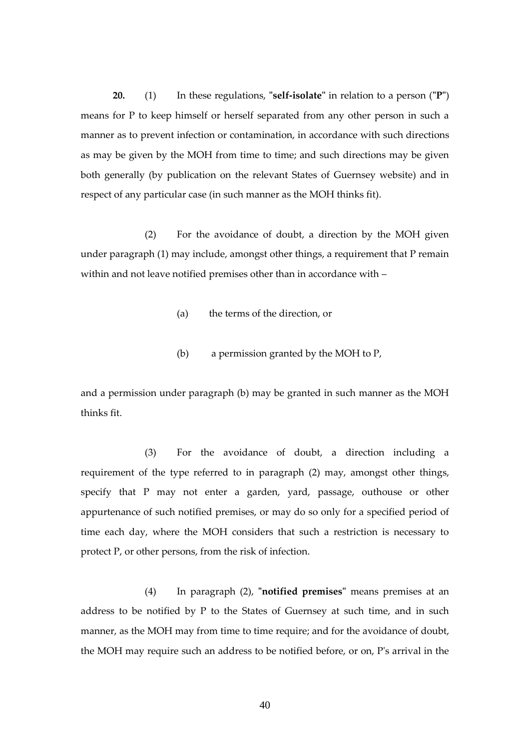**20.** (1) In these regulations, "**self-isolate**" in relation to a person ("**P**") means for P to keep himself or herself separated from any other person in such a manner as to prevent infection or contamination, in accordance with such directions as may be given by the MOH from time to time; and such directions may be given both generally (by publication on the relevant States of Guernsey website) and in respect of any particular case (in such manner as the MOH thinks fit).

(2) For the avoidance of doubt, a direction by the MOH given under paragraph (1) may include, amongst other things, a requirement that P remain within and not leave notified premises other than in accordance with –

(a) the terms of the direction, or

(b) a permission granted by the MOH to P,

and a permission under paragraph (b) may be granted in such manner as the MOH thinks fit.

(3) For the avoidance of doubt, a direction including a requirement of the type referred to in paragraph (2) may, amongst other things, specify that P may not enter a garden, yard, passage, outhouse or other appurtenance of such notified premises, or may do so only for a specified period of time each day, where the MOH considers that such a restriction is necessary to protect P, or other persons, from the risk of infection.

(4) In paragraph (2), "**notified premises**" means premises at an address to be notified by P to the States of Guernsey at such time, and in such manner, as the MOH may from time to time require; and for the avoidance of doubt, the MOH may require such an address to be notified before, or on, P's arrival in the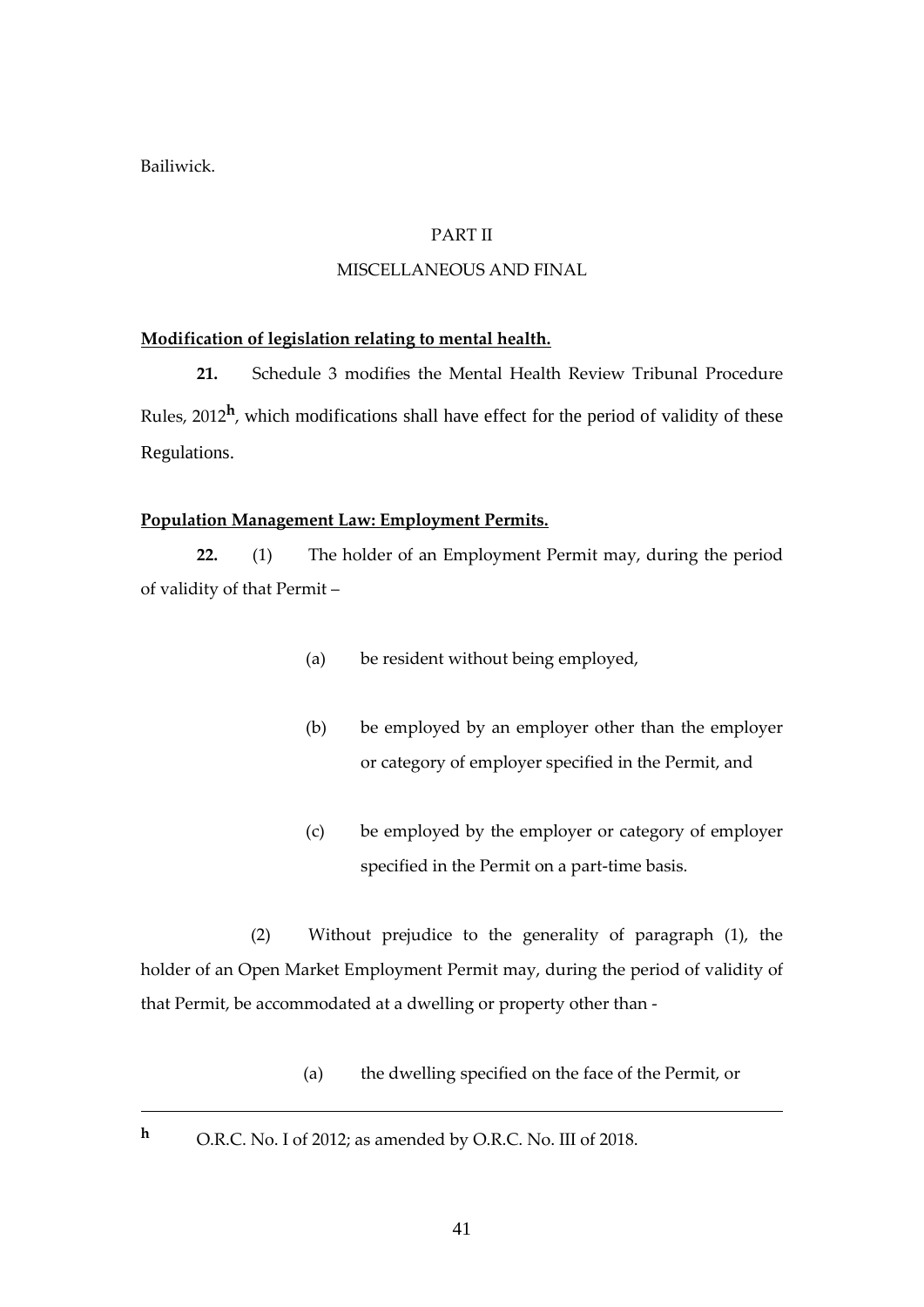Bailiwick.

## PART II

## MISCELLANEOUS AND FINAL

**Modification of legislation relating to mental health.**

**21.** Schedule 3 modifies the Mental Health Review Tribunal Procedure Rules, 2012[h], which modifications shall have effect for the period of validity of these Regulations.

**Population Management Law: Employment Permits.**

**22.** (1) The holder of an Employment Permit may, during the period of validity of that Permit –

(a) be resident without being employed,

(b) be employed by an employer other than the employer or category of employer specified in the Permit, and

(c) be employed by the employer or category of employer specified in the Permit on a part-time basis.

(2) Without prejudice to the generality of paragraph (1), the holder of an Open Market Employment Permit may, during the period of validity of that Permit, be accommodated at a dwelling or property other than -

(a) the dwelling specified on the face of the Permit, or

---

[h] O.R.C. No. I of 2012; as amended by O.R.C. No. III of 2018.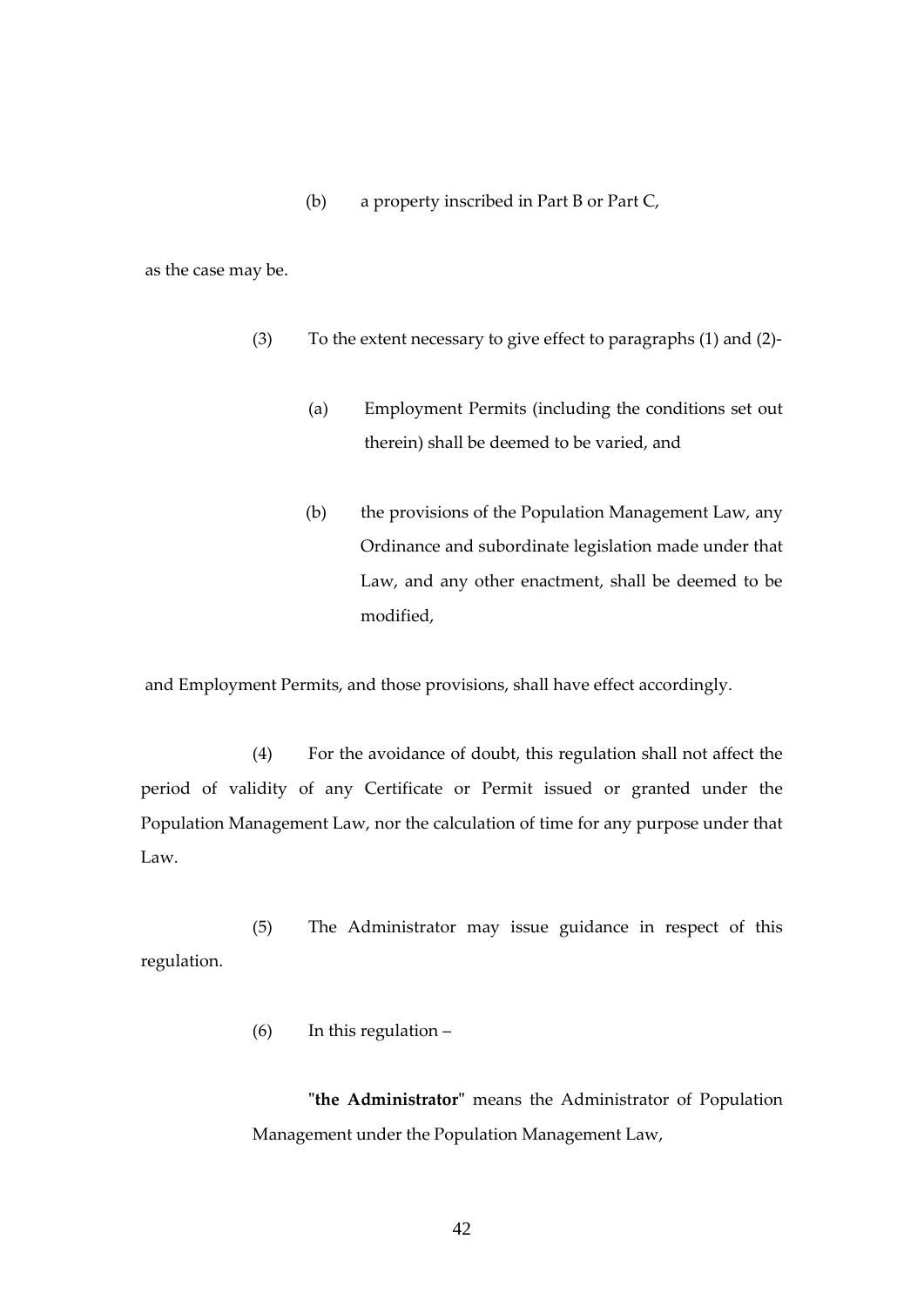(b) a property inscribed in Part B or Part C,

as the case may be.

(3) To the extent necessary to give effect to paragraphs (1) and (2)-

(a) Employment Permits (including the conditions set out therein) shall be deemed to be varied, and

(b) the provisions of the Population Management Law, any Ordinance and subordinate legislation made under that Law, and any other enactment, shall be deemed to be modified,

and Employment Permits, and those provisions, shall have effect accordingly.

(4) For the avoidance of doubt, this regulation shall not affect the period of validity of any Certificate or Permit issued or granted under the Population Management Law, nor the calculation of time for any purpose under that Law.

(5) The Administrator may issue guidance in respect of this regulation.

(6) In this regulation –

"**the Administrator**" means the Administrator of Population Management under the Population Management Law,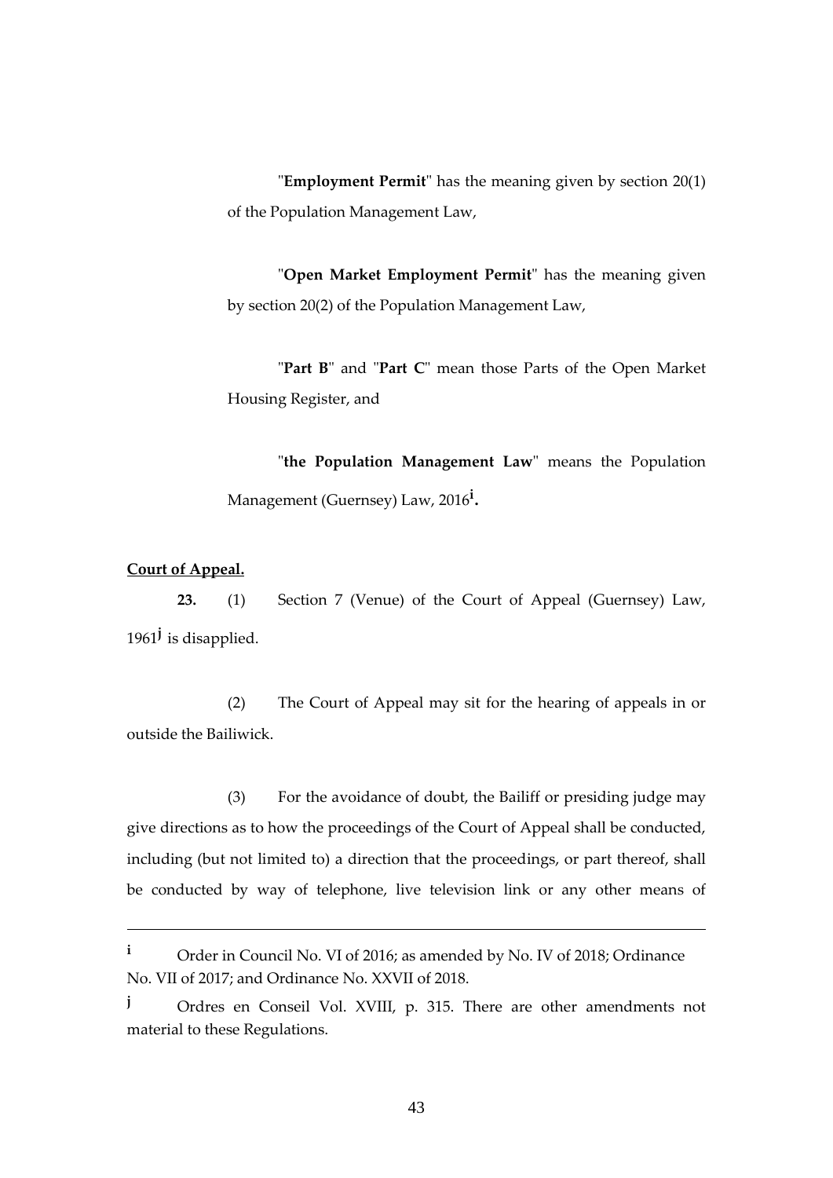"**Employment Permit**" has the meaning given by section 20(1) of the Population Management Law,

"**Open Market Employment Permit**" has the meaning given by section 20(2) of the Population Management Law,

"**Part B**" and "**Part C**" mean those Parts of the Open Market Housing Register, and

"**the Population Management Law**" means the Population Management (Guernsey) Law, 2016[i].

**Court of Appeal.**

**23.** (1) Section 7 (Venue) of the Court of Appeal (Guernsey) Law, 1961[j] is disapplied.

(2) The Court of Appeal may sit for the hearing of appeals in or outside the Bailiwick.

(3) For the avoidance of doubt, the Bailiff or presiding judge may give directions as to how the proceedings of the Court of Appeal shall be conducted, including (but not limited to) a direction that the proceedings, or part thereof, shall be conducted by way of telephone, live television link or any other means of

---

[i] Order in Council No. VI of 2016; as amended by No. IV of 2018; Ordinance No. VII of 2017; and Ordinance No. XXVII of 2018.

[j] Ordres en Conseil Vol. XVIII, p. 315. There are other amendments not material to these Regulations.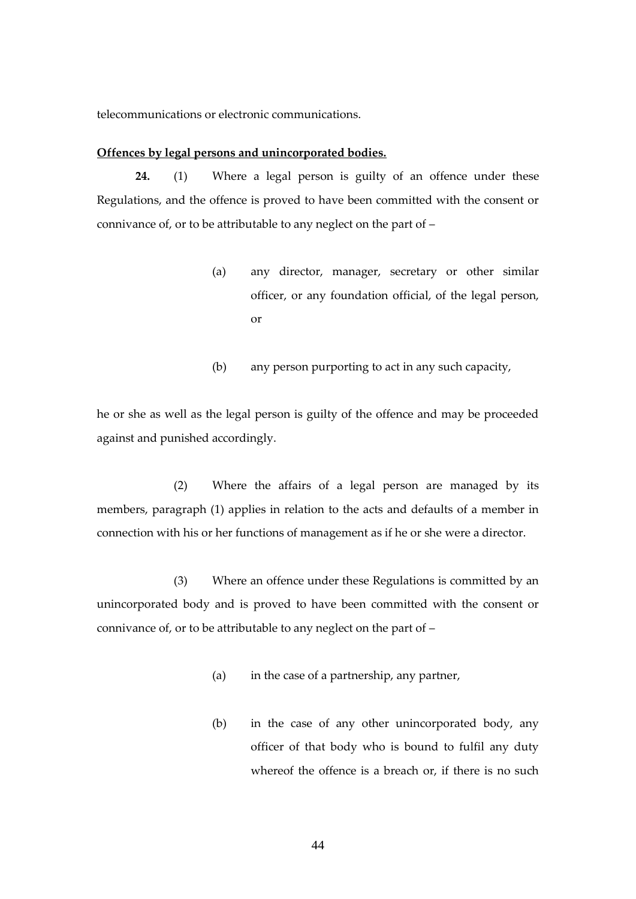telecommunications or electronic communications.

**Offences by legal persons and unincorporated bodies.**

**24.** (1) Where a legal person is guilty of an offence under these Regulations, and the offence is proved to have been committed with the consent or connivance of, or to be attributable to any neglect on the part of –

(a) any director, manager, secretary or other similar officer, or any foundation official, of the legal person, or

(b) any person purporting to act in any such capacity,

he or she as well as the legal person is guilty of the offence and may be proceeded against and punished accordingly.

(2) Where the affairs of a legal person are managed by its members, paragraph (1) applies in relation to the acts and defaults of a member in connection with his or her functions of management as if he or she were a director.

(3) Where an offence under these Regulations is committed by an unincorporated body and is proved to have been committed with the consent or connivance of, or to be attributable to any neglect on the part of –

(a) in the case of a partnership, any partner,

(b) in the case of any other unincorporated body, any officer of that body who is bound to fulfil any duty whereof the offence is a breach or, if there is no such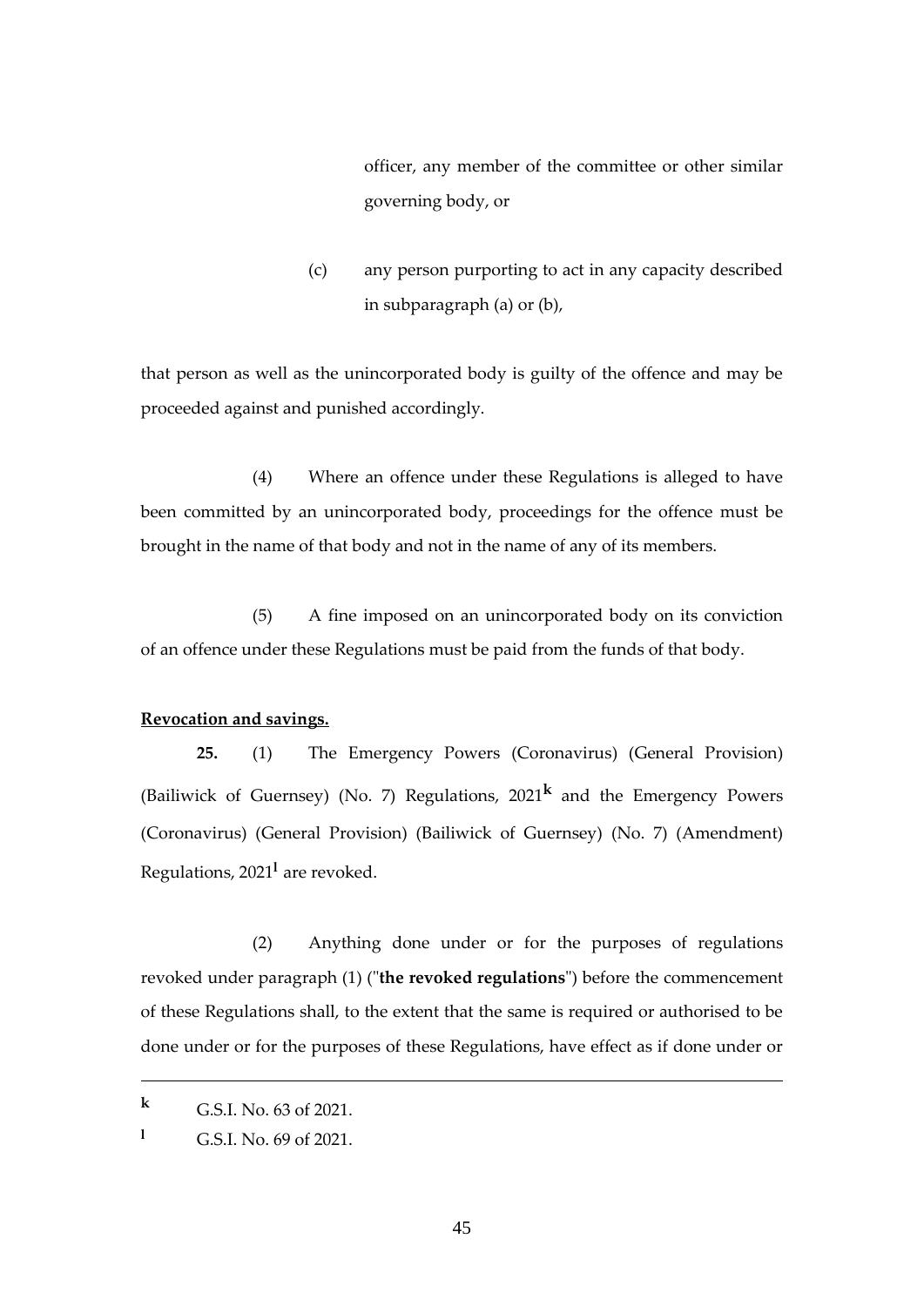officer, any member of the committee or other similar governing body, or

(c) any person purporting to act in any capacity described in subparagraph (a) or (b),

that person as well as the unincorporated body is guilty of the offence and may be proceeded against and punished accordingly.

(4) Where an offence under these Regulations is alleged to have been committed by an unincorporated body, proceedings for the offence must be brought in the name of that body and not in the name of any of its members.

(5) A fine imposed on an unincorporated body on its conviction of an offence under these Regulations must be paid from the funds of that body.

**Revocation and savings.**

**25.** (1) The Emergency Powers (Coronavirus) (General Provision) (Bailiwick of Guernsey) (No. 7) Regulations, 2021[k] and the Emergency Powers (Coronavirus) (General Provision) (Bailiwick of Guernsey) (No. 7) (Amendment) Regulations, 2021[l] are revoked.

(2) Anything done under or for the purposes of regulations revoked under paragraph (1) ("**the revoked regulations**") before the commencement of these Regulations shall, to the extent that the same is required or authorised to be done under or for the purposes of these Regulations, have effect as if done under or

---

[k] G.S.I. No. 63 of 2021.

[l] G.S.I. No. 69 of 2021.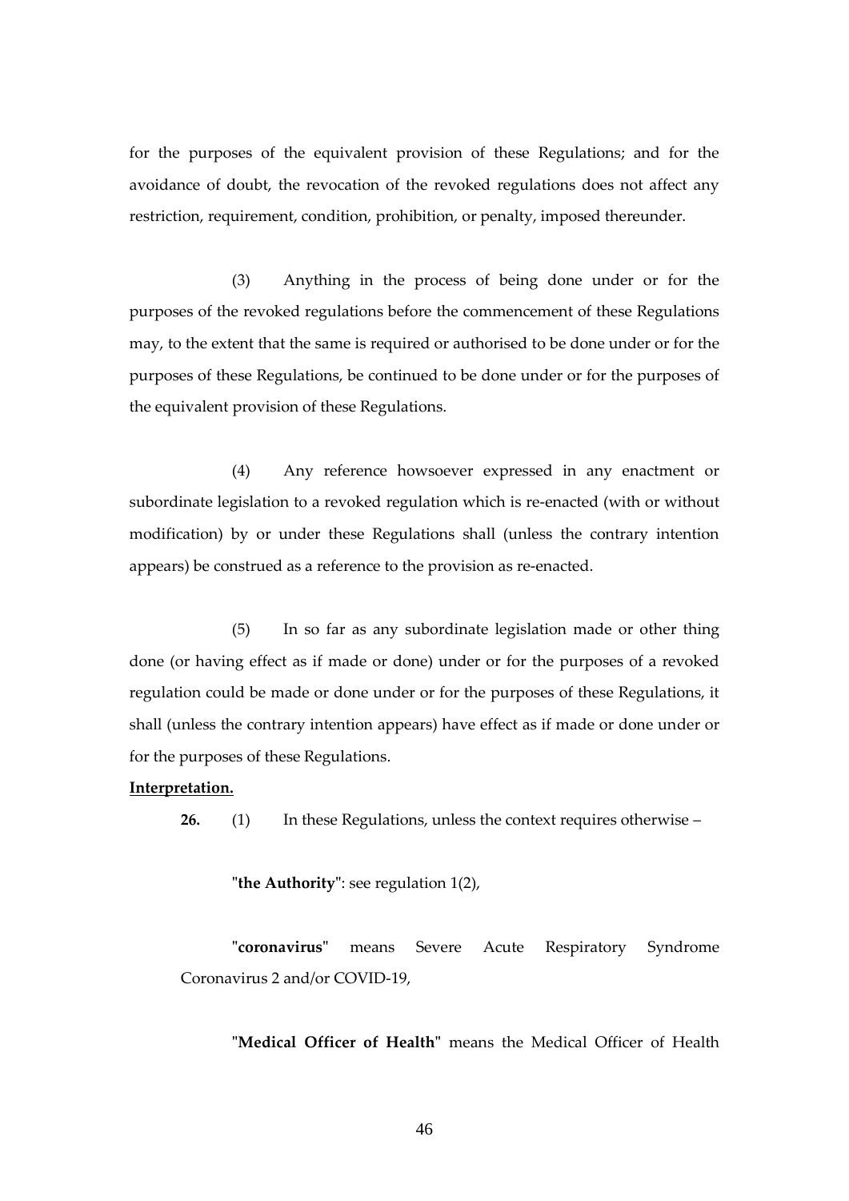for the purposes of the equivalent provision of these Regulations; and for the avoidance of doubt, the revocation of the revoked regulations does not affect any restriction, requirement, condition, prohibition, or penalty, imposed thereunder.

(3) Anything in the process of being done under or for the purposes of the revoked regulations before the commencement of these Regulations may, to the extent that the same is required or authorised to be done under or for the purposes of these Regulations, be continued to be done under or for the purposes of the equivalent provision of these Regulations.

(4) Any reference howsoever expressed in any enactment or subordinate legislation to a revoked regulation which is re-enacted (with or without modification) by or under these Regulations shall (unless the contrary intention appears) be construed as a reference to the provision as re-enacted.

(5) In so far as any subordinate legislation made or other thing done (or having effect as if made or done) under or for the purposes of a revoked regulation could be made or done under or for the purposes of these Regulations, it shall (unless the contrary intention appears) have effect as if made or done under or for the purposes of these Regulations.

**Interpretation.**

**26.** (1) In these Regulations, unless the context requires otherwise –

"**the Authority**": see regulation 1(2),

"**coronavirus**" means Severe Acute Respiratory Syndrome Coronavirus 2 and/or COVID-19,

"**Medical Officer of Health**" means the Medical Officer of Health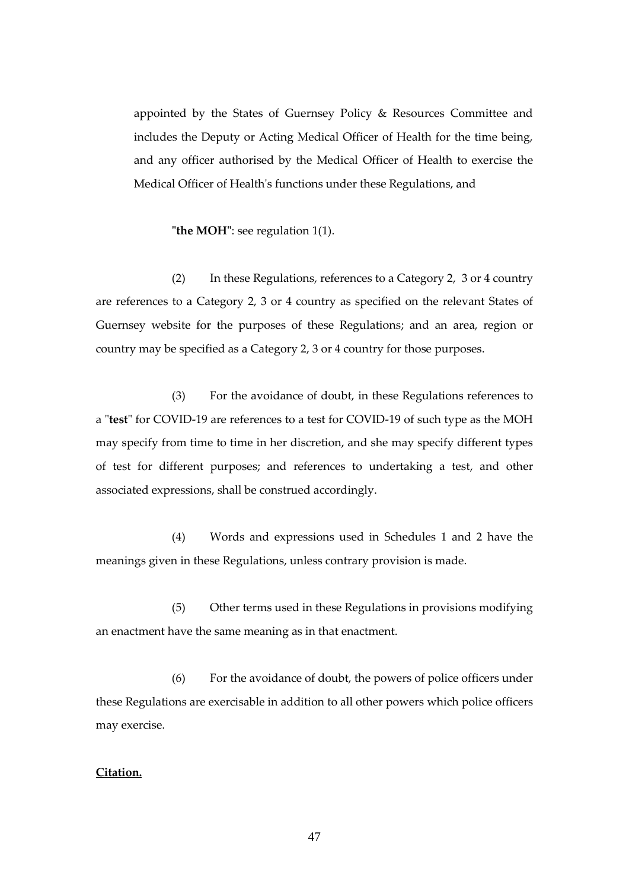appointed by the States of Guernsey Policy & Resources Committee and includes the Deputy or Acting Medical Officer of Health for the time being, and any officer authorised by the Medical Officer of Health to exercise the Medical Officer of Health's functions under these Regulations, and

"**the MOH**": see regulation 1(1).

(2) In these Regulations, references to a Category 2, 3 or 4 country are references to a Category 2, 3 or 4 country as specified on the relevant States of Guernsey website for the purposes of these Regulations; and an area, region or country may be specified as a Category 2, 3 or 4 country for those purposes.

(3) For the avoidance of doubt, in these Regulations references to a "**test**" for COVID-19 are references to a test for COVID-19 of such type as the MOH may specify from time to time in her discretion, and she may specify different types of test for different purposes; and references to undertaking a test, and other associated expressions, shall be construed accordingly.

(4) Words and expressions used in Schedules 1 and 2 have the meanings given in these Regulations, unless contrary provision is made.

(5) Other terms used in these Regulations in provisions modifying an enactment have the same meaning as in that enactment.

(6) For the avoidance of doubt, the powers of police officers under these Regulations are exercisable in addition to all other powers which police officers may exercise.

**Citation.**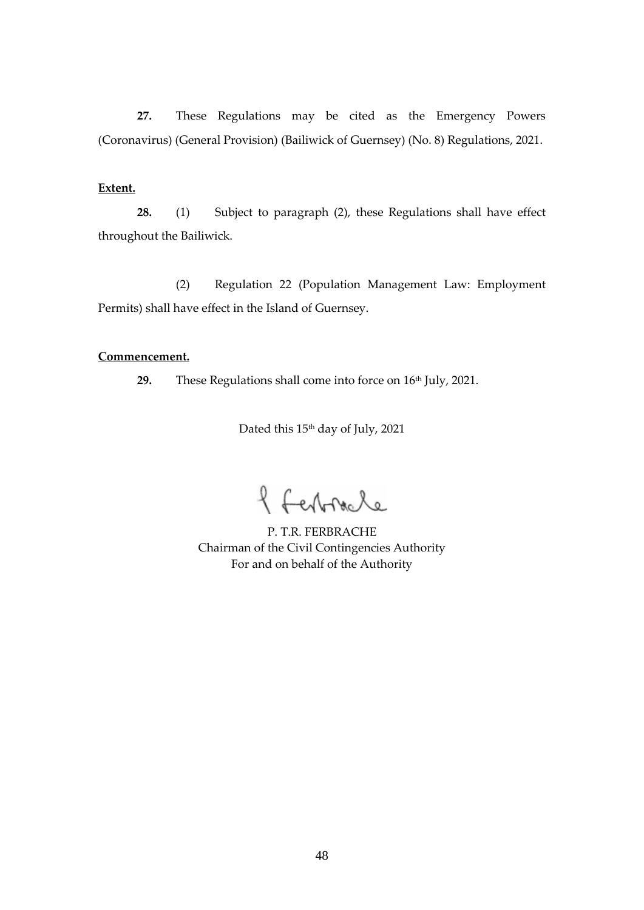**27.** These Regulations may be cited as the Emergency Powers (Coronavirus) (General Provision) (Bailiwick of Guernsey) (No. 8) Regulations, 2021.

**Extent.**

**28.** (1) Subject to paragraph (2), these Regulations shall have effect throughout the Bailiwick.

(2) Regulation 22 (Population Management Law: Employment Permits) shall have effect in the Island of Guernsey.

**Commencement.**

**29.** These Regulations shall come into force on 16th July, 2021.

Dated this 15th day of July, 2021

P. T.R. FERBRACHE
Chairman of the Civil Contingencies Authority
For and on behalf of the Authority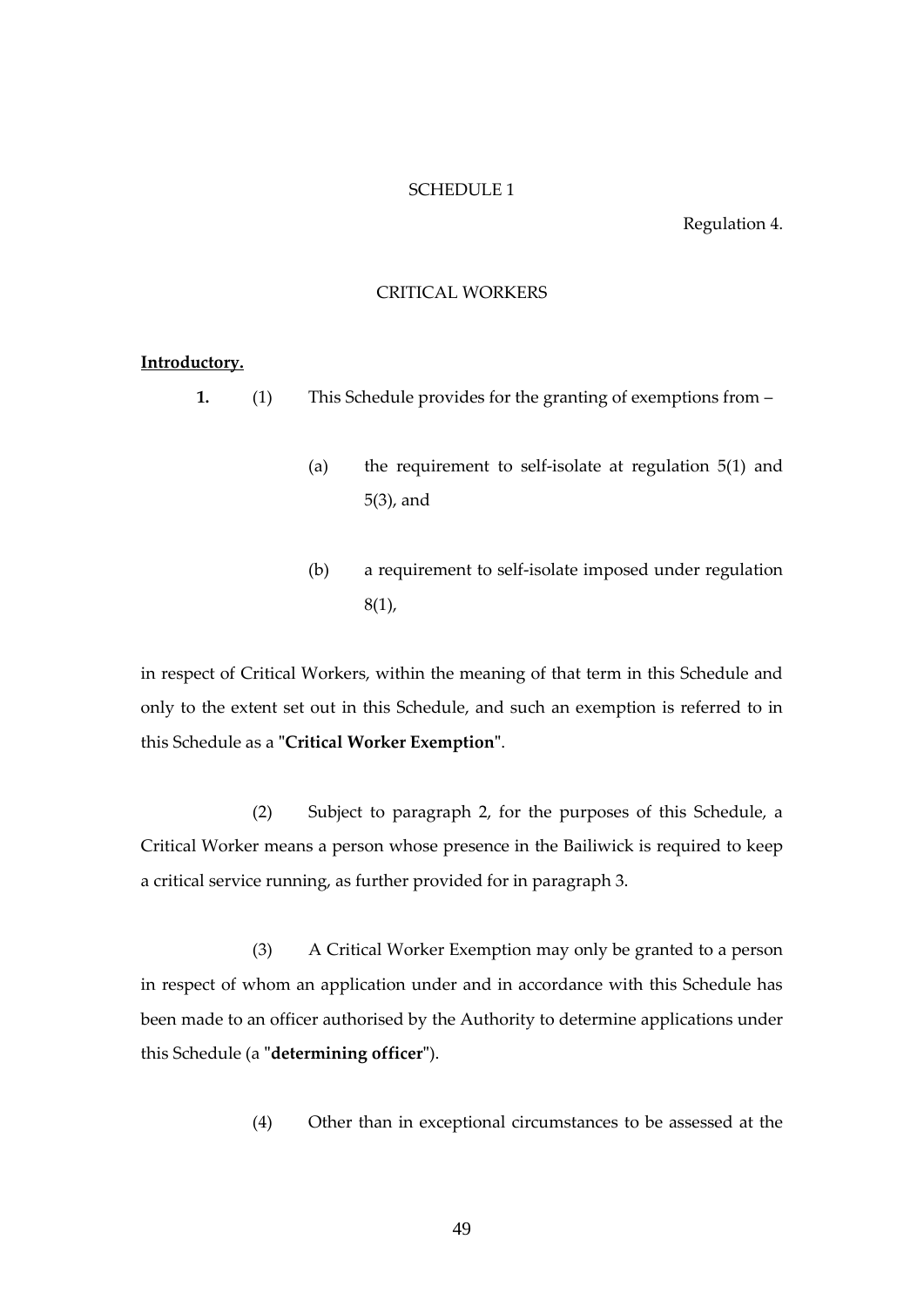SCHEDULE 1

Regulation 4.

CRITICAL WORKERS

**Introductory.**

**1.** (1) This Schedule provides for the granting of exemptions from –

(a) the requirement to self-isolate at regulation 5(1) and 5(3), and

(b) a requirement to self-isolate imposed under regulation 8(1),

in respect of Critical Workers, within the meaning of that term in this Schedule and only to the extent set out in this Schedule, and such an exemption is referred to in this Schedule as a "**Critical Worker Exemption**".

(2) Subject to paragraph 2, for the purposes of this Schedule, a Critical Worker means a person whose presence in the Bailiwick is required to keep a critical service running, as further provided for in paragraph 3.

(3) A Critical Worker Exemption may only be granted to a person in respect of whom an application under and in accordance with this Schedule has been made to an officer authorised by the Authority to determine applications under this Schedule (a "**determining officer**").

(4) Other than in exceptional circumstances to be assessed at the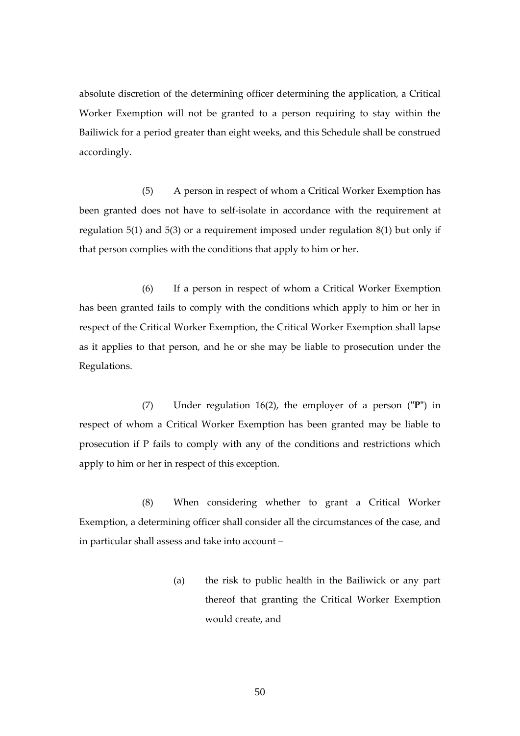absolute discretion of the determining officer determining the application, a Critical Worker Exemption will not be granted to a person requiring to stay within the Bailiwick for a period greater than eight weeks, and this Schedule shall be construed accordingly.

(5) A person in respect of whom a Critical Worker Exemption has been granted does not have to self-isolate in accordance with the requirement at regulation 5(1) and 5(3) or a requirement imposed under regulation 8(1) but only if that person complies with the conditions that apply to him or her.

(6) If a person in respect of whom a Critical Worker Exemption has been granted fails to comply with the conditions which apply to him or her in respect of the Critical Worker Exemption, the Critical Worker Exemption shall lapse as it applies to that person, and he or she may be liable to prosecution under the Regulations.

(7) Under regulation 16(2), the employer of a person ("**P**") in respect of whom a Critical Worker Exemption has been granted may be liable to prosecution if P fails to comply with any of the conditions and restrictions which apply to him or her in respect of this exception.

(8) When considering whether to grant a Critical Worker Exemption, a determining officer shall consider all the circumstances of the case, and in particular shall assess and take into account –

(a) the risk to public health in the Bailiwick or any part thereof that granting the Critical Worker Exemption would create, and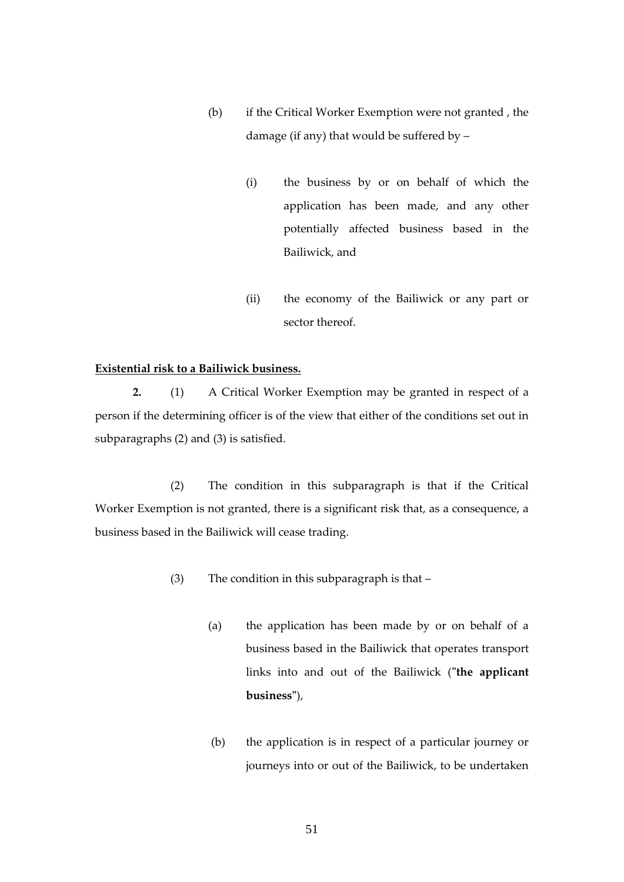(b) if the Critical Worker Exemption were not granted , the damage (if any) that would be suffered by –

(i) the business by or on behalf of which the application has been made, and any other potentially affected business based in the Bailiwick, and

(ii) the economy of the Bailiwick or any part or sector thereof.

**Existential risk to a Bailiwick business.**

**2.** (1) A Critical Worker Exemption may be granted in respect of a person if the determining officer is of the view that either of the conditions set out in subparagraphs (2) and (3) is satisfied.

(2) The condition in this subparagraph is that if the Critical Worker Exemption is not granted, there is a significant risk that, as a consequence, a business based in the Bailiwick will cease trading.

(3) The condition in this subparagraph is that –

(a) the application has been made by or on behalf of a business based in the Bailiwick that operates transport links into and out of the Bailiwick ("**the applicant business**"),

(b) the application is in respect of a particular journey or journeys into or out of the Bailiwick, to be undertaken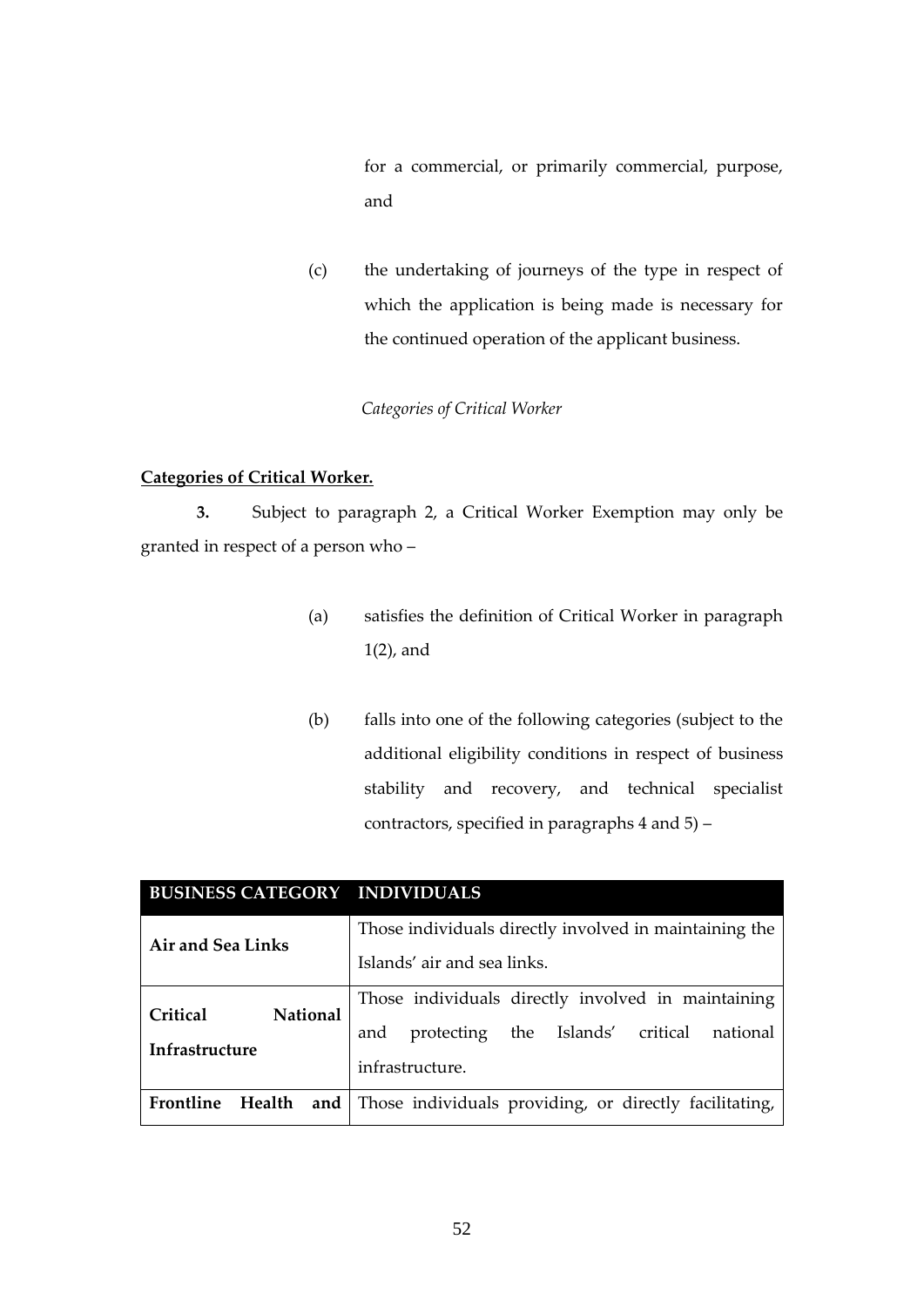for a commercial, or primarily commercial, purpose, and

(c) the undertaking of journeys of the type in respect of which the application is being made is necessary for the continued operation of the applicant business.

*Categories of Critical Worker*

**Categories of Critical Worker.**

**3.** Subject to paragraph 2, a Critical Worker Exemption may only be granted in respect of a person who –

(a) satisfies the definition of Critical Worker in paragraph 1(2), and

(b) falls into one of the following categories (subject to the additional eligibility conditions in respect of business stability and recovery, and technical specialist contractors, specified in paragraphs 4 and 5) –

| BUSINESS CATEGORY | INDIVIDUALS |
|---|---|
| **Air and Sea Links** | Those individuals directly involved in maintaining the Islands' air and sea links. |
| **Critical National Infrastructure** | Those individuals directly involved in maintaining and protecting the Islands' critical national infrastructure. |
| **Frontline Health and** | Those individuals providing, or directly facilitating, |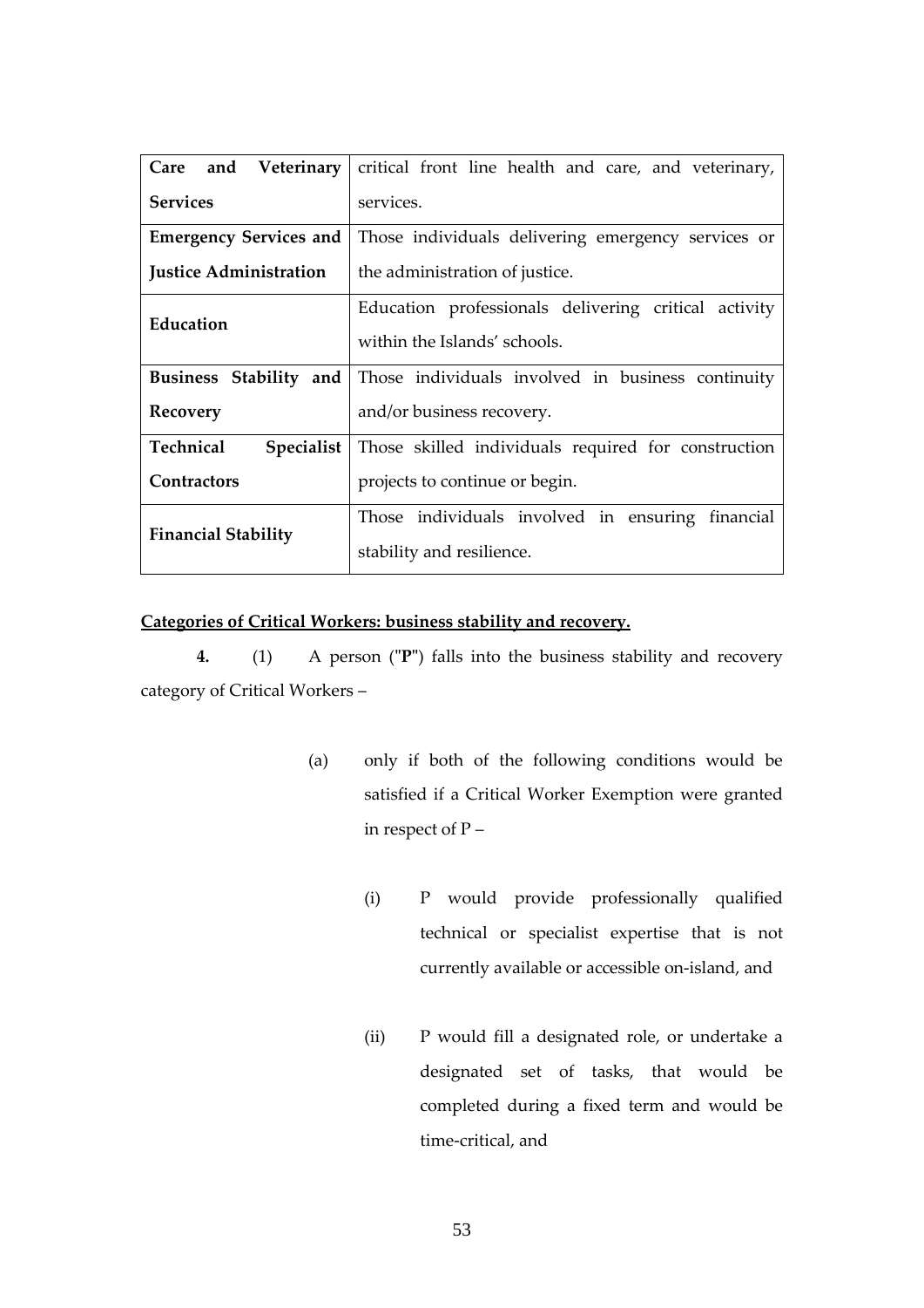| | |
|---|---|
| **Care and Veterinary Services** | critical front line health and care, and veterinary, services. |
| **Emergency Services and Justice Administration** | Those individuals delivering emergency services or the administration of justice. |
| **Education** | Education professionals delivering critical activity within the Islands' schools. |
| **Business Stability and Recovery** | Those individuals involved in business continuity and/or business recovery. |
| **Technical Specialist Contractors** | Those skilled individuals required for construction projects to continue or begin. |
| **Financial Stability** | Those individuals involved in ensuring financial stability and resilience. |

**Categories of Critical Workers: business stability and recovery.**

**4.** (1) A person ("**P**") falls into the business stability and recovery category of Critical Workers –

(a) only if both of the following conditions would be satisfied if a Critical Worker Exemption were granted in respect of P –

(i) P would provide professionally qualified technical or specialist expertise that is not currently available or accessible on-island, and

(ii) P would fill a designated role, or undertake a designated set of tasks, that would be completed during a fixed term and would be time-critical, and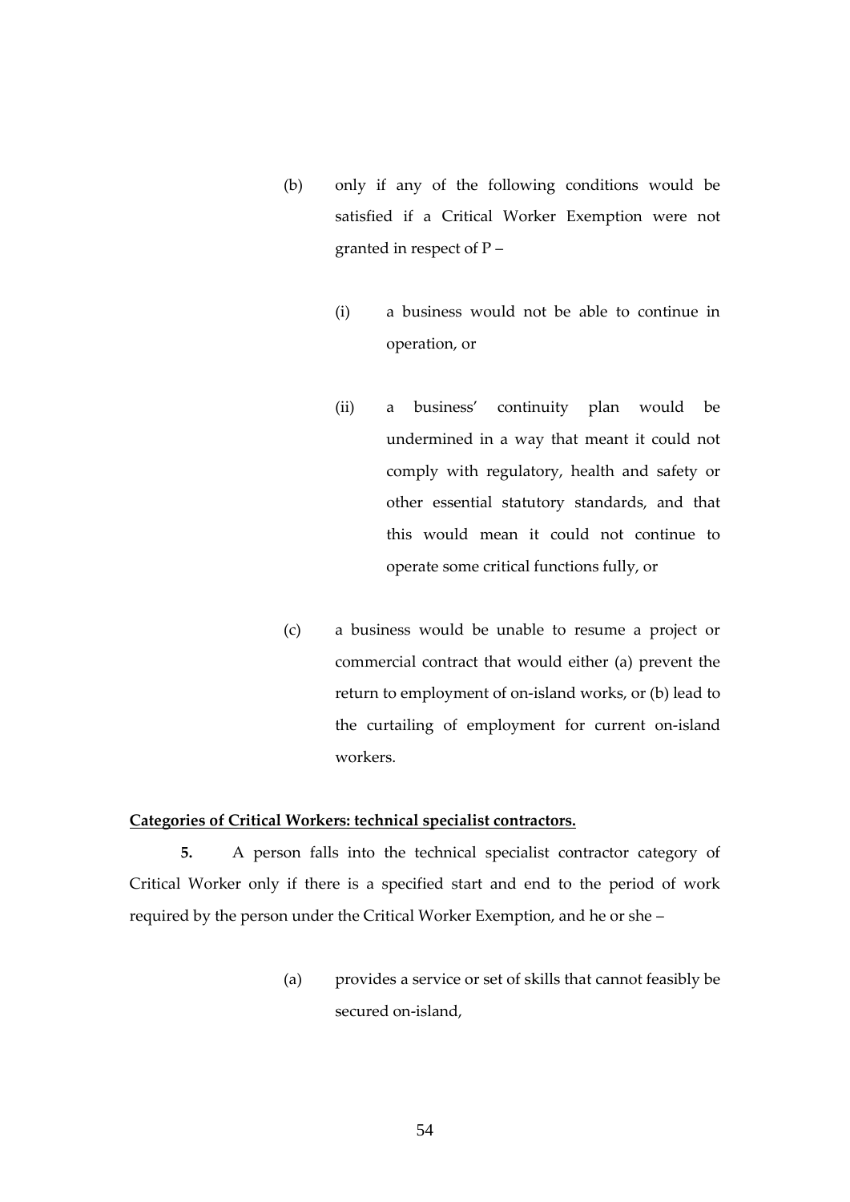(b) only if any of the following conditions would be satisfied if a Critical Worker Exemption were not granted in respect of P –

(i) a business would not be able to continue in operation, or

(ii) a business' continuity plan would be undermined in a way that meant it could not comply with regulatory, health and safety or other essential statutory standards, and that this would mean it could not continue to operate some critical functions fully, or

(c) a business would be unable to resume a project or commercial contract that would either (a) prevent the return to employment of on-island works, or (b) lead to the curtailing of employment for current on-island workers.

**Categories of Critical Workers: technical specialist contractors.**

**5.** A person falls into the technical specialist contractor category of Critical Worker only if there is a specified start and end to the period of work required by the person under the Critical Worker Exemption, and he or she –

(a) provides a service or set of skills that cannot feasibly be secured on-island,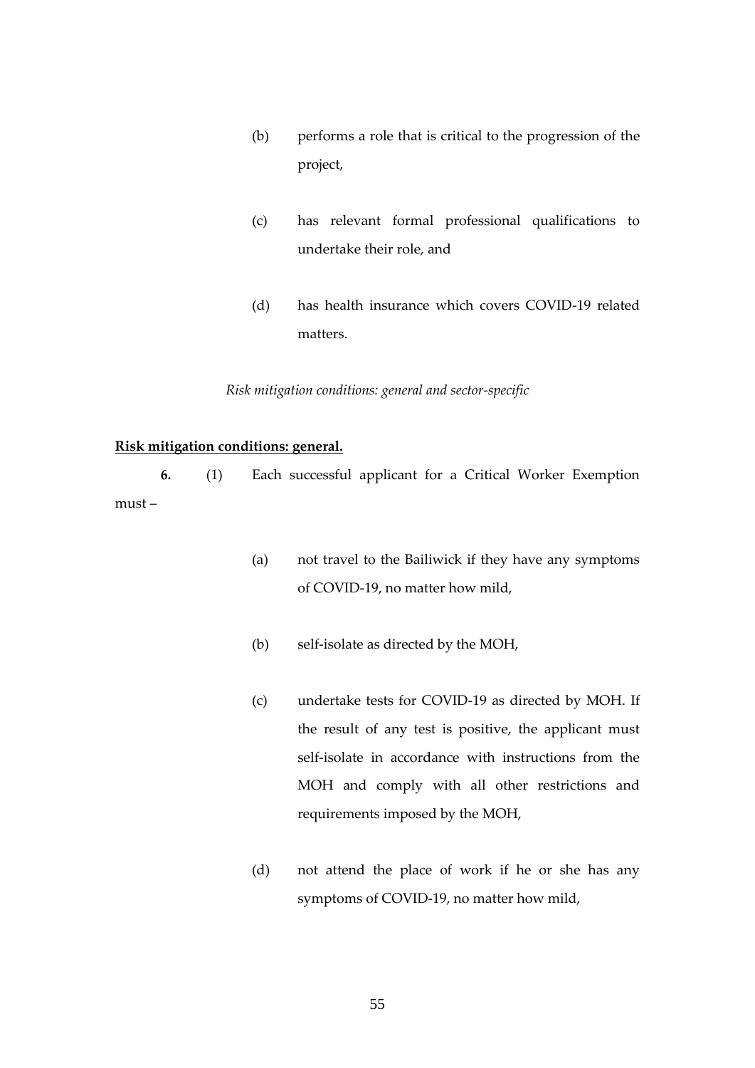(b) performs a role that is critical to the progression of the project,

(c) has relevant formal professional qualifications to undertake their role, and

(d) has health insurance which covers COVID-19 related matters.

*Risk mitigation conditions: general and sector-specific*

**<u>Risk mitigation conditions: general.</u>**

**6.** (1) Each successful applicant for a Critical Worker Exemption must –

(a) not travel to the Bailiwick if they have any symptoms of COVID-19, no matter how mild,

(b) self-isolate as directed by the MOH,

(c) undertake tests for COVID-19 as directed by MOH. If the result of any test is positive, the applicant must self-isolate in accordance with instructions from the MOH and comply with all other restrictions and requirements imposed by the MOH,

(d) not attend the place of work if he or she has any symptoms of COVID-19, no matter how mild,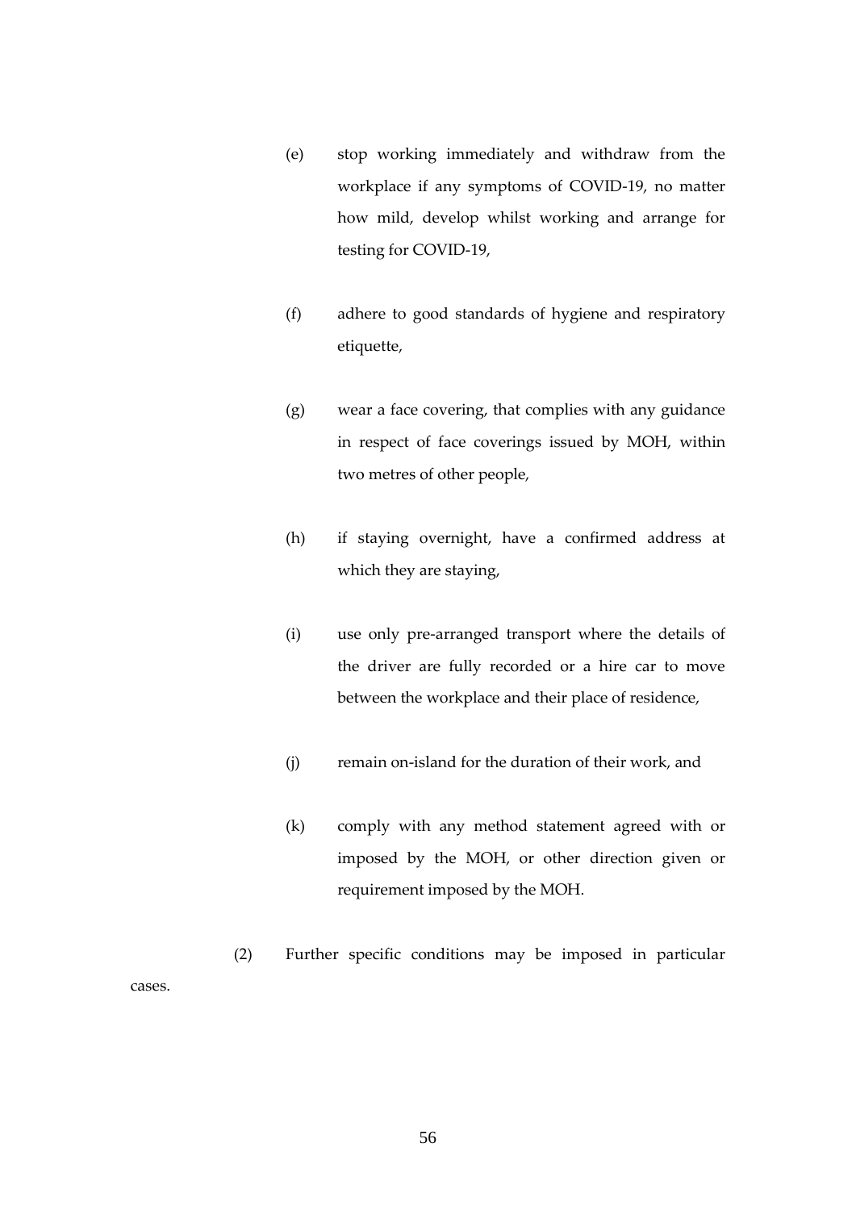(e) stop working immediately and withdraw from the workplace if any symptoms of COVID-19, no matter how mild, develop whilst working and arrange for testing for COVID-19,

(f) adhere to good standards of hygiene and respiratory etiquette,

(g) wear a face covering, that complies with any guidance in respect of face coverings issued by MOH, within two metres of other people,

(h) if staying overnight, have a confirmed address at which they are staying,

(i) use only pre-arranged transport where the details of the driver are fully recorded or a hire car to move between the workplace and their place of residence,

(j) remain on-island for the duration of their work, and

(k) comply with any method statement agreed with or imposed by the MOH, or other direction given or requirement imposed by the MOH.

(2) Further specific conditions may be imposed in particular cases.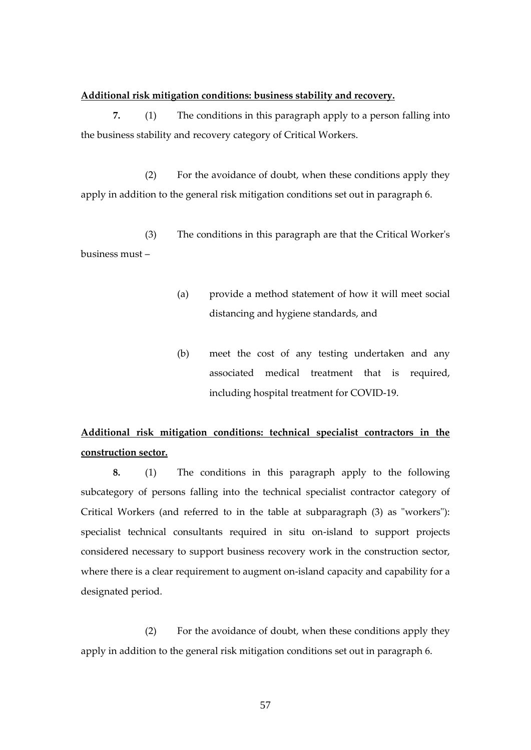**Additional risk mitigation conditions: business stability and recovery.**

**7.** (1) The conditions in this paragraph apply to a person falling into the business stability and recovery category of Critical Workers.

(2) For the avoidance of doubt, when these conditions apply they apply in addition to the general risk mitigation conditions set out in paragraph 6.

(3) The conditions in this paragraph are that the Critical Worker's business must –

(a) provide a method statement of how it will meet social distancing and hygiene standards, and

(b) meet the cost of any testing undertaken and any associated medical treatment that is required, including hospital treatment for COVID-19.

**Additional risk mitigation conditions: technical specialist contractors in the construction sector.**

**8.** (1) The conditions in this paragraph apply to the following subcategory of persons falling into the technical specialist contractor category of Critical Workers (and referred to in the table at subparagraph (3) as "workers"): specialist technical consultants required in situ on-island to support projects considered necessary to support business recovery work in the construction sector, where there is a clear requirement to augment on-island capacity and capability for a designated period.

(2) For the avoidance of doubt, when these conditions apply they apply in addition to the general risk mitigation conditions set out in paragraph 6.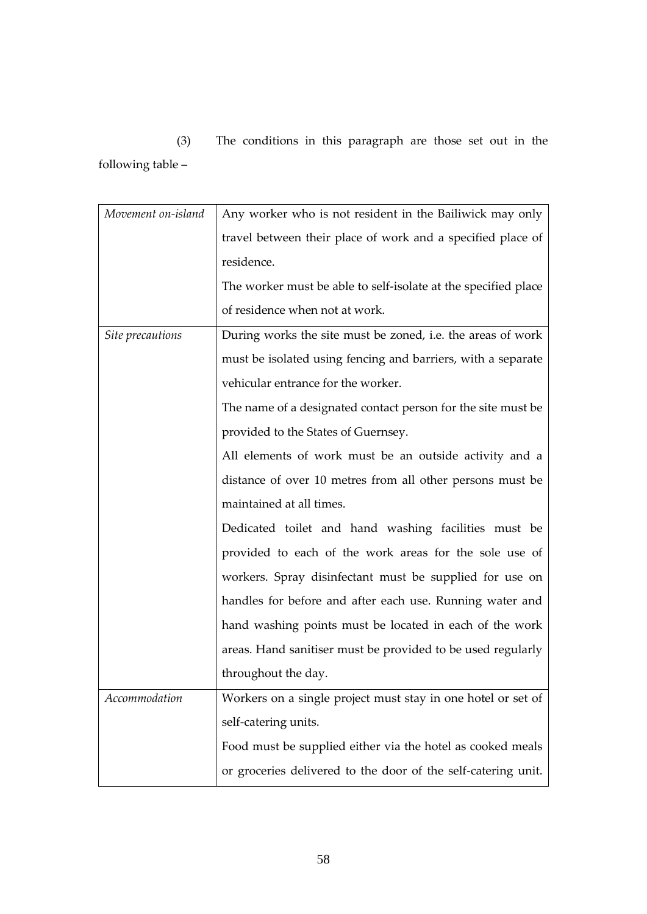(3) The conditions in this paragraph are those set out in the following table –

| | |
|---|---|
| *Movement on-island* | Any worker who is not resident in the Bailiwick may only travel between their place of work and a specified place of residence.<br>The worker must be able to self-isolate at the specified place of residence when not at work. |
| *Site precautions* | During works the site must be zoned, i.e. the areas of work must be isolated using fencing and barriers, with a separate vehicular entrance for the worker.<br>The name of a designated contact person for the site must be provided to the States of Guernsey.<br>All elements of work must be an outside activity and a distance of over 10 metres from all other persons must be maintained at all times.<br>Dedicated toilet and hand washing facilities must be provided to each of the work areas for the sole use of workers. Spray disinfectant must be supplied for use on handles for before and after each use. Running water and hand washing points must be located in each of the work areas. Hand sanitiser must be provided to be used regularly throughout the day. |
| *Accommodation* | Workers on a single project must stay in one hotel or set of self-catering units.<br>Food must be supplied either via the hotel as cooked meals or groceries delivered to the door of the self-catering unit. |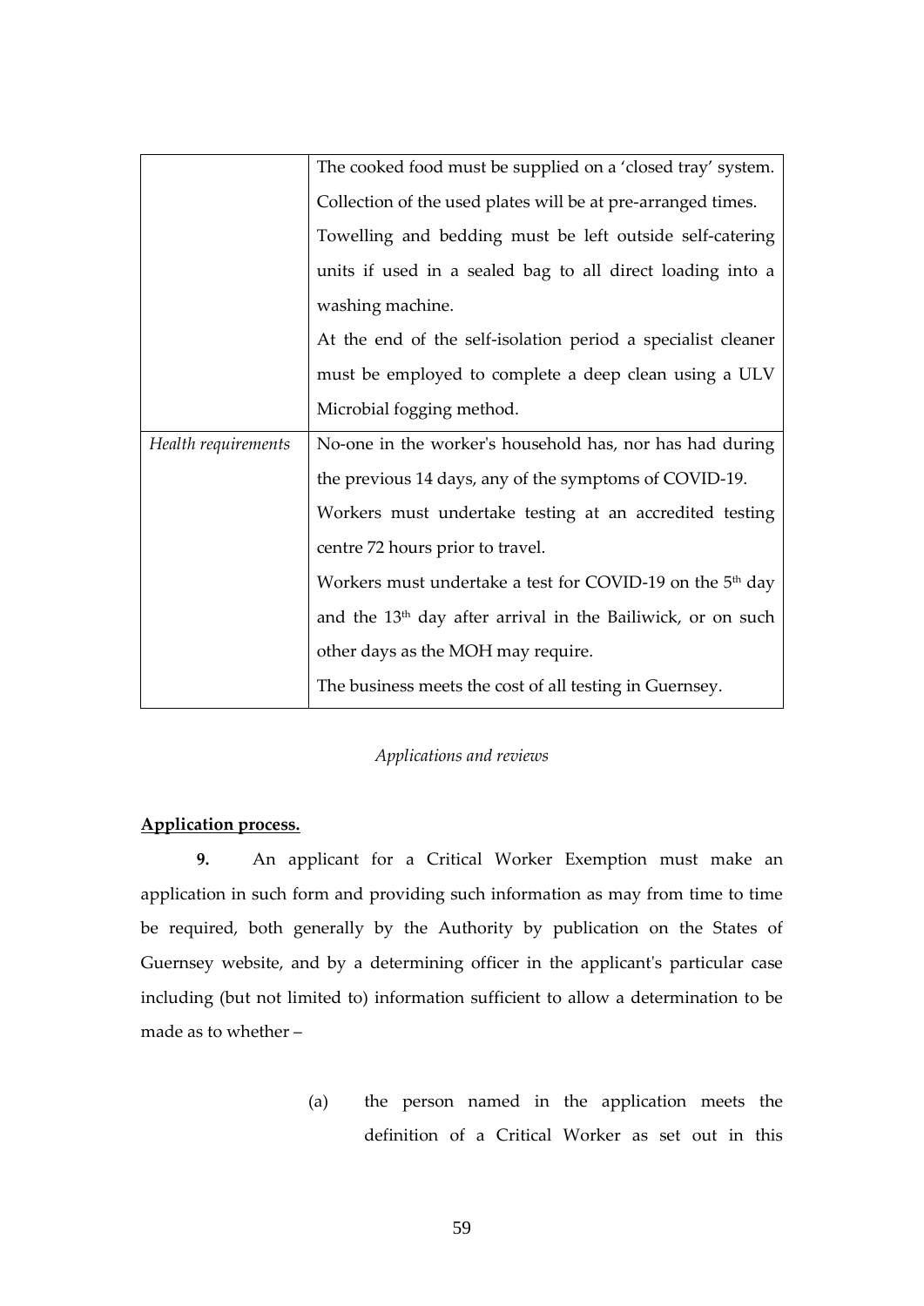| | |
|---|---|
| | The cooked food must be supplied on a 'closed tray' system. Collection of the used plates will be at pre-arranged times. Towelling and bedding must be left outside self-catering units if used in a sealed bag to all direct loading into a washing machine. At the end of the self-isolation period a specialist cleaner must be employed to complete a deep clean using a ULV Microbial fogging method. |
| *Health requirements* | No-one in the worker's household has, nor has had during the previous 14 days, any of the symptoms of COVID-19. Workers must undertake testing at an accredited testing centre 72 hours prior to travel. Workers must undertake a test for COVID-19 on the 5th day and the 13th day after arrival in the Bailiwick, or on such other days as the MOH may require. The business meets the cost of all testing in Guernsey. |

*Applications and reviews*

**Application process.**

**9.** An applicant for a Critical Worker Exemption must make an application in such form and providing such information as may from time to time be required, both generally by the Authority by publication on the States of Guernsey website, and by a determining officer in the applicant's particular case including (but not limited to) information sufficient to allow a determination to be made as to whether –

(a) the person named in the application meets the definition of a Critical Worker as set out in this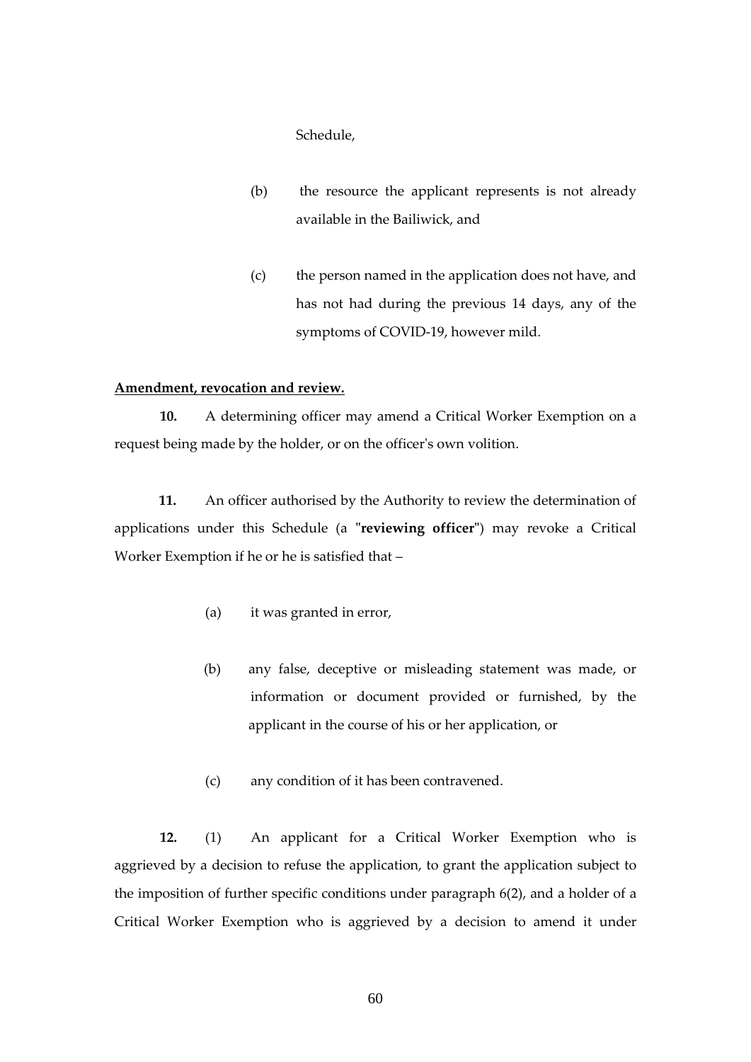Schedule,

(b) the resource the applicant represents is not already available in the Bailiwick, and

(c) the person named in the application does not have, and has not had during the previous 14 days, any of the symptoms of COVID-19, however mild.

**Amendment, revocation and review.**

**10.** A determining officer may amend a Critical Worker Exemption on a request being made by the holder, or on the officer's own volition.

**11.** An officer authorised by the Authority to review the determination of applications under this Schedule (a "**reviewing officer**") may revoke a Critical Worker Exemption if he or he is satisfied that –

(a) it was granted in error,

(b) any false, deceptive or misleading statement was made, or information or document provided or furnished, by the applicant in the course of his or her application, or

(c) any condition of it has been contravened.

**12.** (1) An applicant for a Critical Worker Exemption who is aggrieved by a decision to refuse the application, to grant the application subject to the imposition of further specific conditions under paragraph 6(2), and a holder of a Critical Worker Exemption who is aggrieved by a decision to amend it under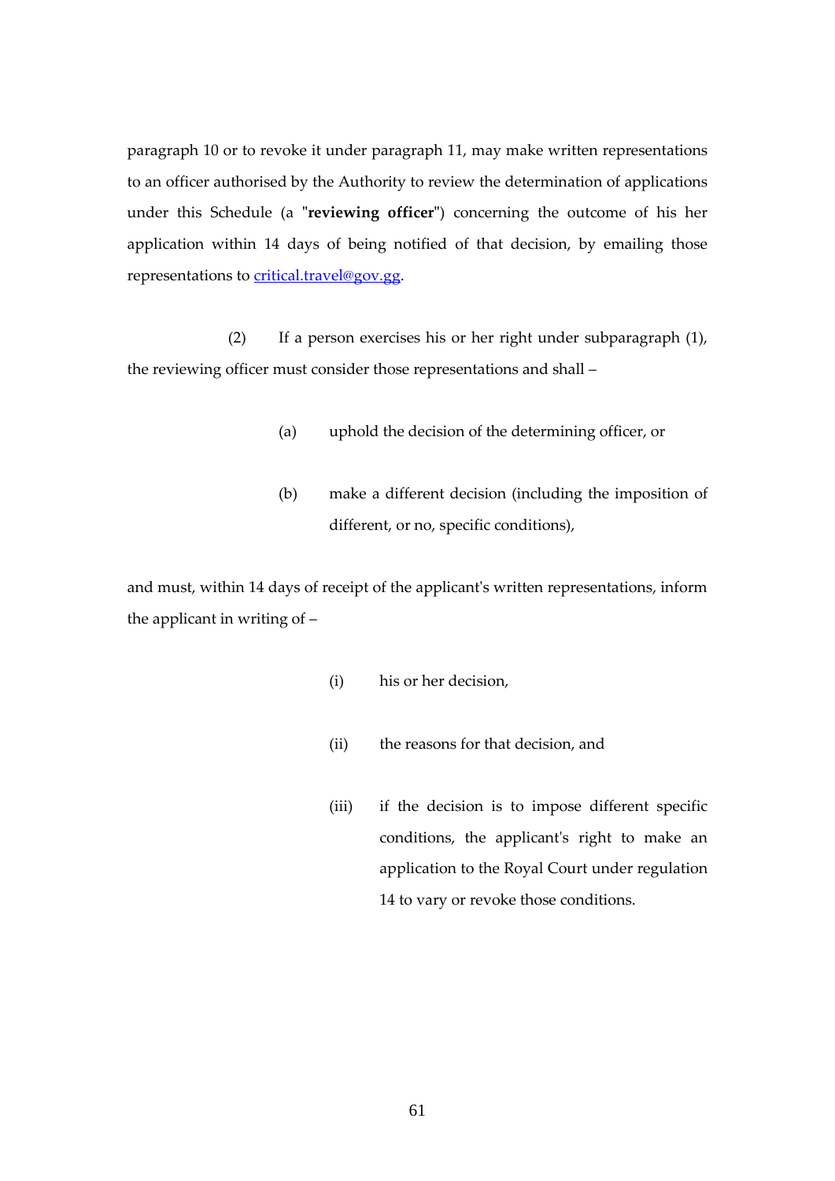paragraph 10 or to revoke it under paragraph 11, may make written representations to an officer authorised by the Authority to review the determination of applications under this Schedule (a "**reviewing officer**") concerning the outcome of his her application within 14 days of being notified of that decision, by emailing those representations to [critical.travel@gov.gg](mailto:critical.travel@gov.gg).

(2) If a person exercises his or her right under subparagraph (1), the reviewing officer must consider those representations and shall –

(a) uphold the decision of the determining officer, or

(b) make a different decision (including the imposition of different, or no, specific conditions),

and must, within 14 days of receipt of the applicant's written representations, inform the applicant in writing of –

(i) his or her decision,

(ii) the reasons for that decision, and

(iii) if the decision is to impose different specific conditions, the applicant's right to make an application to the Royal Court under regulation 14 to vary or revoke those conditions.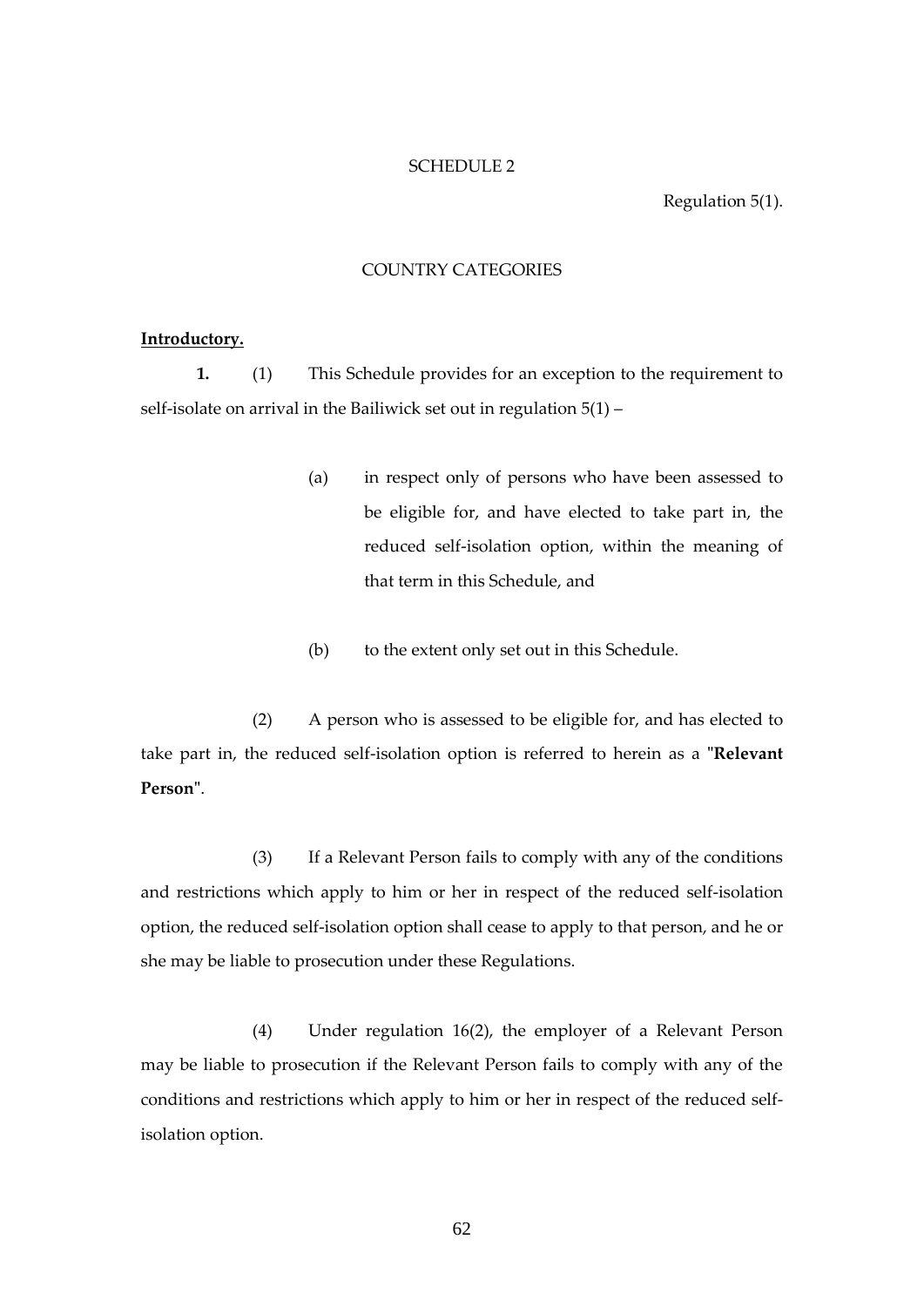SCHEDULE 2

Regulation 5(1).

COUNTRY CATEGORIES

**Introductory.**

**1.** (1) This Schedule provides for an exception to the requirement to self-isolate on arrival in the Bailiwick set out in regulation 5(1) –

(a) in respect only of persons who have been assessed to be eligible for, and have elected to take part in, the reduced self-isolation option, within the meaning of that term in this Schedule, and

(b) to the extent only set out in this Schedule.

(2) A person who is assessed to be eligible for, and has elected to take part in, the reduced self-isolation option is referred to herein as a "**Relevant Person**".

(3) If a Relevant Person fails to comply with any of the conditions and restrictions which apply to him or her in respect of the reduced self-isolation option, the reduced self-isolation option shall cease to apply to that person, and he or she may be liable to prosecution under these Regulations.

(4) Under regulation 16(2), the employer of a Relevant Person may be liable to prosecution if the Relevant Person fails to comply with any of the conditions and restrictions which apply to him or her in respect of the reduced self-isolation option.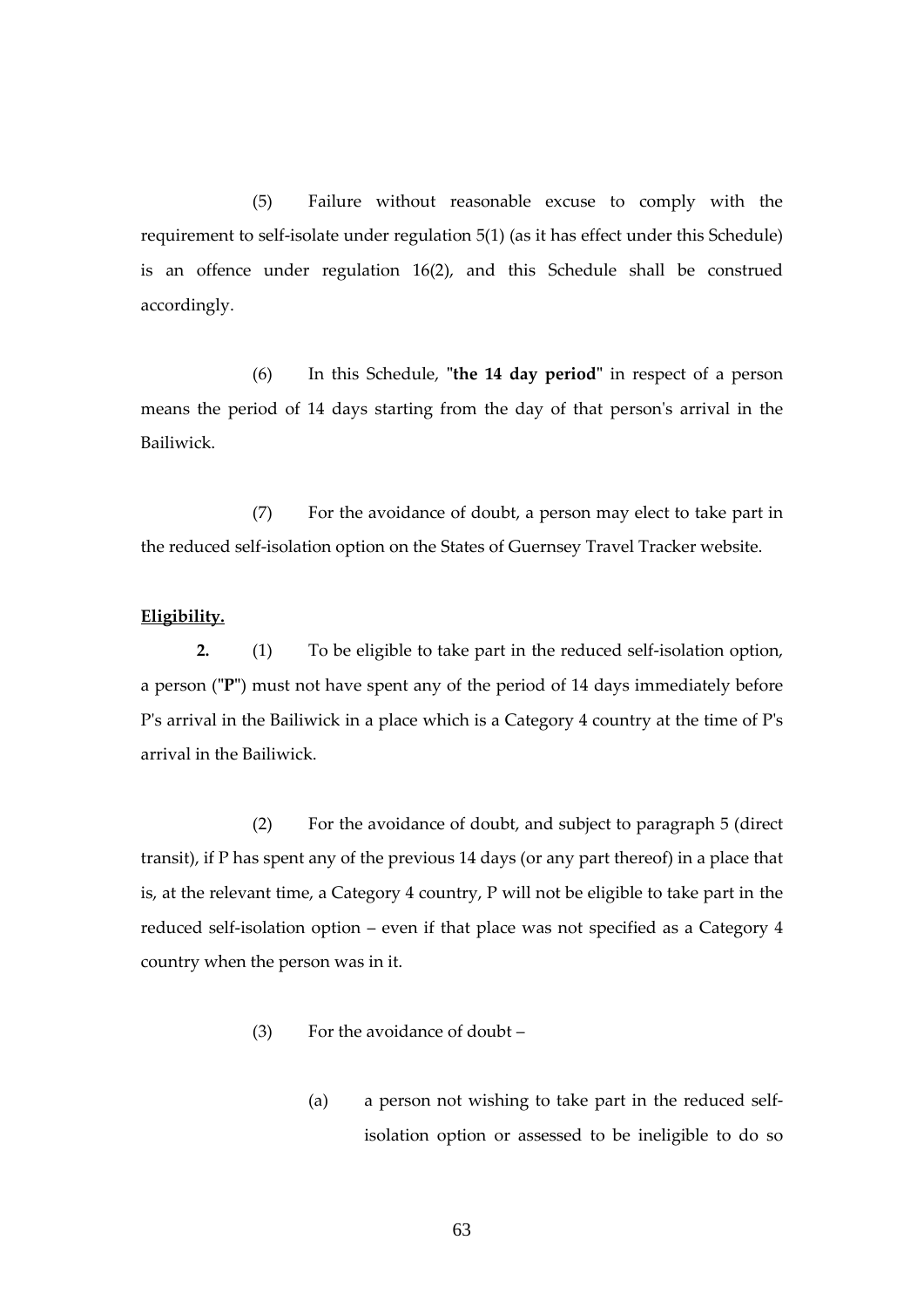(5) Failure without reasonable excuse to comply with the requirement to self-isolate under regulation 5(1) (as it has effect under this Schedule) is an offence under regulation 16(2), and this Schedule shall be construed accordingly.

(6) In this Schedule, "**the 14 day period**" in respect of a person means the period of 14 days starting from the day of that person's arrival in the Bailiwick.

(7) For the avoidance of doubt, a person may elect to take part in the reduced self-isolation option on the States of Guernsey Travel Tracker website.

**Eligibility.**

**2.** (1) To be eligible to take part in the reduced self-isolation option, a person ("**P**") must not have spent any of the period of 14 days immediately before P's arrival in the Bailiwick in a place which is a Category 4 country at the time of P's arrival in the Bailiwick.

(2) For the avoidance of doubt, and subject to paragraph 5 (direct transit), if P has spent any of the previous 14 days (or any part thereof) in a place that is, at the relevant time, a Category 4 country, P will not be eligible to take part in the reduced self-isolation option – even if that place was not specified as a Category 4 country when the person was in it.

(3) For the avoidance of doubt –

(a) a person not wishing to take part in the reduced self-isolation option or assessed to be ineligible to do so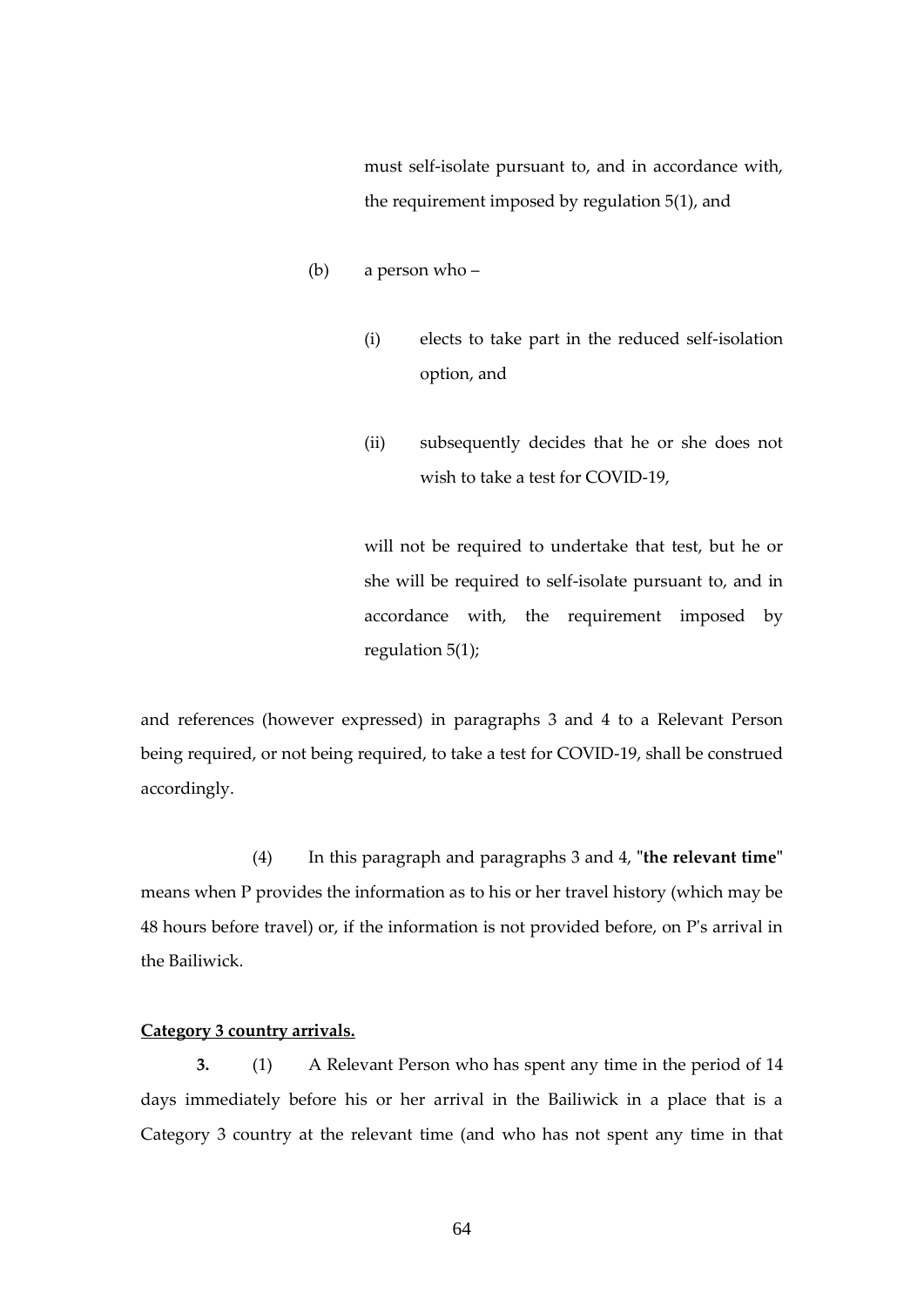must self-isolate pursuant to, and in accordance with, the requirement imposed by regulation 5(1), and

(b) a person who –

(i) elects to take part in the reduced self-isolation option, and

(ii) subsequently decides that he or she does not wish to take a test for COVID-19,

will not be required to undertake that test, but he or she will be required to self-isolate pursuant to, and in accordance with, the requirement imposed by regulation 5(1);

and references (however expressed) in paragraphs 3 and 4 to a Relevant Person being required, or not being required, to take a test for COVID-19, shall be construed accordingly.

(4) In this paragraph and paragraphs 3 and 4, "**the relevant time**" means when P provides the information as to his or her travel history (which may be 48 hours before travel) or, if the information is not provided before, on P's arrival in the Bailiwick.

**Category 3 country arrivals.**

**3.** (1) A Relevant Person who has spent any time in the period of 14 days immediately before his or her arrival in the Bailiwick in a place that is a Category 3 country at the relevant time (and who has not spent any time in that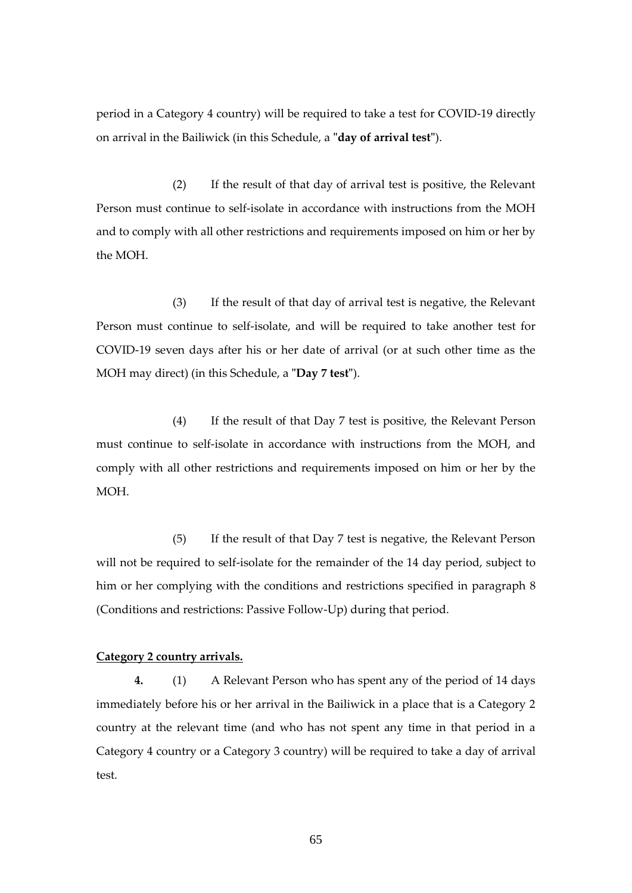period in a Category 4 country) will be required to take a test for COVID-19 directly on arrival in the Bailiwick (in this Schedule, a "**day of arrival test**").

(2) If the result of that day of arrival test is positive, the Relevant Person must continue to self-isolate in accordance with instructions from the MOH and to comply with all other restrictions and requirements imposed on him or her by the MOH.

(3) If the result of that day of arrival test is negative, the Relevant Person must continue to self-isolate, and will be required to take another test for COVID-19 seven days after his or her date of arrival (or at such other time as the MOH may direct) (in this Schedule, a "**Day 7 test**").

(4) If the result of that Day 7 test is positive, the Relevant Person must continue to self-isolate in accordance with instructions from the MOH, and comply with all other restrictions and requirements imposed on him or her by the MOH.

(5) If the result of that Day 7 test is negative, the Relevant Person will not be required to self-isolate for the remainder of the 14 day period, subject to him or her complying with the conditions and restrictions specified in paragraph 8 (Conditions and restrictions: Passive Follow-Up) during that period.

**Category 2 country arrivals.**

**4.** (1) A Relevant Person who has spent any of the period of 14 days immediately before his or her arrival in the Bailiwick in a place that is a Category 2 country at the relevant time (and who has not spent any time in that period in a Category 4 country or a Category 3 country) will be required to take a day of arrival test.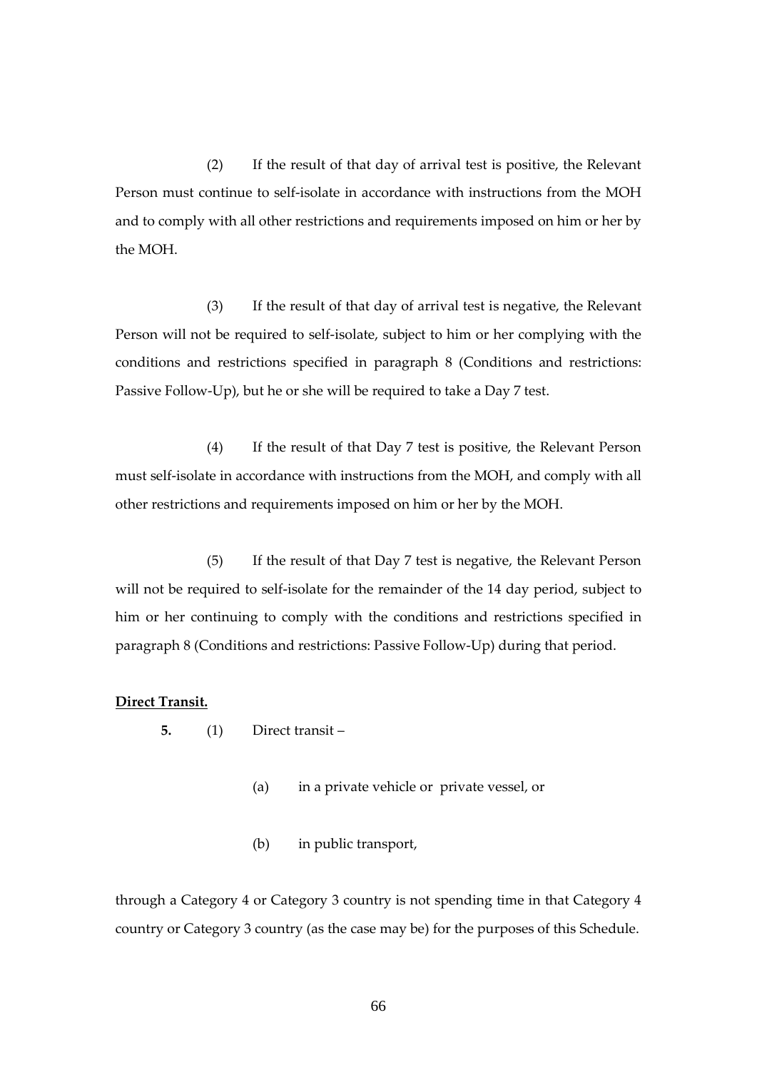(2) If the result of that day of arrival test is positive, the Relevant Person must continue to self-isolate in accordance with instructions from the MOH and to comply with all other restrictions and requirements imposed on him or her by the MOH.

(3) If the result of that day of arrival test is negative, the Relevant Person will not be required to self-isolate, subject to him or her complying with the conditions and restrictions specified in paragraph 8 (Conditions and restrictions: Passive Follow-Up), but he or she will be required to take a Day 7 test.

(4) If the result of that Day 7 test is positive, the Relevant Person must self-isolate in accordance with instructions from the MOH, and comply with all other restrictions and requirements imposed on him or her by the MOH.

(5) If the result of that Day 7 test is negative, the Relevant Person will not be required to self-isolate for the remainder of the 14 day period, subject to him or her continuing to comply with the conditions and restrictions specified in paragraph 8 (Conditions and restrictions: Passive Follow-Up) during that period.

**Direct Transit.**

**5.** (1) Direct transit –

(a) in a private vehicle or private vessel, or

(b) in public transport,

through a Category 4 or Category 3 country is not spending time in that Category 4 country or Category 3 country (as the case may be) for the purposes of this Schedule.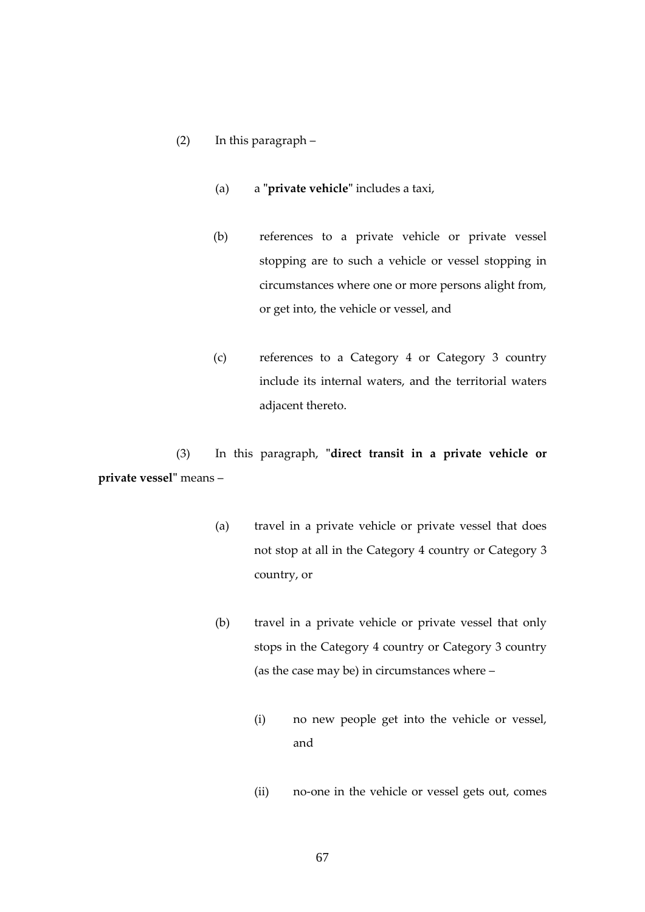(2) In this paragraph –

(a) a "**private vehicle**" includes a taxi,

(b) references to a private vehicle or private vessel stopping are to such a vehicle or vessel stopping in circumstances where one or more persons alight from, or get into, the vehicle or vessel, and

(c) references to a Category 4 or Category 3 country include its internal waters, and the territorial waters adjacent thereto.

(3) In this paragraph, "**direct transit in a private vehicle or private vessel**" means –

(a) travel in a private vehicle or private vessel that does not stop at all in the Category 4 country or Category 3 country, or

(b) travel in a private vehicle or private vessel that only stops in the Category 4 country or Category 3 country (as the case may be) in circumstances where –

(i) no new people get into the vehicle or vessel, and

(ii) no-one in the vehicle or vessel gets out, comes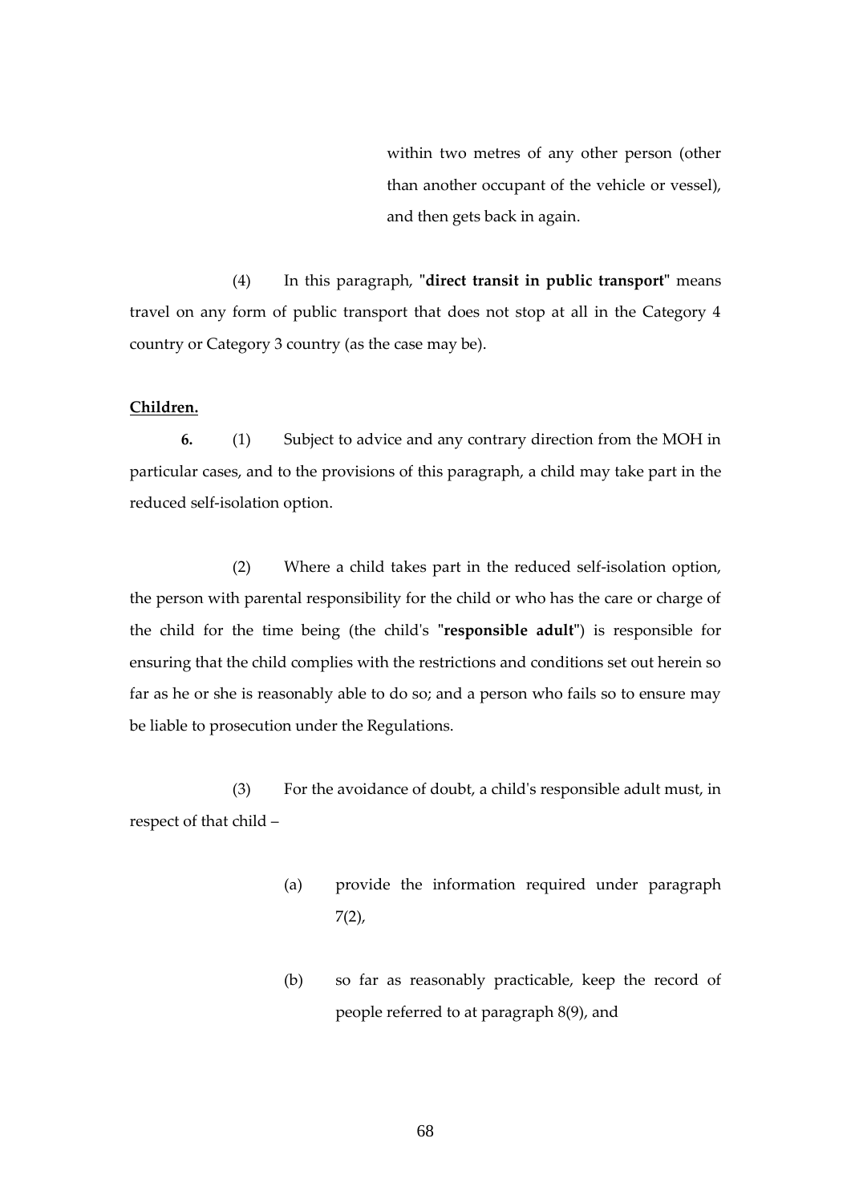within two metres of any other person (other than another occupant of the vehicle or vessel), and then gets back in again.

(4) In this paragraph, "**direct transit in public transport**" means travel on any form of public transport that does not stop at all in the Category 4 country or Category 3 country (as the case may be).

**Children.**

**6.** (1) Subject to advice and any contrary direction from the MOH in particular cases, and to the provisions of this paragraph, a child may take part in the reduced self-isolation option.

(2) Where a child takes part in the reduced self-isolation option, the person with parental responsibility for the child or who has the care or charge of the child for the time being (the child's "**responsible adult**") is responsible for ensuring that the child complies with the restrictions and conditions set out herein so far as he or she is reasonably able to do so; and a person who fails so to ensure may be liable to prosecution under the Regulations.

(3) For the avoidance of doubt, a child's responsible adult must, in respect of that child –

(a) provide the information required under paragraph 7(2),

(b) so far as reasonably practicable, keep the record of people referred to at paragraph 8(9), and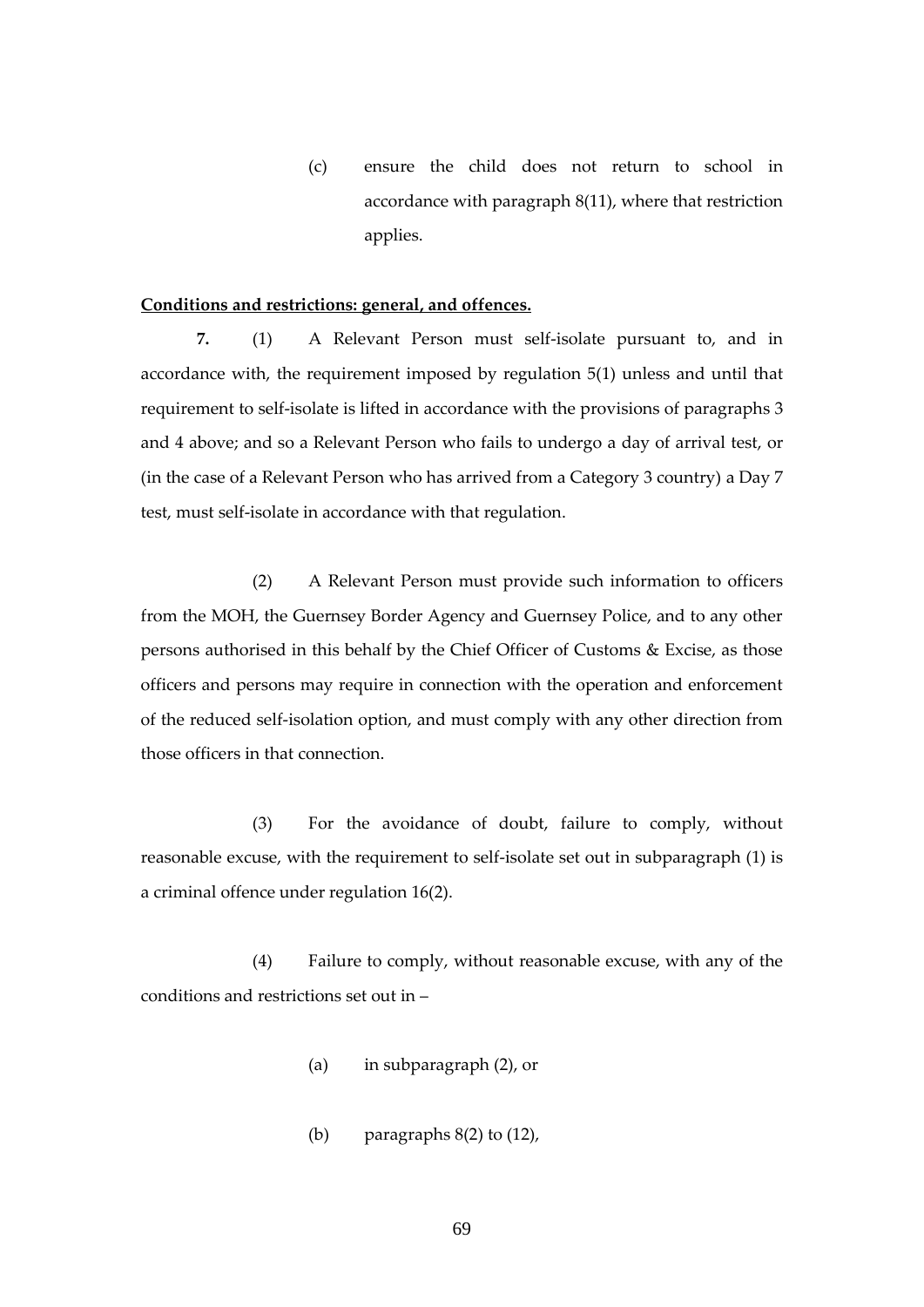(c) ensure the child does not return to school in accordance with paragraph 8(11), where that restriction applies.

**<u>Conditions and restrictions: general, and offences.</u>**

**7.** (1) A Relevant Person must self-isolate pursuant to, and in accordance with, the requirement imposed by regulation 5(1) unless and until that requirement to self-isolate is lifted in accordance with the provisions of paragraphs 3 and 4 above; and so a Relevant Person who fails to undergo a day of arrival test, or (in the case of a Relevant Person who has arrived from a Category 3 country) a Day 7 test, must self-isolate in accordance with that regulation.

(2) A Relevant Person must provide such information to officers from the MOH, the Guernsey Border Agency and Guernsey Police, and to any other persons authorised in this behalf by the Chief Officer of Customs & Excise, as those officers and persons may require in connection with the operation and enforcement of the reduced self-isolation option, and must comply with any other direction from those officers in that connection.

(3) For the avoidance of doubt, failure to comply, without reasonable excuse, with the requirement to self-isolate set out in subparagraph (1) is a criminal offence under regulation 16(2).

(4) Failure to comply, without reasonable excuse, with any of the conditions and restrictions set out in –

(a) in subparagraph (2), or

(b) paragraphs 8(2) to (12),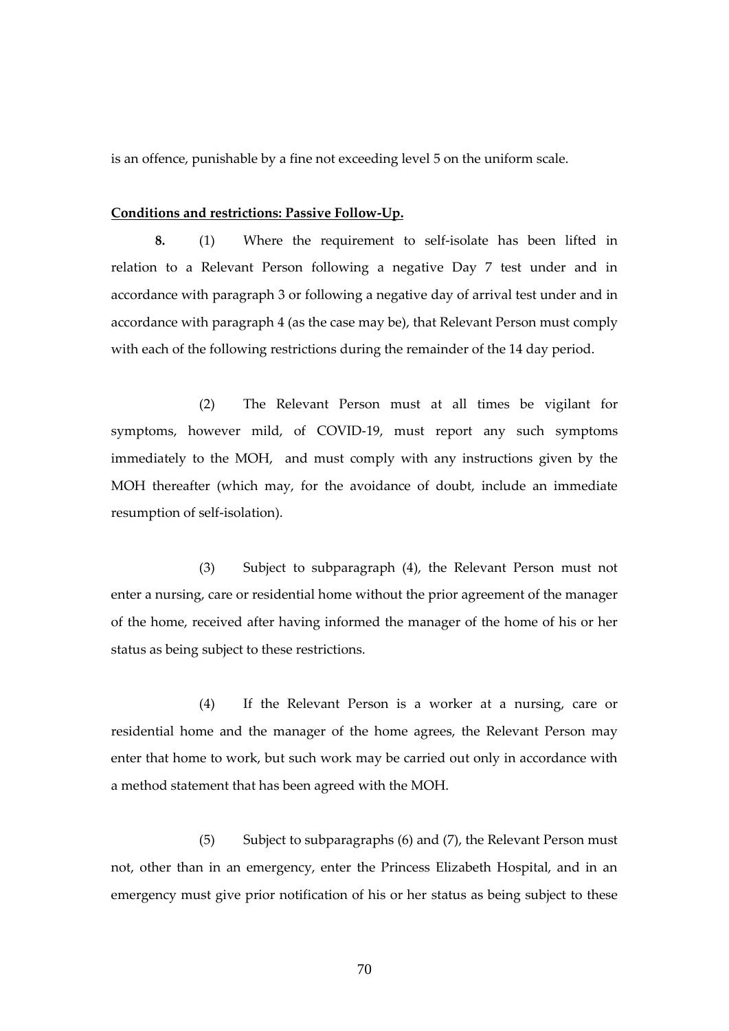is an offence, punishable by a fine not exceeding level 5 on the uniform scale.

**Conditions and restrictions: Passive Follow-Up.**

**8.** (1) Where the requirement to self-isolate has been lifted in relation to a Relevant Person following a negative Day 7 test under and in accordance with paragraph 3 or following a negative day of arrival test under and in accordance with paragraph 4 (as the case may be), that Relevant Person must comply with each of the following restrictions during the remainder of the 14 day period.

(2) The Relevant Person must at all times be vigilant for symptoms, however mild, of COVID-19, must report any such symptoms immediately to the MOH, and must comply with any instructions given by the MOH thereafter (which may, for the avoidance of doubt, include an immediate resumption of self-isolation).

(3) Subject to subparagraph (4), the Relevant Person must not enter a nursing, care or residential home without the prior agreement of the manager of the home, received after having informed the manager of the home of his or her status as being subject to these restrictions.

(4) If the Relevant Person is a worker at a nursing, care or residential home and the manager of the home agrees, the Relevant Person may enter that home to work, but such work may be carried out only in accordance with a method statement that has been agreed with the MOH.

(5) Subject to subparagraphs (6) and (7), the Relevant Person must not, other than in an emergency, enter the Princess Elizabeth Hospital, and in an emergency must give prior notification of his or her status as being subject to these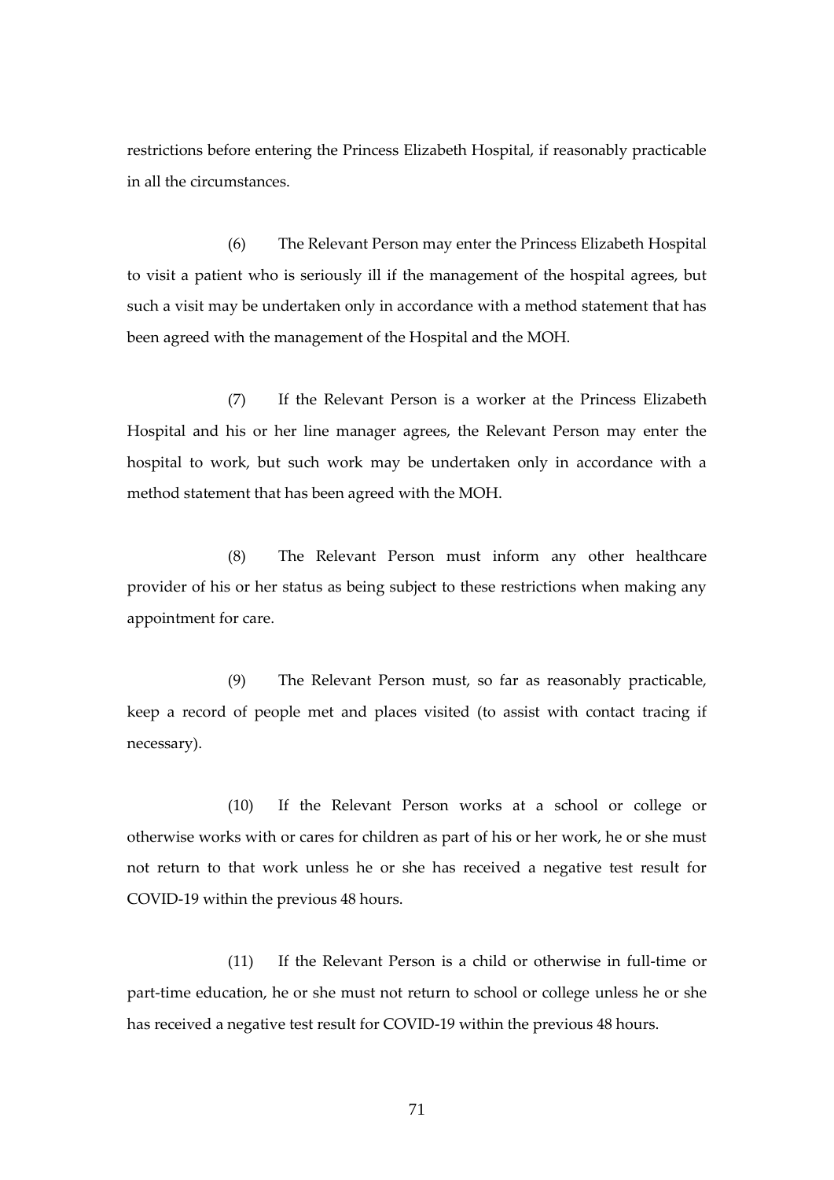restrictions before entering the Princess Elizabeth Hospital, if reasonably practicable in all the circumstances.

(6) The Relevant Person may enter the Princess Elizabeth Hospital to visit a patient who is seriously ill if the management of the hospital agrees, but such a visit may be undertaken only in accordance with a method statement that has been agreed with the management of the Hospital and the MOH.

(7) If the Relevant Person is a worker at the Princess Elizabeth Hospital and his or her line manager agrees, the Relevant Person may enter the hospital to work, but such work may be undertaken only in accordance with a method statement that has been agreed with the MOH.

(8) The Relevant Person must inform any other healthcare provider of his or her status as being subject to these restrictions when making any appointment for care.

(9) The Relevant Person must, so far as reasonably practicable, keep a record of people met and places visited (to assist with contact tracing if necessary).

(10) If the Relevant Person works at a school or college or otherwise works with or cares for children as part of his or her work, he or she must not return to that work unless he or she has received a negative test result for COVID-19 within the previous 48 hours.

(11) If the Relevant Person is a child or otherwise in full-time or part-time education, he or she must not return to school or college unless he or she has received a negative test result for COVID-19 within the previous 48 hours.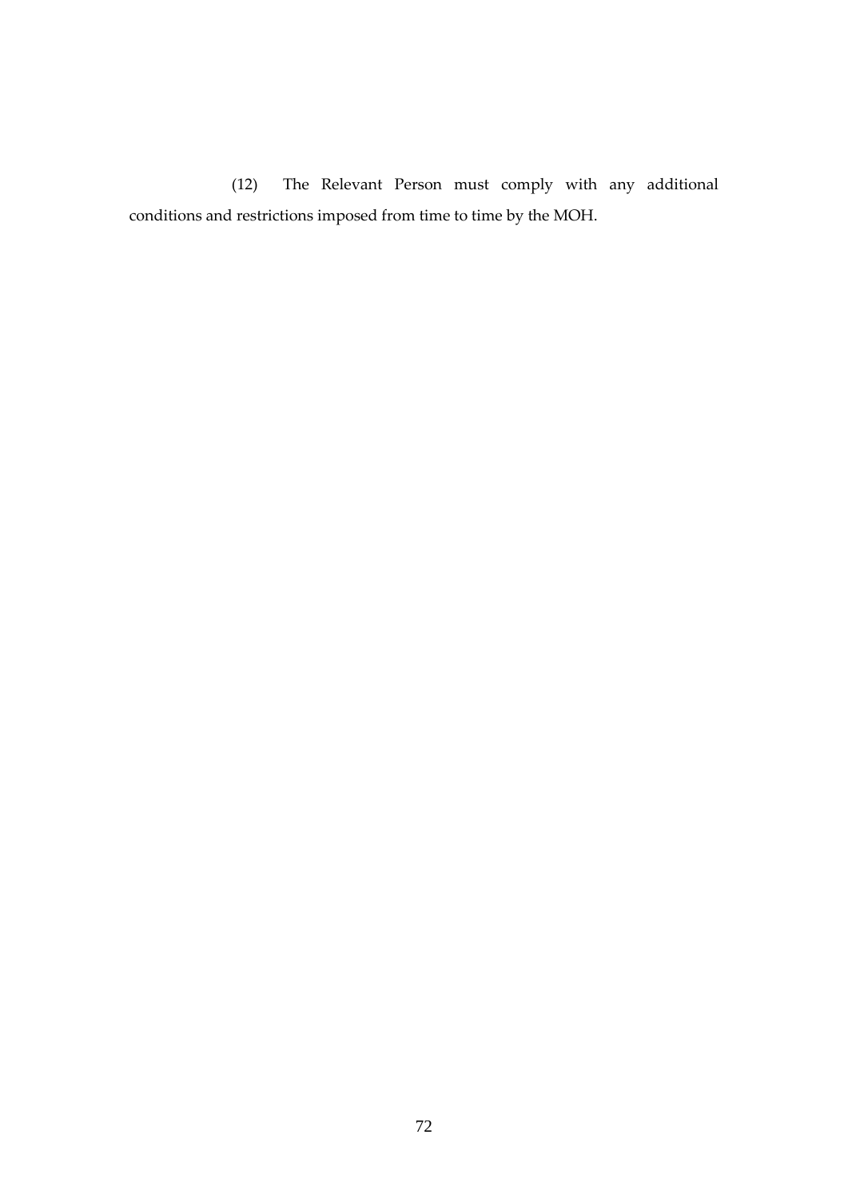(12) The Relevant Person must comply with any additional conditions and restrictions imposed from time to time by the MOH.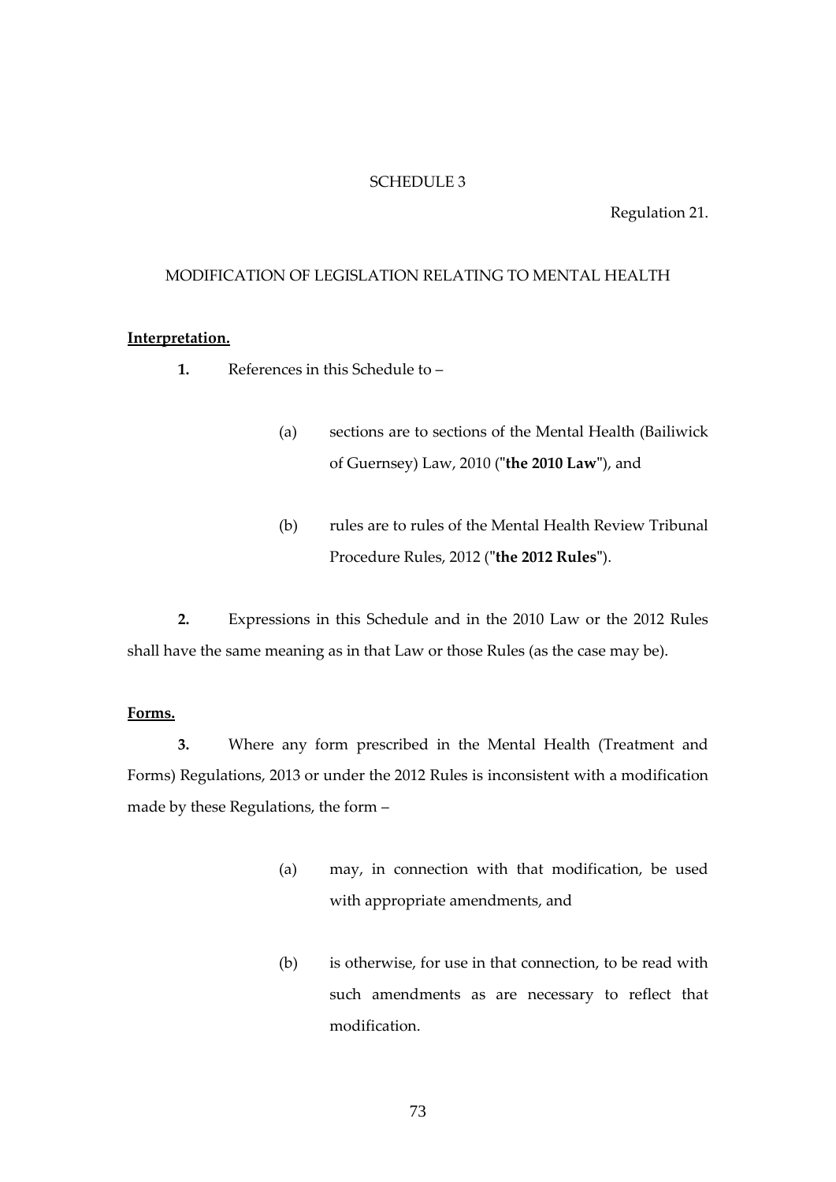SCHEDULE 3

Regulation 21.

MODIFICATION OF LEGISLATION RELATING TO MENTAL HEALTH

**Interpretation.**

**1.** References in this Schedule to –

(a) sections are to sections of the Mental Health (Bailiwick of Guernsey) Law, 2010 ("**the 2010 Law**"), and

(b) rules are to rules of the Mental Health Review Tribunal Procedure Rules, 2012 ("**the 2012 Rules**").

**2.** Expressions in this Schedule and in the 2010 Law or the 2012 Rules shall have the same meaning as in that Law or those Rules (as the case may be).

**Forms.**

**3.** Where any form prescribed in the Mental Health (Treatment and Forms) Regulations, 2013 or under the 2012 Rules is inconsistent with a modification made by these Regulations, the form –

(a) may, in connection with that modification, be used with appropriate amendments, and

(b) is otherwise, for use in that connection, to be read with such amendments as are necessary to reflect that modification.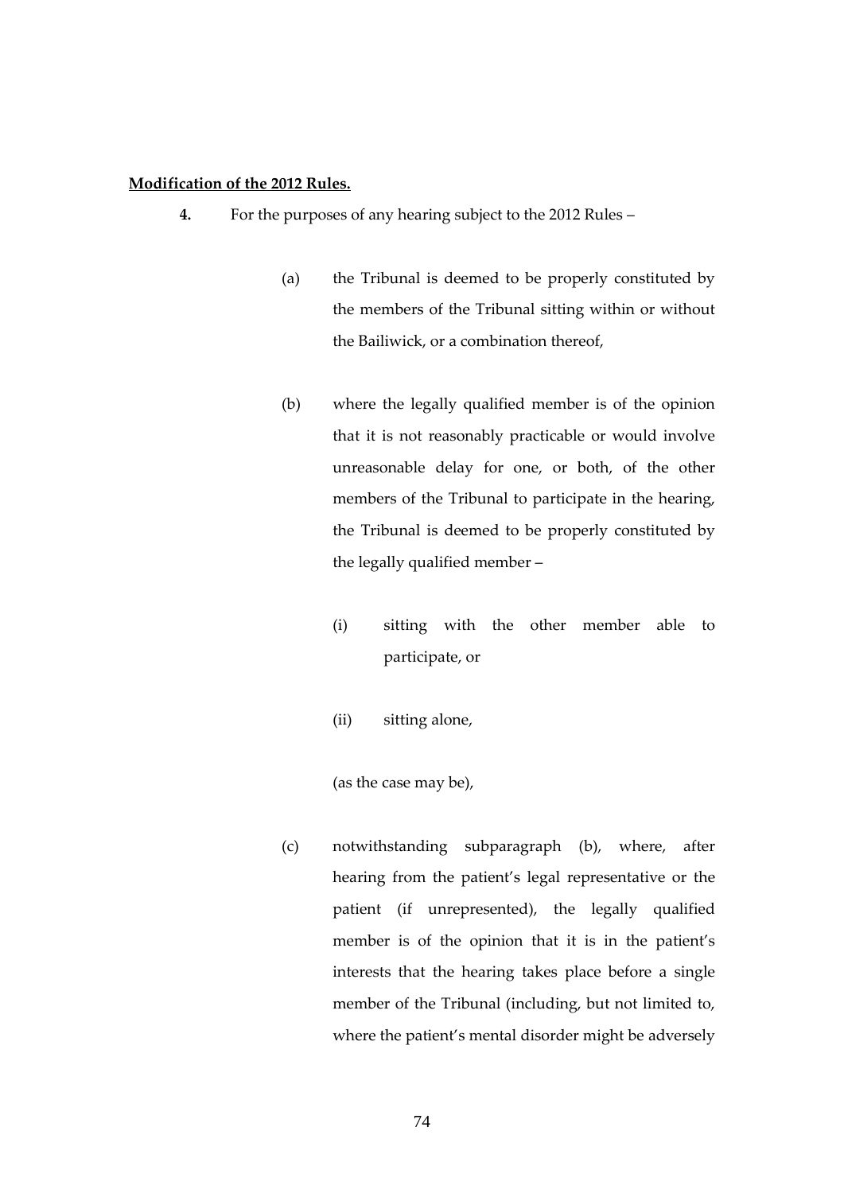**Modification of the 2012 Rules.**

**4.** For the purposes of any hearing subject to the 2012 Rules –

(a) the Tribunal is deemed to be properly constituted by the members of the Tribunal sitting within or without the Bailiwick, or a combination thereof,

(b) where the legally qualified member is of the opinion that it is not reasonably practicable or would involve unreasonable delay for one, or both, of the other members of the Tribunal to participate in the hearing, the Tribunal is deemed to be properly constituted by the legally qualified member –

(i) sitting with the other member able to participate, or

(ii) sitting alone,

(as the case may be),

(c) notwithstanding subparagraph (b), where, after hearing from the patient's legal representative or the patient (if unrepresented), the legally qualified member is of the opinion that it is in the patient's interests that the hearing takes place before a single member of the Tribunal (including, but not limited to, where the patient's mental disorder might be adversely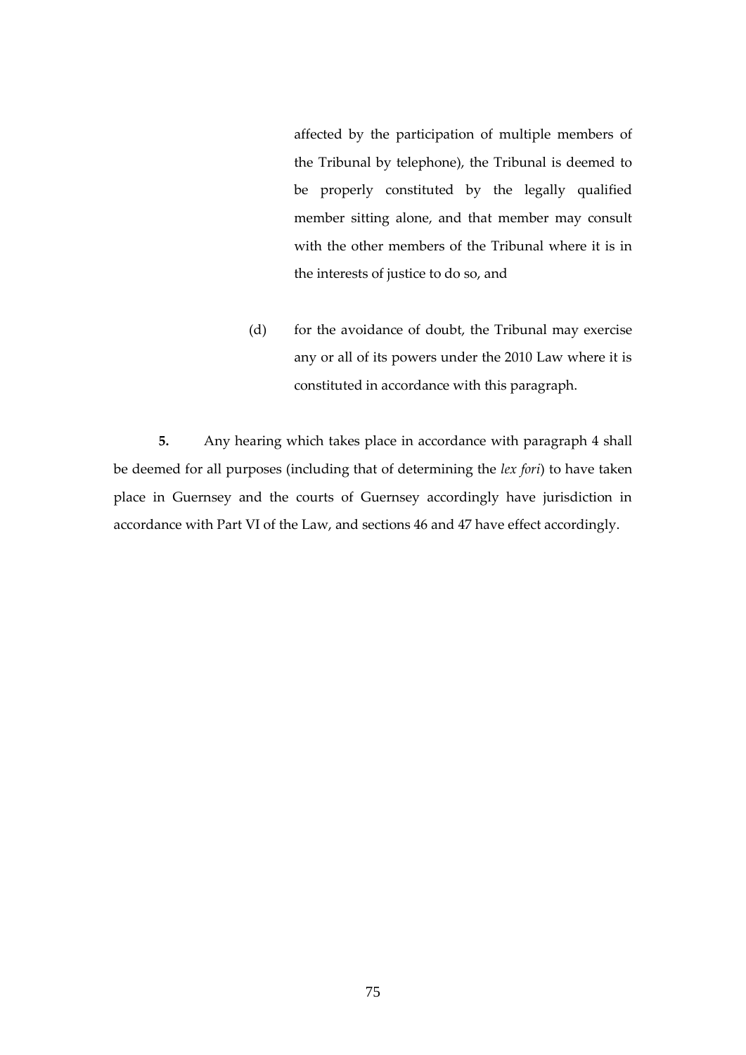affected by the participation of multiple members of the Tribunal by telephone), the Tribunal is deemed to be properly constituted by the legally qualified member sitting alone, and that member may consult with the other members of the Tribunal where it is in the interests of justice to do so, and

(d) for the avoidance of doubt, the Tribunal may exercise any or all of its powers under the 2010 Law where it is constituted in accordance with this paragraph.

**5.** Any hearing which takes place in accordance with paragraph 4 shall be deemed for all purposes (including that of determining the *lex fori*) to have taken place in Guernsey and the courts of Guernsey accordingly have jurisdiction in accordance with Part VI of the Law, and sections 46 and 47 have effect accordingly.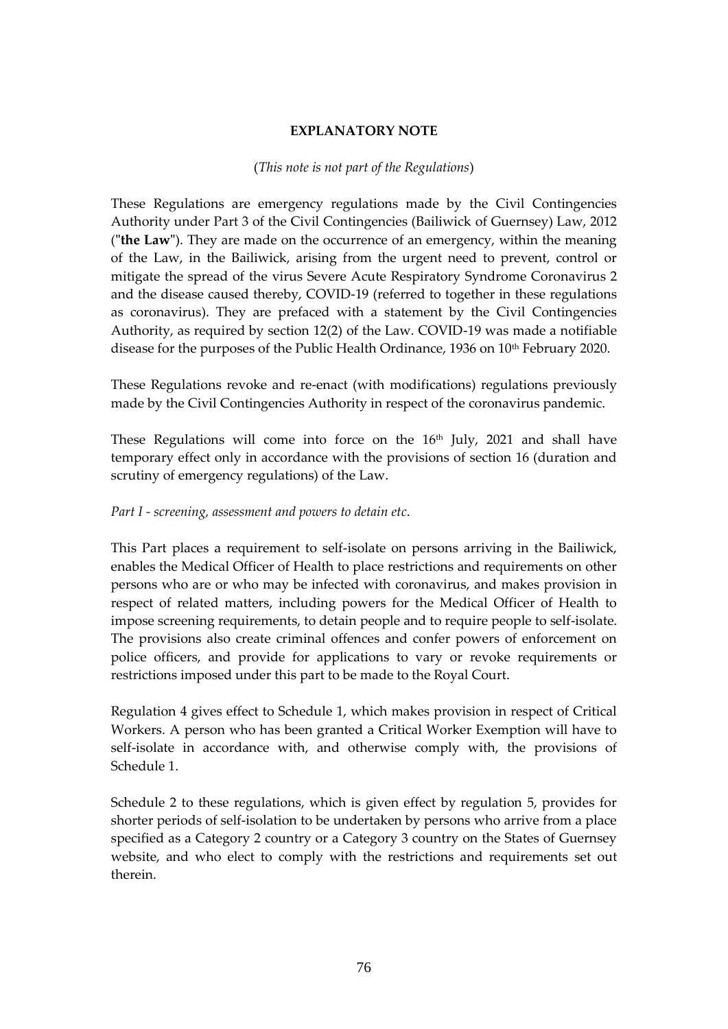**EXPLANATORY NOTE**

(*This note is not part of the Regulations*)

These Regulations are emergency regulations made by the Civil Contingencies Authority under Part 3 of the Civil Contingencies (Bailiwick of Guernsey) Law, 2012 ("**the Law**"). They are made on the occurrence of an emergency, within the meaning of the Law, in the Bailiwick, arising from the urgent need to prevent, control or mitigate the spread of the virus Severe Acute Respiratory Syndrome Coronavirus 2 and the disease caused thereby, COVID-19 (referred to together in these regulations as coronavirus). They are prefaced with a statement by the Civil Contingencies Authority, as required by section 12(2) of the Law. COVID-19 was made a notifiable disease for the purposes of the Public Health Ordinance, 1936 on 10th February 2020.

These Regulations revoke and re-enact (with modifications) regulations previously made by the Civil Contingencies Authority in respect of the coronavirus pandemic.

These Regulations will come into force on the 16th July, 2021 and shall have temporary effect only in accordance with the provisions of section 16 (duration and scrutiny of emergency regulations) of the Law.

*Part I - screening, assessment and powers to detain etc.*

This Part places a requirement to self-isolate on persons arriving in the Bailiwick, enables the Medical Officer of Health to place restrictions and requirements on other persons who are or who may be infected with coronavirus, and makes provision in respect of related matters, including powers for the Medical Officer of Health to impose screening requirements, to detain people and to require people to self-isolate. The provisions also create criminal offences and confer powers of enforcement on police officers, and provide for applications to vary or revoke requirements or restrictions imposed under this part to be made to the Royal Court.

Regulation 4 gives effect to Schedule 1, which makes provision in respect of Critical Workers. A person who has been granted a Critical Worker Exemption will have to self-isolate in accordance with, and otherwise comply with, the provisions of Schedule 1.

Schedule 2 to these regulations, which is given effect by regulation 5, provides for shorter periods of self-isolation to be undertaken by persons who arrive from a place specified as a Category 2 country or a Category 3 country on the States of Guernsey website, and who elect to comply with the restrictions and requirements set out therein.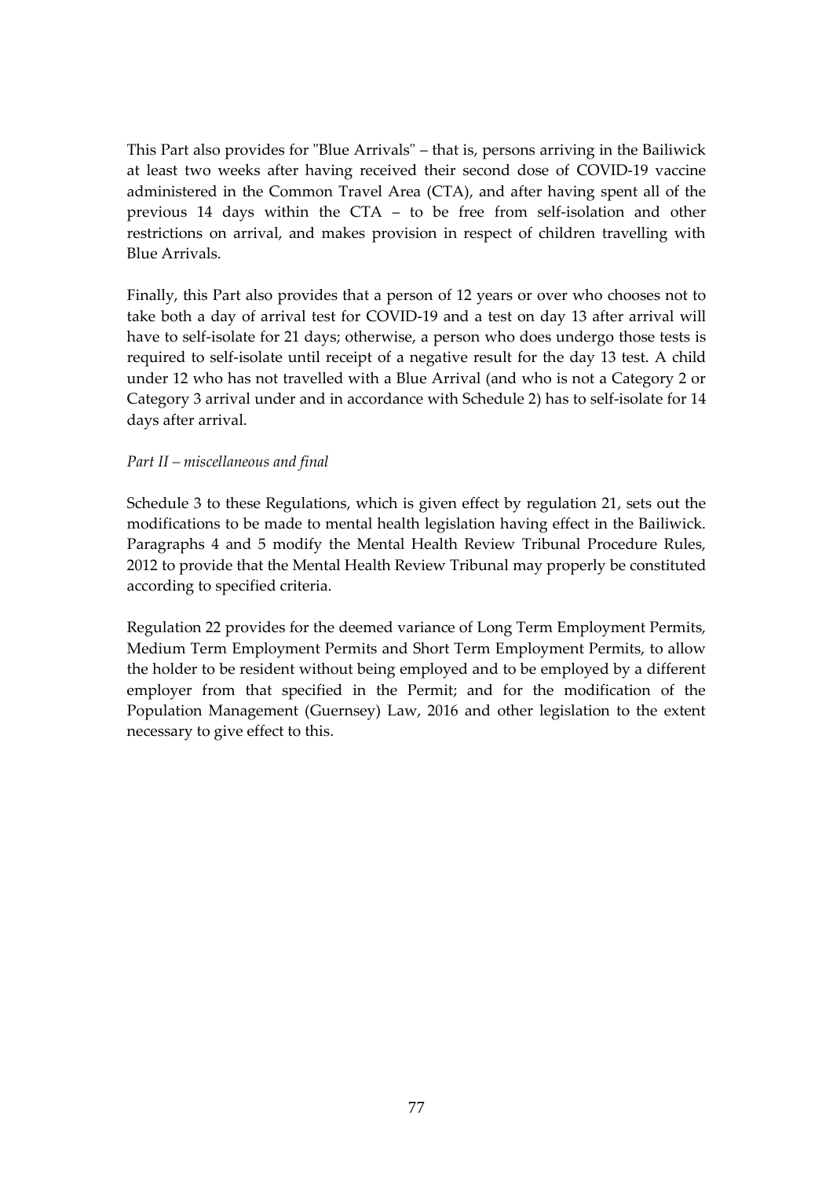This Part also provides for "Blue Arrivals" – that is, persons arriving in the Bailiwick at least two weeks after having received their second dose of COVID-19 vaccine administered in the Common Travel Area (CTA), and after having spent all of the previous 14 days within the CTA – to be free from self-isolation and other restrictions on arrival, and makes provision in respect of children travelling with Blue Arrivals.

Finally, this Part also provides that a person of 12 years or over who chooses not to take both a day of arrival test for COVID-19 and a test on day 13 after arrival will have to self-isolate for 21 days; otherwise, a person who does undergo those tests is required to self-isolate until receipt of a negative result for the day 13 test. A child under 12 who has not travelled with a Blue Arrival (and who is not a Category 2 or Category 3 arrival under and in accordance with Schedule 2) has to self-isolate for 14 days after arrival.

*Part II – miscellaneous and final*

Schedule 3 to these Regulations, which is given effect by regulation 21, sets out the modifications to be made to mental health legislation having effect in the Bailiwick. Paragraphs 4 and 5 modify the Mental Health Review Tribunal Procedure Rules, 2012 to provide that the Mental Health Review Tribunal may properly be constituted according to specified criteria.

Regulation 22 provides for the deemed variance of Long Term Employment Permits, Medium Term Employment Permits and Short Term Employment Permits, to allow the holder to be resident without being employed and to be employed by a different employer from that specified in the Permit; and for the modification of the Population Management (Guernsey) Law, 2016 and other legislation to the extent necessary to give effect to this.